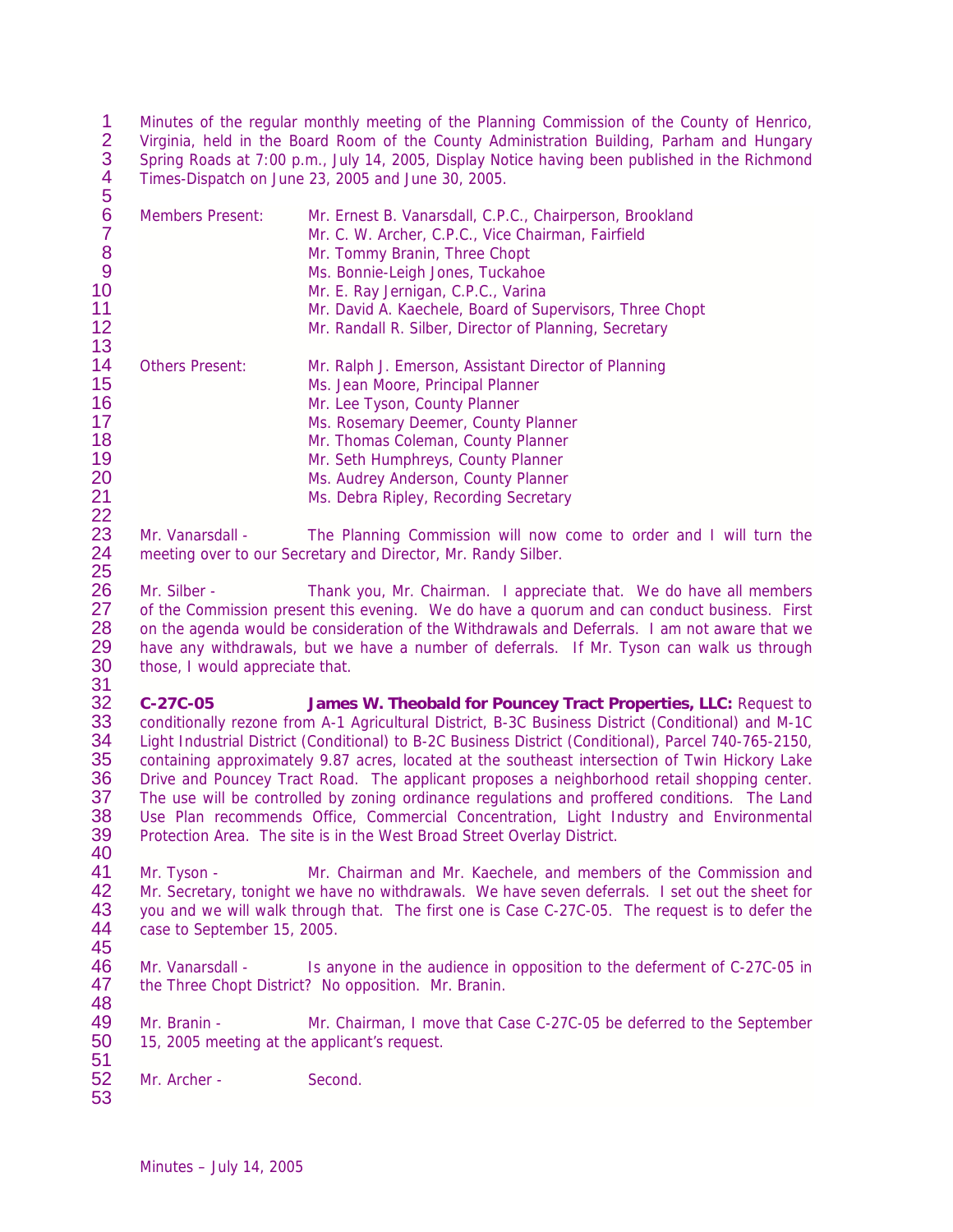Minutes of the regular monthly meeting of the Planning Commission of the County of Henrico, Virginia, held in the Board Room of the County Administration Building, Parham and Hungary Spring Roads at 7:00 p.m., July 14, 2005, Display Notice having been published in the Richmond Times-Dispatch on June 23, 2005 and June 30, 2005.

| | |
|---|---|
| Members Present: | Mr. Ernest B. Vanarsdall, C.P.C., Chairperson, Brookland |
| | Mr. C. W. Archer, C.P.C., Vice Chairman, Fairfield |
| | Mr. Tommy Branin, Three Chopt |
| | Ms. Bonnie-Leigh Jones, Tuckahoe |
| | Mr. E. Ray Jernigan, C.P.C., Varina |
| | Mr. David A. Kaechele, Board of Supervisors, Three Chopt |
| | Mr. Randall R. Silber, Director of Planning, Secretary |
| Others Present: | Mr. Ralph J. Emerson, Assistant Director of Planning |
| | Ms. Jean Moore, Principal Planner |
| | Mr. Lee Tyson, County Planner |
| | Ms. Rosemary Deemer, County Planner |
| | Mr. Thomas Coleman, County Planner |
| | Mr. Seth Humphreys, County Planner |
| | Ms. Audrey Anderson, County Planner |
| | Ms. Debra Ripley, Recording Secretary |

Mr. Vanarsdall - The Planning Commission will now come to order and I will turn the meeting over to our Secretary and Director, Mr. Randy Silber.

Mr. Silber - Thank you, Mr. Chairman. I appreciate that. We do have all members of the Commission present this evening. We do have a quorum and can conduct business. First on the agenda would be consideration of the Withdrawals and Deferrals. I am not aware that we have any withdrawals, but we have a number of deferrals. If Mr. Tyson can walk us through those, I would appreciate that.

**C-27C-05 James W. Theobald for Pouncey Tract Properties, LLC:** Request to conditionally rezone from A-1 Agricultural District, B-3C Business District (Conditional) and M-1C Light Industrial District (Conditional) to B-2C Business District (Conditional), Parcel 740-765-2150, containing approximately 9.87 acres, located at the southeast intersection of Twin Hickory Lake Drive and Pouncey Tract Road. The applicant proposes a neighborhood retail shopping center. The use will be controlled by zoning ordinance regulations and proffered conditions. The Land Use Plan recommends Office, Commercial Concentration, Light Industry and Environmental Protection Area. The site is in the West Broad Street Overlay District.

Mr. Tyson - Mr. Chairman and Mr. Kaechele, and members of the Commission and Mr. Secretary, tonight we have no withdrawals. We have seven deferrals. I set out the sheet for you and we will walk through that. The first one is Case C-27C-05. The request is to defer the case to September 15, 2005.

Mr. Vanarsdall - Is anyone in the audience in opposition to the deferment of C-27C-05 in the Three Chopt District? No opposition. Mr. Branin.

Mr. Branin - Mr. Chairman, I move that Case C-27C-05 be deferred to the September 15, 2005 meeting at the applicant's request.

Mr. Archer - Second.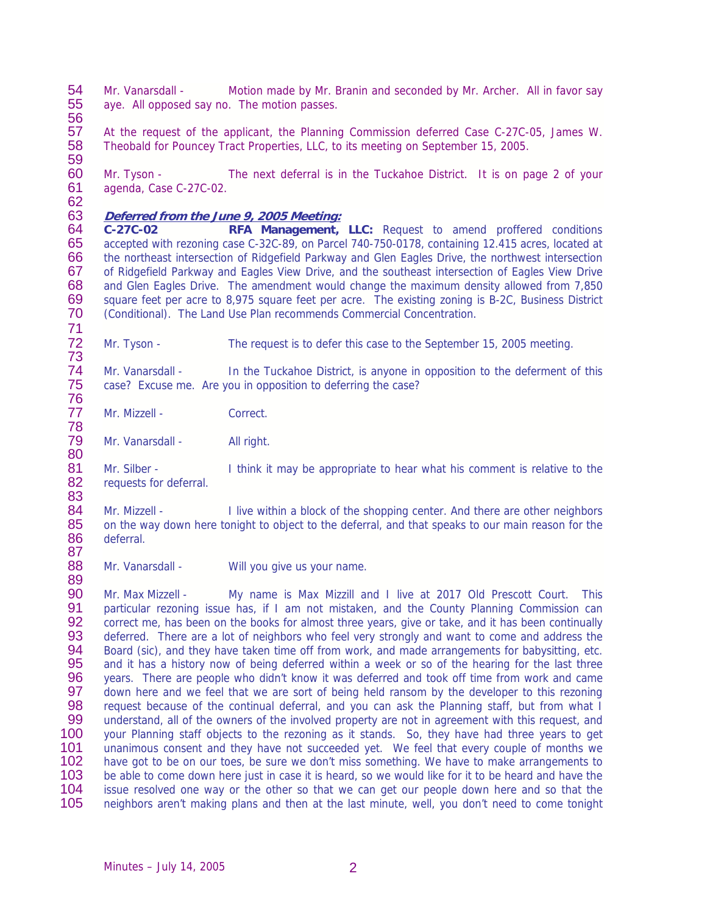Mr. Vanarsdall - Motion made by Mr. Branin and seconded by Mr. Archer. All in favor say aye. All opposed say no. The motion passes.

At the request of the applicant, the Planning Commission deferred Case C-27C-05, James W. Theobald for Pouncey Tract Properties, LLC, to its meeting on September 15, 2005.

Mr. Tyson - The next deferral is in the Tuckahoe District. It is on page 2 of your agenda, Case C-27C-02.

***Deferred from the June 9, 2005 Meeting:***

**C-27C-02 RFA Management, LLC:** Request to amend proffered conditions accepted with rezoning case C-32C-89, on Parcel 740-750-0178, containing 12.415 acres, located at the northeast intersection of Ridgefield Parkway and Glen Eagles Drive, the northwest intersection of Ridgefield Parkway and Eagles View Drive, and the southeast intersection of Eagles View Drive and Glen Eagles Drive. The amendment would change the maximum density allowed from 7,850 square feet per acre to 8,975 square feet per acre. The existing zoning is B-2C, Business District (Conditional). The Land Use Plan recommends Commercial Concentration.

Mr. Tyson - The request is to defer this case to the September 15, 2005 meeting.

Mr. Vanarsdall - In the Tuckahoe District, is anyone in opposition to the deferment of this case? Excuse me. Are you in opposition to deferring the case?

Mr. Mizzell - Correct.

Mr. Vanarsdall - All right.

Mr. Silber - I think it may be appropriate to hear what his comment is relative to the requests for deferral.

Mr. Mizzell - I live within a block of the shopping center. And there are other neighbors on the way down here tonight to object to the deferral, and that speaks to our main reason for the deferral.

Mr. Vanarsdall - Will you give us your name.

Mr. Max Mizzell - My name is Max Mizzill and I live at 2017 Old Prescott Court. This particular rezoning issue has, if I am not mistaken, and the County Planning Commission can correct me, has been on the books for almost three years, give or take, and it has been continually deferred. There are a lot of neighbors who feel very strongly and want to come and address the Board (sic), and they have taken time off from work, and made arrangements for babysitting, etc. and it has a history now of being deferred within a week or so of the hearing for the last three years. There are people who didn't know it was deferred and took off time from work and came down here and we feel that we are sort of being held ransom by the developer to this rezoning request because of the continual deferral, and you can ask the Planning staff, but from what I understand, all of the owners of the involved property are not in agreement with this request, and your Planning staff objects to the rezoning as it stands. So, they have had three years to get unanimous consent and they have not succeeded yet. We feel that every couple of months we have got to be on our toes, be sure we don't miss something. We have to make arrangements to be able to come down here just in case it is heard, so we would like for it to be heard and have the issue resolved one way or the other so that we can get our people down here and so that the neighbors aren't making plans and then at the last minute, well, you don't need to come tonight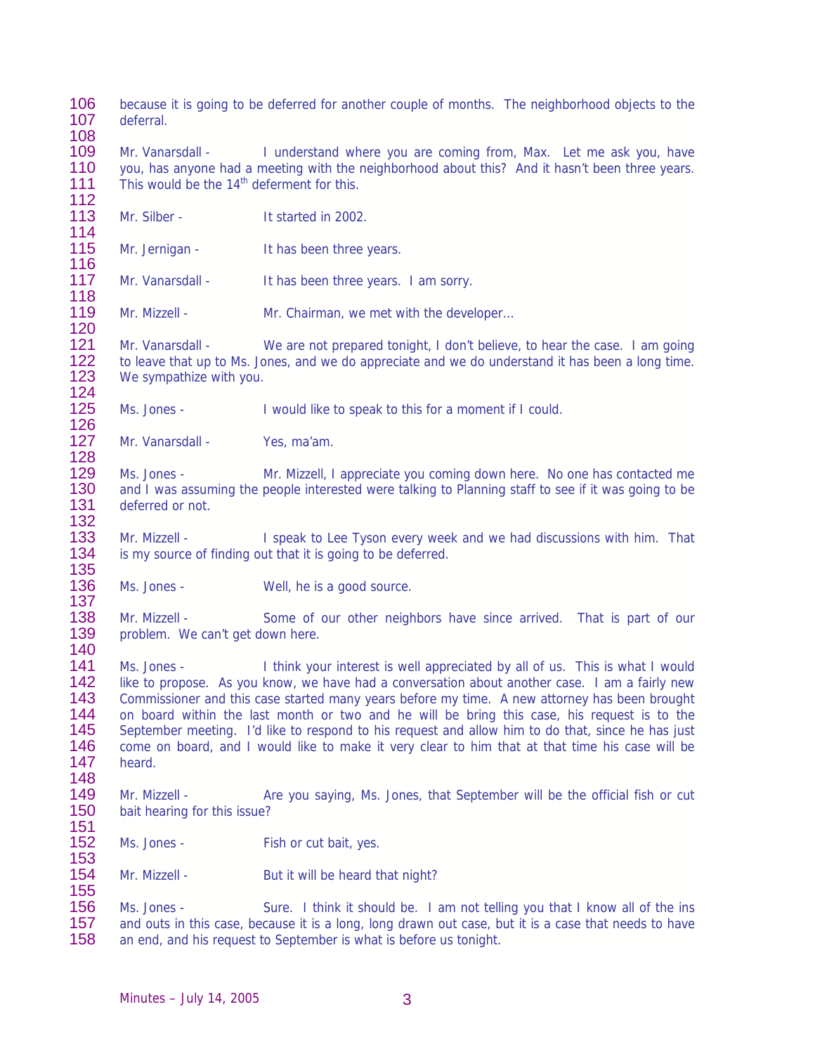because it is going to be deferred for another couple of months. The neighborhood objects to the deferral.

Mr. Vanarsdall - I understand where you are coming from, Max. Let me ask you, have you, has anyone had a meeting with the neighborhood about this? And it hasn't been three years. This would be the 14th deferment for this.

Mr. Silber - It started in 2002.

Mr. Jernigan - It has been three years.

Mr. Vanarsdall - It has been three years. I am sorry.

Mr. Mizzell - Mr. Chairman, we met with the developer…

Mr. Vanarsdall - We are not prepared tonight, I don't believe, to hear the case. I am going to leave that up to Ms. Jones, and we do appreciate and we do understand it has been a long time. We sympathize with you.

Ms. Jones - I would like to speak to this for a moment if I could.

Mr. Vanarsdall - Yes, ma'am.

Ms. Jones - Mr. Mizzell, I appreciate you coming down here. No one has contacted me and I was assuming the people interested were talking to Planning staff to see if it was going to be deferred or not.

Mr. Mizzell - I speak to Lee Tyson every week and we had discussions with him. That is my source of finding out that it is going to be deferred.

Ms. Jones - Well, he is a good source.

Mr. Mizzell - Some of our other neighbors have since arrived. That is part of our problem. We can't get down here.

Ms. Jones - I think your interest is well appreciated by all of us. This is what I would like to propose. As you know, we have had a conversation about another case. I am a fairly new Commissioner and this case started many years before my time. A new attorney has been brought on board within the last month or two and he will be bring this case, his request is to the September meeting. I'd like to respond to his request and allow him to do that, since he has just come on board, and I would like to make it very clear to him that at that time his case will be heard.

Mr. Mizzell - Are you saying, Ms. Jones, that September will be the official fish or cut bait hearing for this issue?

Ms. Jones - Fish or cut bait, yes.

Mr. Mizzell - But it will be heard that night?

Ms. Jones - Sure. I think it should be. I am not telling you that I know all of the ins and outs in this case, because it is a long, long drawn out case, but it is a case that needs to have an end, and his request to September is what is before us tonight.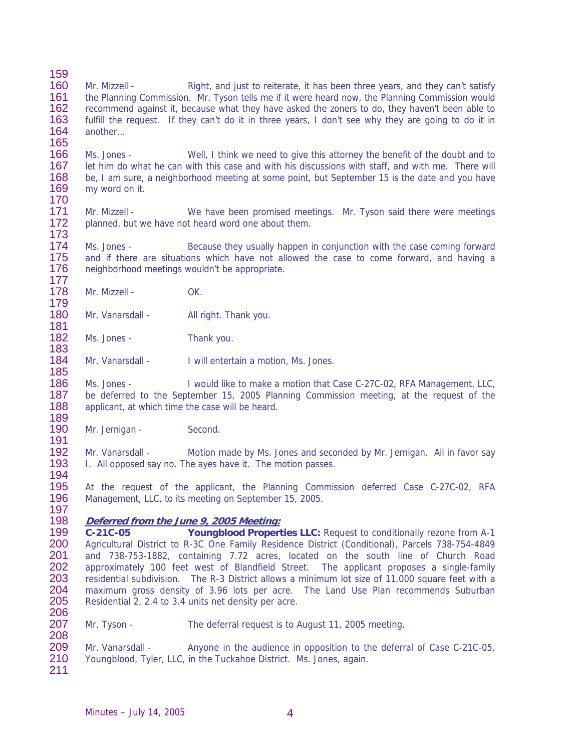Mr. Mizzell - Right, and just to reiterate, it has been three years, and they can't satisfy the Planning Commission. Mr. Tyson tells me if it were heard now, the Planning Commission would recommend against it, because what they have asked the zoners to do, they haven't been able to fulfill the request. If they can't do it in three years, I don't see why they are going to do it in another…

Ms. Jones - Well, I think we need to give this attorney the benefit of the doubt and to let him do what he can with this case and with his discussions with staff, and with me. There will be, I am sure, a neighborhood meeting at some point, but September 15 is the date and you have my word on it.

Mr. Mizzell - We have been promised meetings. Mr. Tyson said there were meetings planned, but we have not heard word one about them.

Ms. Jones - Because they usually happen in conjunction with the case coming forward and if there are situations which have not allowed the case to come forward, and having a neighborhood meetings wouldn't be appropriate.

Mr. Mizzell - OK.

Mr. Vanarsdall - All right. Thank you.

Ms. Jones - Thank you.

Mr. Vanarsdall - I will entertain a motion, Ms. Jones.

Ms. Jones - I would like to make a motion that Case C-27C-02, RFA Management, LLC, be deferred to the September 15, 2005 Planning Commission meeting, at the request of the applicant, at which time the case will be heard.

Mr. Jernigan - Second.

Mr. Vanarsdall - Motion made by Ms. Jones and seconded by Mr. Jernigan. All in favor say I. All opposed say no. The ayes have it. The motion passes.

At the request of the applicant, the Planning Commission deferred Case C-27C-02, RFA Management, LLC, to its meeting on September 15, 2005.

***Deferred from the June 9, 2005 Meeting:***

**C-21C-05 Youngblood Properties LLC:** Request to conditionally rezone from A-1 Agricultural District to R-3C One Family Residence District (Conditional), Parcels 738-754-4849 and 738-753-1882, containing 7.72 acres, located on the south line of Church Road approximately 100 feet west of Blandfield Street. The applicant proposes a single-family residential subdivision. The R-3 District allows a minimum lot size of 11,000 square feet with a maximum gross density of 3.96 lots per acre. The Land Use Plan recommends Suburban Residential 2, 2.4 to 3.4 units net density per acre.

Mr. Tyson - The deferral request is to August 11, 2005 meeting.

Mr. Vanarsdall - Anyone in the audience in opposition to the deferral of Case C-21C-05, Youngblood, Tyler, LLC, in the Tuckahoe District. Ms. Jones, again.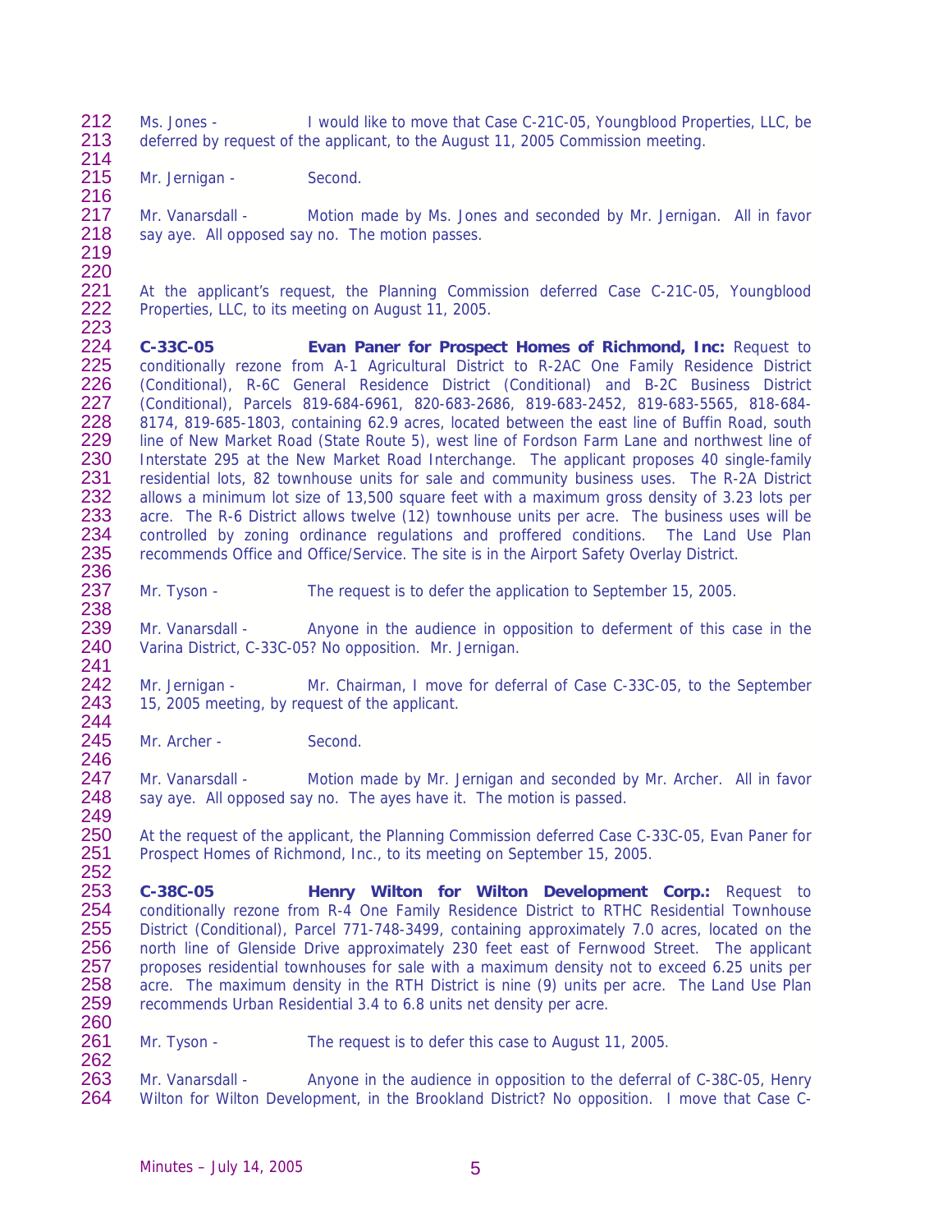Ms. Jones - I would like to move that Case C-21C-05, Youngblood Properties, LLC, be deferred by request of the applicant, to the August 11, 2005 Commission meeting.

Mr. Jernigan - Second.

Mr. Vanarsdall - Motion made by Ms. Jones and seconded by Mr. Jernigan. All in favor say aye. All opposed say no. The motion passes.

At the applicant's request, the Planning Commission deferred Case C-21C-05, Youngblood Properties, LLC, to its meeting on August 11, 2005.

**C-33C-05** **Evan Paner for Prospect Homes of Richmond, Inc:** Request to conditionally rezone from A-1 Agricultural District to R-2AC One Family Residence District (Conditional), R-6C General Residence District (Conditional) and B-2C Business District (Conditional), Parcels 819-684-6961, 820-683-2686, 819-683-2452, 819-683-5565, 818-684-8174, 819-685-1803, containing 62.9 acres, located between the east line of Buffin Road, south line of New Market Road (State Route 5), west line of Fordson Farm Lane and northwest line of Interstate 295 at the New Market Road Interchange. The applicant proposes 40 single-family residential lots, 82 townhouse units for sale and community business uses. The R-2A District allows a minimum lot size of 13,500 square feet with a maximum gross density of 3.23 lots per acre. The R-6 District allows twelve (12) townhouse units per acre. The business uses will be controlled by zoning ordinance regulations and proffered conditions. The Land Use Plan recommends Office and Office/Service. The site is in the Airport Safety Overlay District.

Mr. Tyson - The request is to defer the application to September 15, 2005.

Mr. Vanarsdall - Anyone in the audience in opposition to deferment of this case in the Varina District, C-33C-05? No opposition. Mr. Jernigan.

Mr. Jernigan - Mr. Chairman, I move for deferral of Case C-33C-05, to the September 15, 2005 meeting, by request of the applicant.

Mr. Archer - Second.

Mr. Vanarsdall - Motion made by Mr. Jernigan and seconded by Mr. Archer. All in favor say aye. All opposed say no. The ayes have it. The motion is passed.

At the request of the applicant, the Planning Commission deferred Case C-33C-05, Evan Paner for Prospect Homes of Richmond, Inc., to its meeting on September 15, 2005.

**C-38C-05** **Henry Wilton for Wilton Development Corp.:** Request to conditionally rezone from R-4 One Family Residence District to RTHC Residential Townhouse District (Conditional), Parcel 771-748-3499, containing approximately 7.0 acres, located on the north line of Glenside Drive approximately 230 feet east of Fernwood Street. The applicant proposes residential townhouses for sale with a maximum density not to exceed 6.25 units per acre. The maximum density in the RTH District is nine (9) units per acre. The Land Use Plan recommends Urban Residential 3.4 to 6.8 units net density per acre.

Mr. Tyson - The request is to defer this case to August 11, 2005.

Mr. Vanarsdall - Anyone in the audience in opposition to the deferral of C-38C-05, Henry Wilton for Wilton Development, in the Brookland District? No opposition. I move that Case C-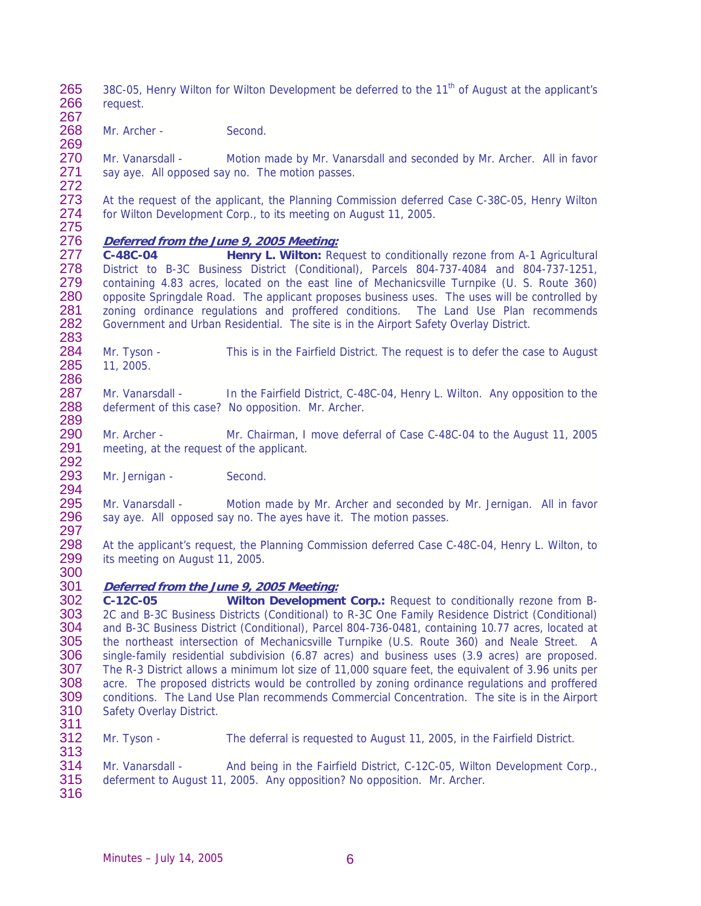38C-05, Henry Wilton for Wilton Development be deferred to the 11th of August at the applicant's request.

Mr. Archer - Second.

Mr. Vanarsdall - Motion made by Mr. Vanarsdall and seconded by Mr. Archer. All in favor say aye. All opposed say no. The motion passes.

At the request of the applicant, the Planning Commission deferred Case C-38C-05, Henry Wilton for Wilton Development Corp., to its meeting on August 11, 2005.

***Deferred from the June 9, 2005 Meeting:***

**C-48C-04** **Henry L. Wilton:** Request to conditionally rezone from A-1 Agricultural District to B-3C Business District (Conditional), Parcels 804-737-4084 and 804-737-1251, containing 4.83 acres, located on the east line of Mechanicsville Turnpike (U. S. Route 360) opposite Springdale Road. The applicant proposes business uses. The uses will be controlled by zoning ordinance regulations and proffered conditions. The Land Use Plan recommends Government and Urban Residential. The site is in the Airport Safety Overlay District.

Mr. Tyson - This is in the Fairfield District. The request is to defer the case to August 11, 2005.

Mr. Vanarsdall - In the Fairfield District, C-48C-04, Henry L. Wilton. Any opposition to the deferment of this case? No opposition. Mr. Archer.

Mr. Archer - Mr. Chairman, I move deferral of Case C-48C-04 to the August 11, 2005 meeting, at the request of the applicant.

Mr. Jernigan - Second.

Mr. Vanarsdall - Motion made by Mr. Archer and seconded by Mr. Jernigan. All in favor say aye. All opposed say no. The ayes have it. The motion passes.

At the applicant's request, the Planning Commission deferred Case C-48C-04, Henry L. Wilton, to its meeting on August 11, 2005.

***Deferred from the June 9, 2005 Meeting:***

**C-12C-05** **Wilton Development Corp.:** Request to conditionally rezone from B-2C and B-3C Business Districts (Conditional) to R-3C One Family Residence District (Conditional) and B-3C Business District (Conditional), Parcel 804-736-0481, containing 10.77 acres, located at the northeast intersection of Mechanicsville Turnpike (U.S. Route 360) and Neale Street. A single-family residential subdivision (6.87 acres) and business uses (3.9 acres) are proposed. The R-3 District allows a minimum lot size of 11,000 square feet, the equivalent of 3.96 units per acre. The proposed districts would be controlled by zoning ordinance regulations and proffered conditions. The Land Use Plan recommends Commercial Concentration. The site is in the Airport Safety Overlay District.

Mr. Tyson - The deferral is requested to August 11, 2005, in the Fairfield District.

Mr. Vanarsdall - And being in the Fairfield District, C-12C-05, Wilton Development Corp., deferment to August 11, 2005. Any opposition? No opposition. Mr. Archer.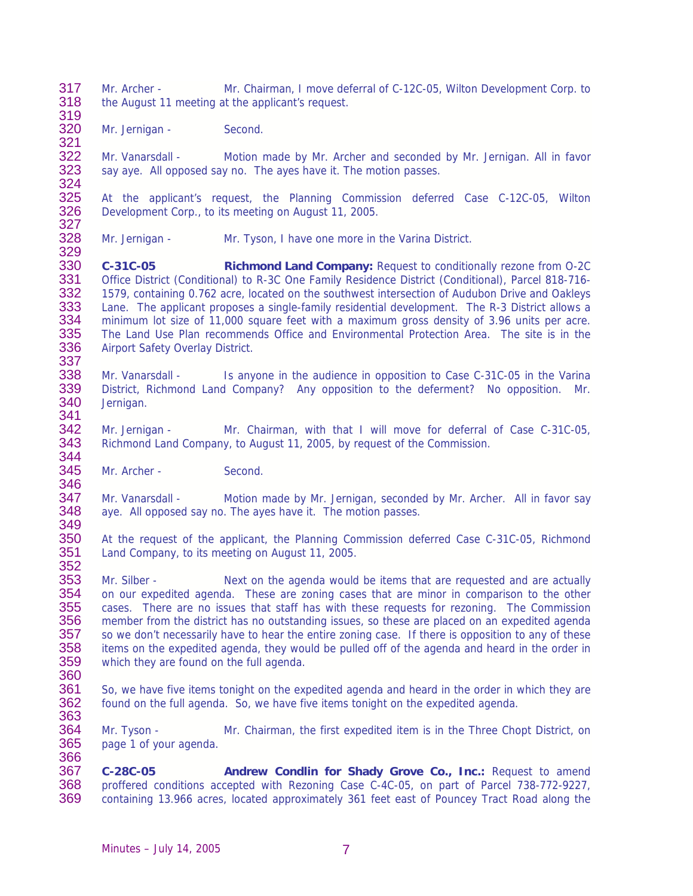Mr. Archer - Mr. Chairman, I move deferral of C-12C-05, Wilton Development Corp. to the August 11 meeting at the applicant's request.

Mr. Jernigan - Second.

Mr. Vanarsdall - Motion made by Mr. Archer and seconded by Mr. Jernigan. All in favor say aye. All opposed say no. The ayes have it. The motion passes.

At the applicant's request, the Planning Commission deferred Case C-12C-05, Wilton Development Corp., to its meeting on August 11, 2005.

Mr. Jernigan - Mr. Tyson, I have one more in the Varina District.

**C-31C-05** **Richmond Land Company:** Request to conditionally rezone from O-2C Office District (Conditional) to R-3C One Family Residence District (Conditional), Parcel 818-716-1579, containing 0.762 acre, located on the southwest intersection of Audubon Drive and Oakleys Lane. The applicant proposes a single-family residential development. The R-3 District allows a minimum lot size of 11,000 square feet with a maximum gross density of 3.96 units per acre. The Land Use Plan recommends Office and Environmental Protection Area. The site is in the Airport Safety Overlay District.

Mr. Vanarsdall - Is anyone in the audience in opposition to Case C-31C-05 in the Varina District, Richmond Land Company? Any opposition to the deferment? No opposition. Mr. Jernigan.

Mr. Jernigan - Mr. Chairman, with that I will move for deferral of Case C-31C-05, Richmond Land Company, to August 11, 2005, by request of the Commission.

Mr. Archer - Second.

Mr. Vanarsdall - Motion made by Mr. Jernigan, seconded by Mr. Archer. All in favor say aye. All opposed say no. The ayes have it. The motion passes.

At the request of the applicant, the Planning Commission deferred Case C-31C-05, Richmond Land Company, to its meeting on August 11, 2005.

Mr. Silber - Next on the agenda would be items that are requested and are actually on our expedited agenda. These are zoning cases that are minor in comparison to the other cases. There are no issues that staff has with these requests for rezoning. The Commission member from the district has no outstanding issues, so these are placed on an expedited agenda so we don't necessarily have to hear the entire zoning case. If there is opposition to any of these items on the expedited agenda, they would be pulled off of the agenda and heard in the order in which they are found on the full agenda.

So, we have five items tonight on the expedited agenda and heard in the order in which they are found on the full agenda. So, we have five items tonight on the expedited agenda.

Mr. Tyson - Mr. Chairman, the first expedited item is in the Three Chopt District, on page 1 of your agenda.

**C-28C-05** **Andrew Condlin for Shady Grove Co., Inc.:** Request to amend proffered conditions accepted with Rezoning Case C-4C-05, on part of Parcel 738-772-9227, containing 13.966 acres, located approximately 361 feet east of Pouncey Tract Road along the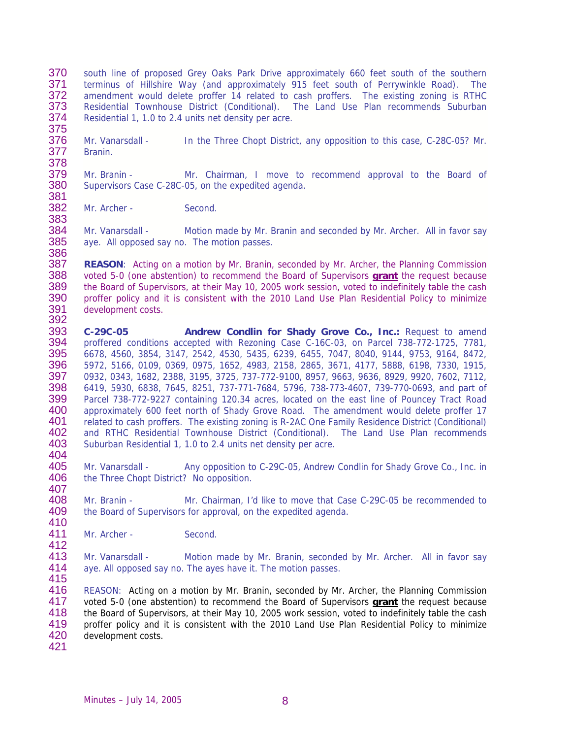south line of proposed Grey Oaks Park Drive approximately 660 feet south of the southern terminus of Hillshire Way (and approximately 915 feet south of Perrywinkle Road). The amendment would delete proffer 14 related to cash proffers. The existing zoning is RTHC Residential Townhouse District (Conditional). The Land Use Plan recommends Suburban Residential 1, 1.0 to 2.4 units net density per acre.

Mr. Vanarsdall - In the Three Chopt District, any opposition to this case, C-28C-05? Mr. Branin.

Mr. Branin - Mr. Chairman, I move to recommend approval to the Board of Supervisors Case C-28C-05, on the expedited agenda.

Mr. Archer - Second.

Mr. Vanarsdall - Motion made by Mr. Branin and seconded by Mr. Archer. All in favor say aye. All opposed say no. The motion passes.

**REASON**: Acting on a motion by Mr. Branin, seconded by Mr. Archer, the Planning Commission voted 5-0 (one abstention) to recommend the Board of Supervisors **grant** the request because the Board of Supervisors, at their May 10, 2005 work session, voted to indefinitely table the cash proffer policy and it is consistent with the 2010 Land Use Plan Residential Policy to minimize development costs.

**C-29C-05 Andrew Condlin for Shady Grove Co., Inc.:** Request to amend proffered conditions accepted with Rezoning Case C-16C-03, on Parcel 738-772-1725, 7781, 6678, 4560, 3854, 3147, 2542, 4530, 5435, 6239, 6455, 7047, 8040, 9144, 9753, 9164, 8472, 5972, 5166, 0109, 0369, 0975, 1652, 4983, 2158, 2865, 3671, 4177, 5888, 6198, 7330, 1915, 0932, 0343, 1682, 2388, 3195, 3725, 737-772-9100, 8957, 9663, 9636, 8929, 9920, 7602, 7112, 6419, 5930, 6838, 7645, 8251, 737-771-7684, 5796, 738-773-4607, 739-770-0693, and part of Parcel 738-772-9227 containing 120.34 acres, located on the east line of Pouncey Tract Road approximately 600 feet north of Shady Grove Road. The amendment would delete proffer 17 related to cash proffers. The existing zoning is R-2AC One Family Residence District (Conditional) and RTHC Residential Townhouse District (Conditional). The Land Use Plan recommends Suburban Residential 1, 1.0 to 2.4 units net density per acre.

Mr. Vanarsdall - Any opposition to C-29C-05, Andrew Condlin for Shady Grove Co., Inc. in the Three Chopt District? No opposition.

Mr. Branin - Mr. Chairman, I'd like to move that Case C-29C-05 be recommended to the Board of Supervisors for approval, on the expedited agenda.

Mr. Archer - Second.

Mr. Vanarsdall - Motion made by Mr. Branin, seconded by Mr. Archer. All in favor say aye. All opposed say no. The ayes have it. The motion passes.

REASON: Acting on a motion by Mr. Branin, seconded by Mr. Archer, the Planning Commission voted 5-0 (one abstention) to recommend the Board of Supervisors **grant** the request because the Board of Supervisors, at their May 10, 2005 work session, voted to indefinitely table the cash proffer policy and it is consistent with the 2010 Land Use Plan Residential Policy to minimize development costs.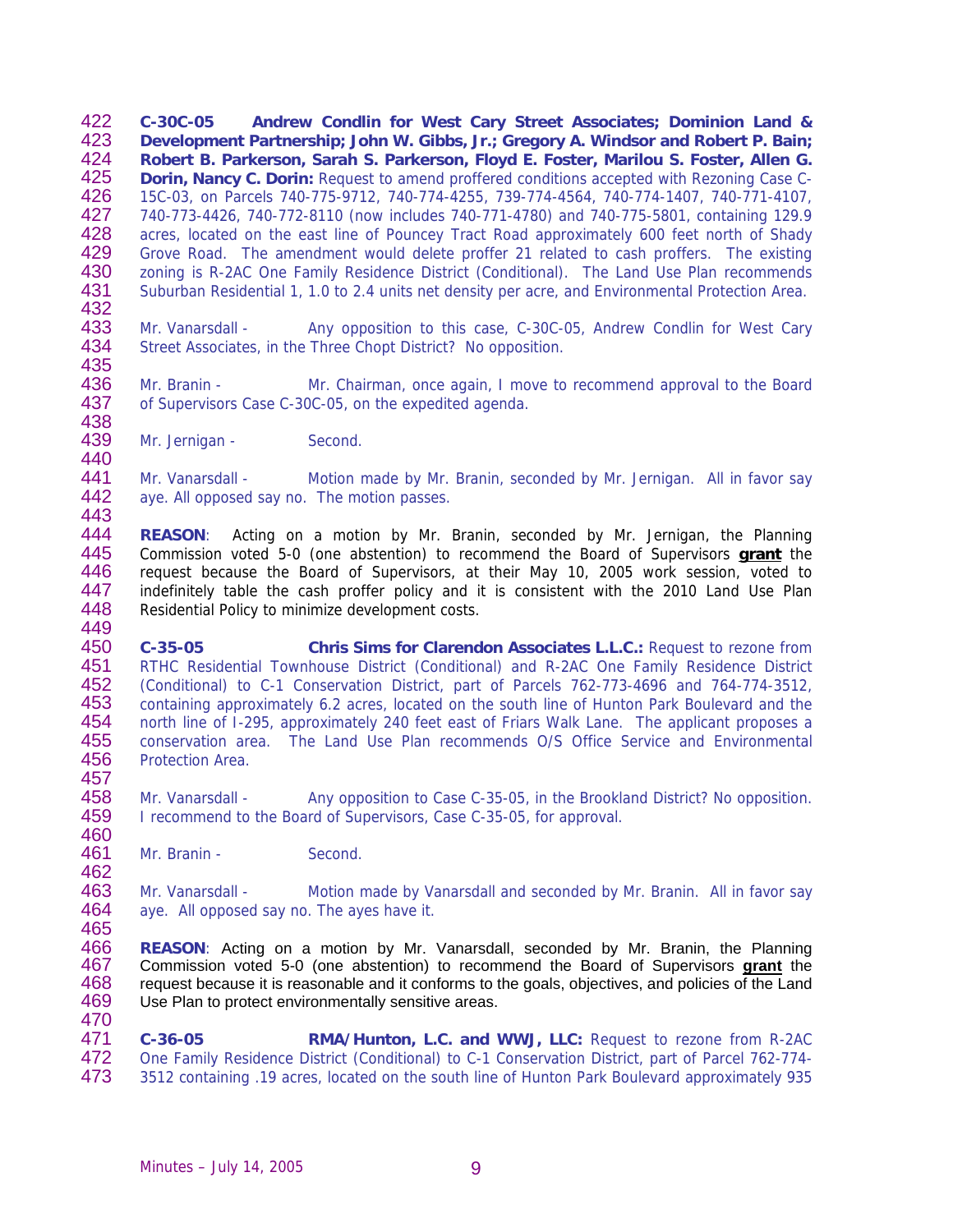**C-30C-05 Andrew Condlin for West Cary Street Associates; Dominion Land & Development Partnership; John W. Gibbs, Jr.; Gregory A. Windsor and Robert P. Bain; Robert B. Parkerson, Sarah S. Parkerson, Floyd E. Foster, Marilou S. Foster, Allen G. Dorin, Nancy C. Dorin:** Request to amend proffered conditions accepted with Rezoning Case C-15C-03, on Parcels 740-775-9712, 740-774-4255, 739-774-4564, 740-774-1407, 740-771-4107, 740-773-4426, 740-772-8110 (now includes 740-771-4780) and 740-775-5801, containing 129.9 acres, located on the east line of Pouncey Tract Road approximately 600 feet north of Shady Grove Road. The amendment would delete proffer 21 related to cash proffers. The existing zoning is R-2AC One Family Residence District (Conditional). The Land Use Plan recommends Suburban Residential 1, 1.0 to 2.4 units net density per acre, and Environmental Protection Area.

Mr. Vanarsdall - Any opposition to this case, C-30C-05, Andrew Condlin for West Cary Street Associates, in the Three Chopt District? No opposition.

Mr. Branin - Mr. Chairman, once again, I move to recommend approval to the Board of Supervisors Case C-30C-05, on the expedited agenda.

Mr. Jernigan - Second.

Mr. Vanarsdall - Motion made by Mr. Branin, seconded by Mr. Jernigan. All in favor say aye. All opposed say no. The motion passes.

**REASON**: Acting on a motion by Mr. Branin, seconded by Mr. Jernigan, the Planning Commission voted 5-0 (one abstention) to recommend the Board of Supervisors **grant** the request because the Board of Supervisors, at their May 10, 2005 work session, voted to indefinitely table the cash proffer policy and it is consistent with the 2010 Land Use Plan Residential Policy to minimize development costs.

**C-35-05 Chris Sims for Clarendon Associates L.L.C.:** Request to rezone from RTHC Residential Townhouse District (Conditional) and R-2AC One Family Residence District (Conditional) to C-1 Conservation District, part of Parcels 762-773-4696 and 764-774-3512, containing approximately 6.2 acres, located on the south line of Hunton Park Boulevard and the north line of I-295, approximately 240 feet east of Friars Walk Lane. The applicant proposes a conservation area. The Land Use Plan recommends O/S Office Service and Environmental Protection Area.

Mr. Vanarsdall - Any opposition to Case C-35-05, in the Brookland District? No opposition. I recommend to the Board of Supervisors, Case C-35-05, for approval.

Mr. Branin - Second.

Mr. Vanarsdall - Motion made by Vanarsdall and seconded by Mr. Branin. All in favor say aye. All opposed say no. The ayes have it.

**REASON**: Acting on a motion by Mr. Vanarsdall, seconded by Mr. Branin, the Planning Commission voted 5-0 (one abstention) to recommend the Board of Supervisors **grant** the request because it is reasonable and it conforms to the goals, objectives, and policies of the Land Use Plan to protect environmentally sensitive areas.

**C-36-05 RMA/Hunton, L.C. and WWJ, LLC:** Request to rezone from R-2AC One Family Residence District (Conditional) to C-1 Conservation District, part of Parcel 762-774-3512 containing .19 acres, located on the south line of Hunton Park Boulevard approximately 935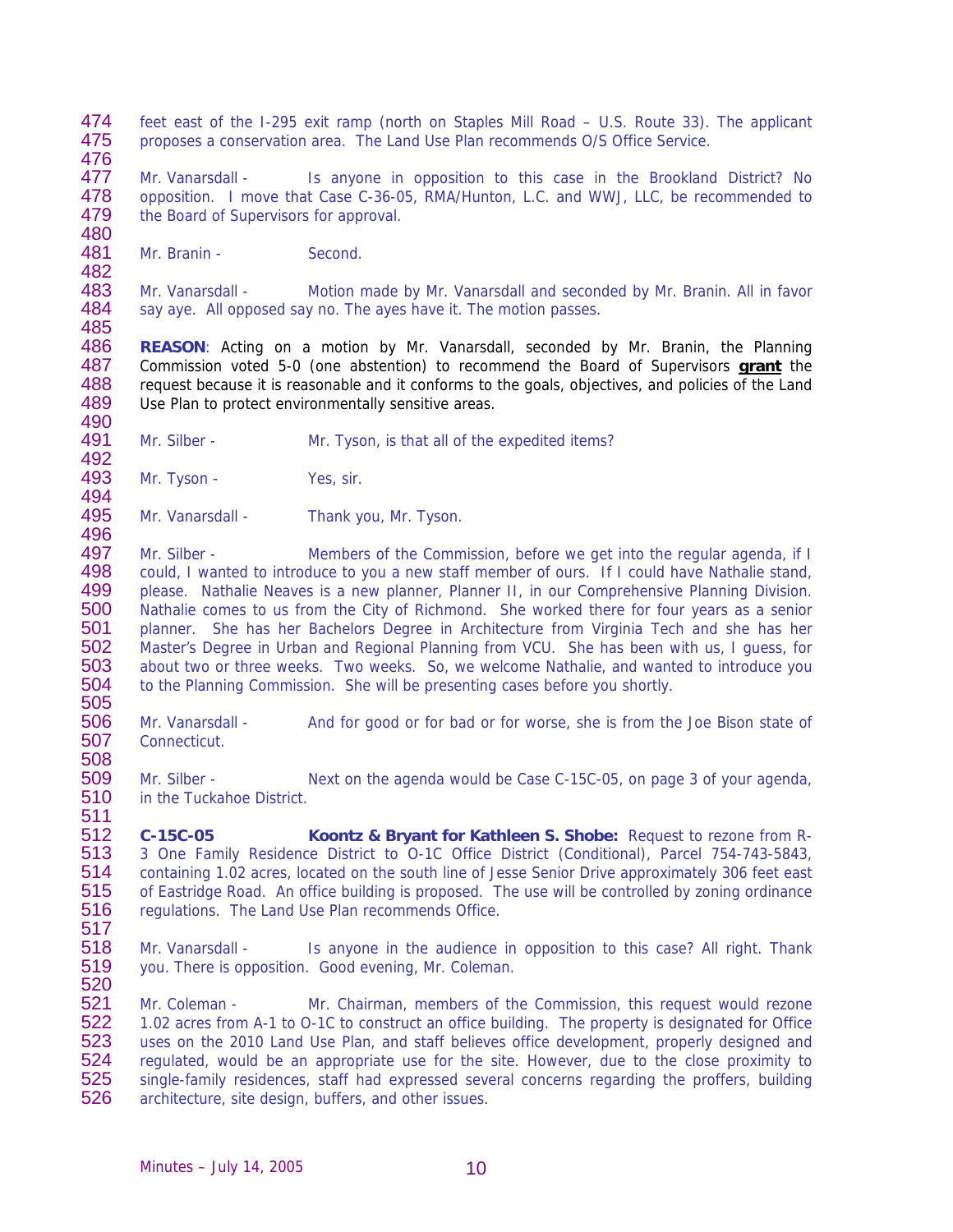feet east of the I-295 exit ramp (north on Staples Mill Road – U.S. Route 33). The applicant proposes a conservation area. The Land Use Plan recommends O/S Office Service.

Mr. Vanarsdall - Is anyone in opposition to this case in the Brookland District? No opposition. I move that Case C-36-05, RMA/Hunton, L.C. and WWJ, LLC, be recommended to the Board of Supervisors for approval.

Mr. Branin - Second.

Mr. Vanarsdall - Motion made by Mr. Vanarsdall and seconded by Mr. Branin. All in favor say aye. All opposed say no. The ayes have it. The motion passes.

**REASON**: Acting on a motion by Mr. Vanarsdall, seconded by Mr. Branin, the Planning Commission voted 5-0 (one abstention) to recommend the Board of Supervisors **grant** the request because it is reasonable and it conforms to the goals, objectives, and policies of the Land Use Plan to protect environmentally sensitive areas.

Mr. Silber - Mr. Tyson, is that all of the expedited items?

Mr. Tyson - Yes, sir.

Mr. Vanarsdall - Thank you, Mr. Tyson.

Mr. Silber - Members of the Commission, before we get into the regular agenda, if I could, I wanted to introduce to you a new staff member of ours. If I could have Nathalie stand, please. Nathalie Neaves is a new planner, Planner II, in our Comprehensive Planning Division. Nathalie comes to us from the City of Richmond. She worked there for four years as a senior planner. She has her Bachelors Degree in Architecture from Virginia Tech and she has her Master's Degree in Urban and Regional Planning from VCU. She has been with us, I guess, for about two or three weeks. Two weeks. So, we welcome Nathalie, and wanted to introduce you to the Planning Commission. She will be presenting cases before you shortly.

Mr. Vanarsdall - And for good or for bad or for worse, she is from the Joe Bison state of Connecticut.

Mr. Silber - Next on the agenda would be Case C-15C-05, on page 3 of your agenda, in the Tuckahoe District.

**C-15C-05 Koontz & Bryant for Kathleen S. Shobe:** Request to rezone from R-3 One Family Residence District to O-1C Office District (Conditional), Parcel 754-743-5843, containing 1.02 acres, located on the south line of Jesse Senior Drive approximately 306 feet east of Eastridge Road. An office building is proposed. The use will be controlled by zoning ordinance regulations. The Land Use Plan recommends Office.

Mr. Vanarsdall - Is anyone in the audience in opposition to this case? All right. Thank you. There is opposition. Good evening, Mr. Coleman.

Mr. Coleman - Mr. Chairman, members of the Commission, this request would rezone 1.02 acres from A-1 to O-1C to construct an office building. The property is designated for Office uses on the 2010 Land Use Plan, and staff believes office development, properly designed and regulated, would be an appropriate use for the site. However, due to the close proximity to single-family residences, staff had expressed several concerns regarding the proffers, building architecture, site design, buffers, and other issues.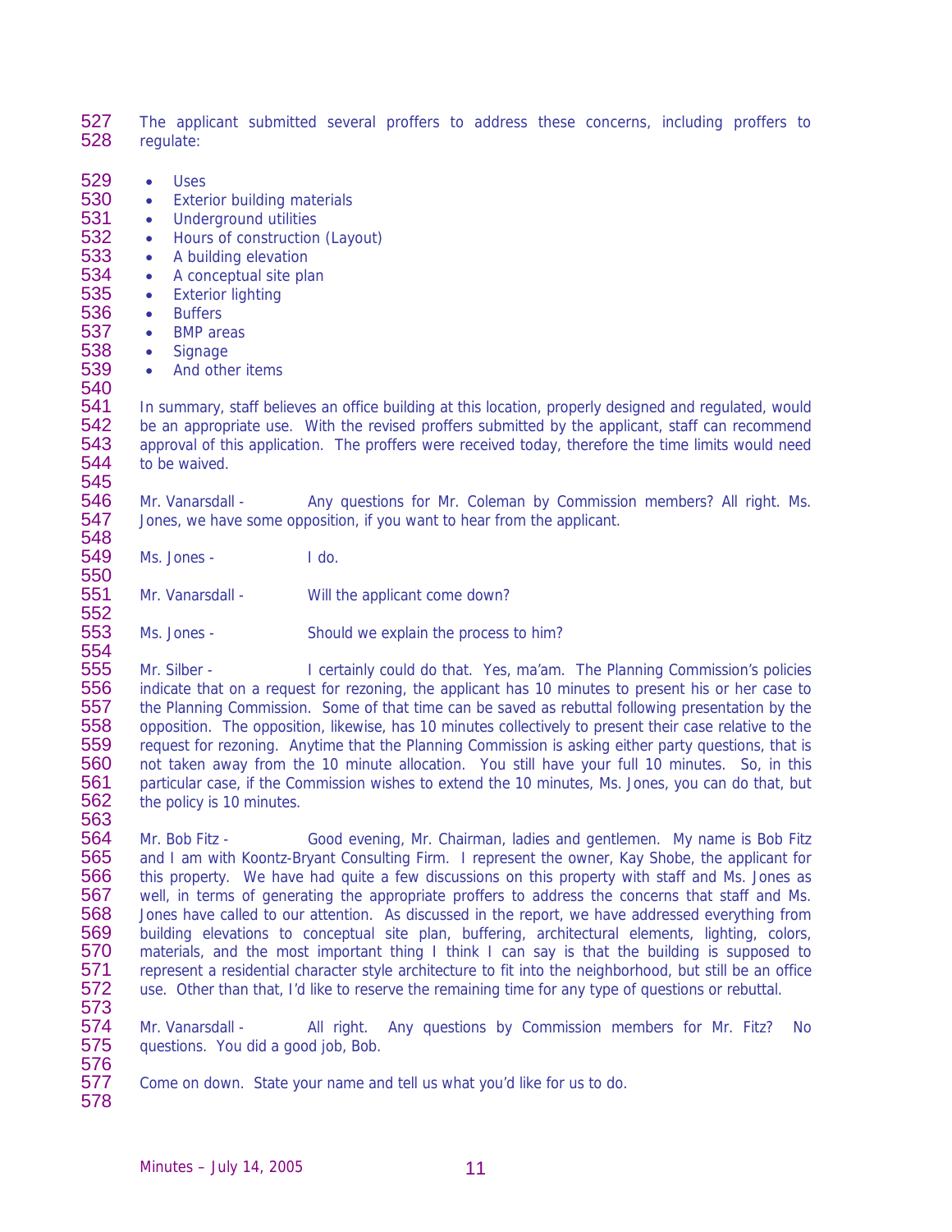The applicant submitted several proffers to address these concerns, including proffers to regulate:

- Uses
- Exterior building materials
- Underground utilities
- Hours of construction (Layout)
- A building elevation
- A conceptual site plan
- Exterior lighting
- Buffers
- BMP areas
- Signage
- And other items

In summary, staff believes an office building at this location, properly designed and regulated, would be an appropriate use. With the revised proffers submitted by the applicant, staff can recommend approval of this application. The proffers were received today, therefore the time limits would need to be waived.

Mr. Vanarsdall - Any questions for Mr. Coleman by Commission members? All right. Ms. Jones, we have some opposition, if you want to hear from the applicant.

Ms. Jones - I do.

Mr. Vanarsdall - Will the applicant come down?

Ms. Jones - Should we explain the process to him?

Mr. Silber - I certainly could do that. Yes, ma'am. The Planning Commission's policies indicate that on a request for rezoning, the applicant has 10 minutes to present his or her case to the Planning Commission. Some of that time can be saved as rebuttal following presentation by the opposition. The opposition, likewise, has 10 minutes collectively to present their case relative to the request for rezoning. Anytime that the Planning Commission is asking either party questions, that is not taken away from the 10 minute allocation. You still have your full 10 minutes. So, in this particular case, if the Commission wishes to extend the 10 minutes, Ms. Jones, you can do that, but the policy is 10 minutes.

Mr. Bob Fitz - Good evening, Mr. Chairman, ladies and gentlemen. My name is Bob Fitz and I am with Koontz-Bryant Consulting Firm. I represent the owner, Kay Shobe, the applicant for this property. We have had quite a few discussions on this property with staff and Ms. Jones as well, in terms of generating the appropriate proffers to address the concerns that staff and Ms. Jones have called to our attention. As discussed in the report, we have addressed everything from building elevations to conceptual site plan, buffering, architectural elements, lighting, colors, materials, and the most important thing I think I can say is that the building is supposed to represent a residential character style architecture to fit into the neighborhood, but still be an office use. Other than that, I'd like to reserve the remaining time for any type of questions or rebuttal.

Mr. Vanarsdall - All right. Any questions by Commission members for Mr. Fitz? No questions. You did a good job, Bob.

Come on down. State your name and tell us what you'd like for us to do.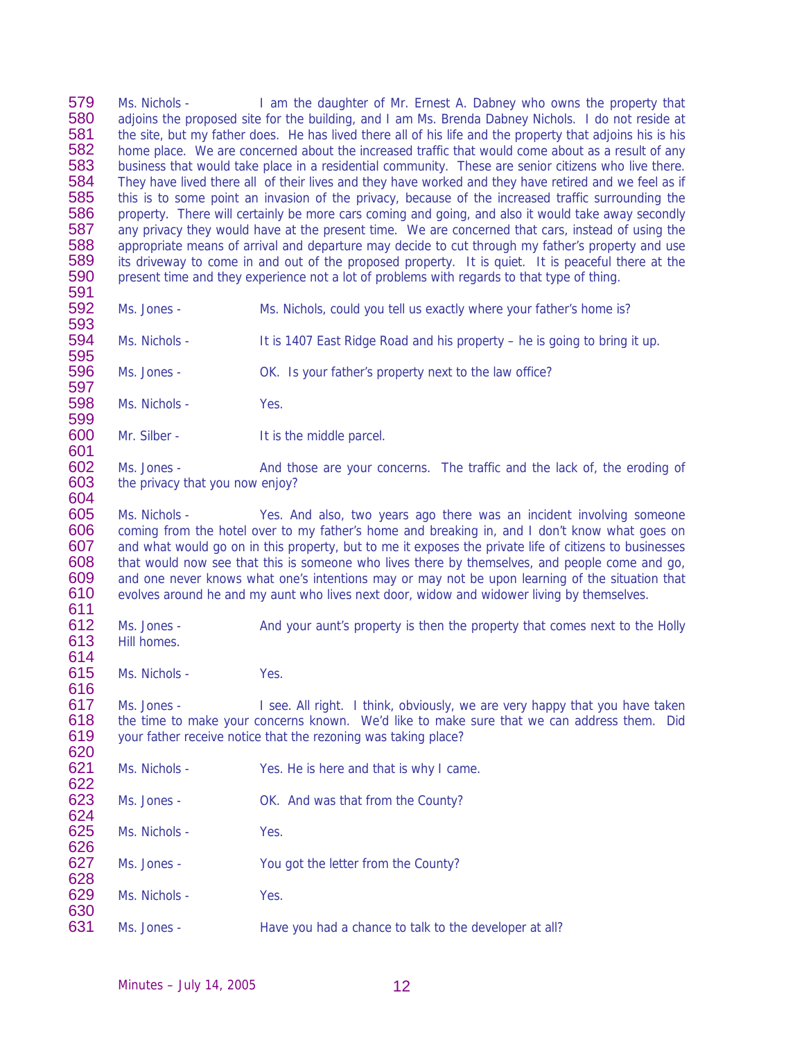579 Ms. Nichols - I am the daughter of Mr. Ernest A. Dabney who owns the property that
580 adjoins the proposed site for the building, and I am Ms. Brenda Dabney Nichols. I do not reside at
581 the site, but my father does. He has lived there all of his life and the property that adjoins his is his
582 home place. We are concerned about the increased traffic that would come about as a result of any
583 business that would take place in a residential community. These are senior citizens who live there.
584 They have lived there all of their lives and they have worked and they have retired and we feel as if
585 this is to some point an invasion of the privacy, because of the increased traffic surrounding the
586 property. There will certainly be more cars coming and going, and also it would take away secondly
587 any privacy they would have at the present time. We are concerned that cars, instead of using the
588 appropriate means of arrival and departure may decide to cut through my father's property and use
589 its driveway to come in and out of the proposed property. It is quiet. It is peaceful there at the
590 present time and they experience not a lot of problems with regards to that type of thing.
591
592 Ms. Jones - Ms. Nichols, could you tell us exactly where your father's home is?
593
594 Ms. Nichols - It is 1407 East Ridge Road and his property – he is going to bring it up.
595
596 Ms. Jones - OK. Is your father's property next to the law office?
597
598 Ms. Nichols - Yes.
599
600 Mr. Silber - It is the middle parcel.
601
602 Ms. Jones - And those are your concerns. The traffic and the lack of, the eroding of
603 the privacy that you now enjoy?
604
605 Ms. Nichols - Yes. And also, two years ago there was an incident involving someone
606 coming from the hotel over to my father's home and breaking in, and I don't know what goes on
607 and what would go on in this property, but to me it exposes the private life of citizens to businesses
608 that would now see that this is someone who lives there by themselves, and people come and go,
609 and one never knows what one's intentions may or may not be upon learning of the situation that
610 evolves around he and my aunt who lives next door, widow and widower living by themselves.
611
612 Ms. Jones - And your aunt's property is then the property that comes next to the Holly
613 Hill homes.
614
615 Ms. Nichols - Yes.
616
617 Ms. Jones - I see. All right. I think, obviously, we are very happy that you have taken
618 the time to make your concerns known. We'd like to make sure that we can address them. Did
619 your father receive notice that the rezoning was taking place?
620
621 Ms. Nichols - Yes. He is here and that is why I came.
622
623 Ms. Jones - OK. And was that from the County?
624
625 Ms. Nichols - Yes.
626
627 Ms. Jones - You got the letter from the County?
628
629 Ms. Nichols - Yes.
630
631 Ms. Jones - Have you had a chance to talk to the developer at all?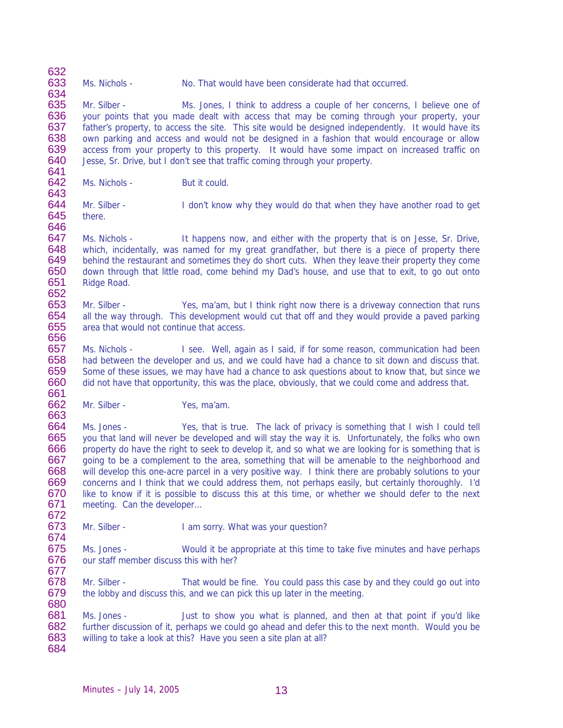Ms. Nichols - No. That would have been considerate had that occurred.

Mr. Silber - Ms. Jones, I think to address a couple of her concerns, I believe one of your points that you made dealt with access that may be coming through your property, your father's property, to access the site. This site would be designed independently. It would have its own parking and access and would not be designed in a fashion that would encourage or allow access from your property to this property. It would have some impact on increased traffic on Jesse, Sr. Drive, but I don't see that traffic coming through your property.

Ms. Nichols - But it could.

Mr. Silber - I don't know why they would do that when they have another road to get there.

Ms. Nichols - It happens now, and either with the property that is on Jesse, Sr. Drive, which, incidentally, was named for my great grandfather, but there is a piece of property there behind the restaurant and sometimes they do short cuts. When they leave their property they come down through that little road, come behind my Dad's house, and use that to exit, to go out onto Ridge Road.

Mr. Silber - Yes, ma'am, but I think right now there is a driveway connection that runs all the way through. This development would cut that off and they would provide a paved parking area that would not continue that access.

Ms. Nichols - I see. Well, again as I said, if for some reason, communication had been had between the developer and us, and we could have had a chance to sit down and discuss that. Some of these issues, we may have had a chance to ask questions about to know that, but since we did not have that opportunity, this was the place, obviously, that we could come and address that.

Mr. Silber - Yes, ma'am.

Ms. Jones - Yes, that is true. The lack of privacy is something that I wish I could tell you that land will never be developed and will stay the way it is. Unfortunately, the folks who own property do have the right to seek to develop it, and so what we are looking for is something that is going to be a complement to the area, something that will be amenable to the neighborhood and will develop this one-acre parcel in a very positive way. I think there are probably solutions to your concerns and I think that we could address them, not perhaps easily, but certainly thoroughly. I'd like to know if it is possible to discuss this at this time, or whether we should defer to the next meeting. Can the developer…

Mr. Silber - I am sorry. What was your question?

Ms. Jones - Would it be appropriate at this time to take five minutes and have perhaps our staff member discuss this with her?

Mr. Silber - That would be fine. You could pass this case by and they could go out into the lobby and discuss this, and we can pick this up later in the meeting.

Ms. Jones - Just to show you what is planned, and then at that point if you'd like further discussion of it, perhaps we could go ahead and defer this to the next month. Would you be willing to take a look at this? Have you seen a site plan at all?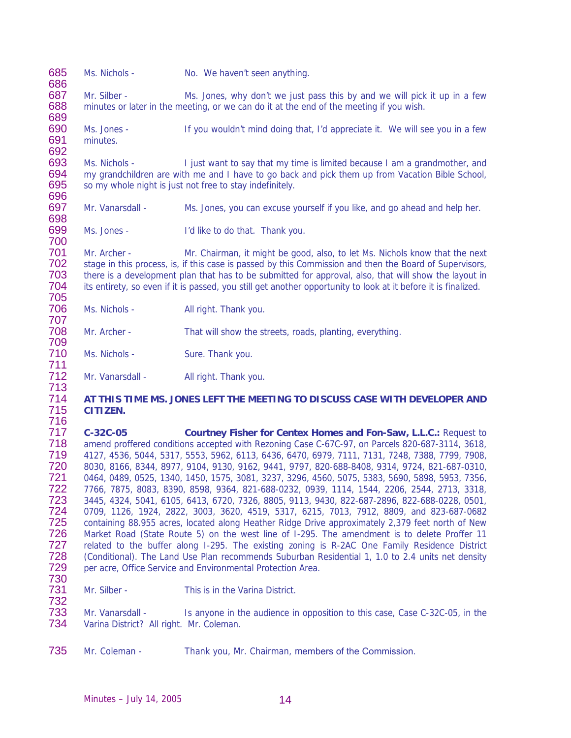Ms. Nichols - No. We haven't seen anything.

Mr. Silber - Ms. Jones, why don't we just pass this by and we will pick it up in a few minutes or later in the meeting, or we can do it at the end of the meeting if you wish.

Ms. Jones - If you wouldn't mind doing that, I'd appreciate it. We will see you in a few minutes.

Ms. Nichols - I just want to say that my time is limited because I am a grandmother, and my grandchildren are with me and I have to go back and pick them up from Vacation Bible School, so my whole night is just not free to stay indefinitely.

Mr. Vanarsdall - Ms. Jones, you can excuse yourself if you like, and go ahead and help her.

Ms. Jones - I'd like to do that. Thank you.

Mr. Archer - Mr. Chairman, it might be good, also, to let Ms. Nichols know that the next stage in this process, is, if this case is passed by this Commission and then the Board of Supervisors, there is a development plan that has to be submitted for approval, also, that will show the layout in its entirety, so even if it is passed, you still get another opportunity to look at it before it is finalized.

Ms. Nichols - All right. Thank you.

Mr. Archer - That will show the streets, roads, planting, everything.

Ms. Nichols - Sure. Thank you.

Mr. Vanarsdall - All right. Thank you.

**AT THIS TIME MS. JONES LEFT THE MEETING TO DISCUSS CASE WITH DEVELOPER AND CITIZEN.**

**C-32C-05** **Courtney Fisher for Centex Homes and Fon-Saw, L.L.C.:** Request to amend proffered conditions accepted with Rezoning Case C-67C-97, on Parcels 820-687-3114, 3618, 4127, 4536, 5044, 5317, 5553, 5962, 6113, 6436, 6470, 6979, 7111, 7131, 7248, 7388, 7799, 7908, 8030, 8166, 8344, 8977, 9104, 9130, 9162, 9441, 9797, 820-688-8408, 9314, 9724, 821-687-0310, 0464, 0489, 0525, 1340, 1450, 1575, 3081, 3237, 3296, 4560, 5075, 5383, 5690, 5898, 5953, 7356, 7766, 7875, 8083, 8390, 8598, 9364, 821-688-0232, 0939, 1114, 1544, 2206, 2544, 2713, 3318, 3445, 4324, 5041, 6105, 6413, 6720, 7326, 8805, 9113, 9430, 822-687-2896, 822-688-0228, 0501, 0709, 1126, 1924, 2822, 3003, 3620, 4519, 5317, 6215, 7013, 7912, 8809, and 823-687-0682 containing 88.955 acres, located along Heather Ridge Drive approximately 2,379 feet north of New Market Road (State Route 5) on the west line of I-295. The amendment is to delete Proffer 11 related to the buffer along I-295. The existing zoning is R-2AC One Family Residence District (Conditional). The Land Use Plan recommends Suburban Residential 1, 1.0 to 2.4 units net density per acre, Office Service and Environmental Protection Area.

Mr. Silber - This is in the Varina District.

Mr. Vanarsdall - Is anyone in the audience in opposition to this case, Case C-32C-05, in the Varina District? All right. Mr. Coleman.

Mr. Coleman - Thank you, Mr. Chairman, members of the Commission.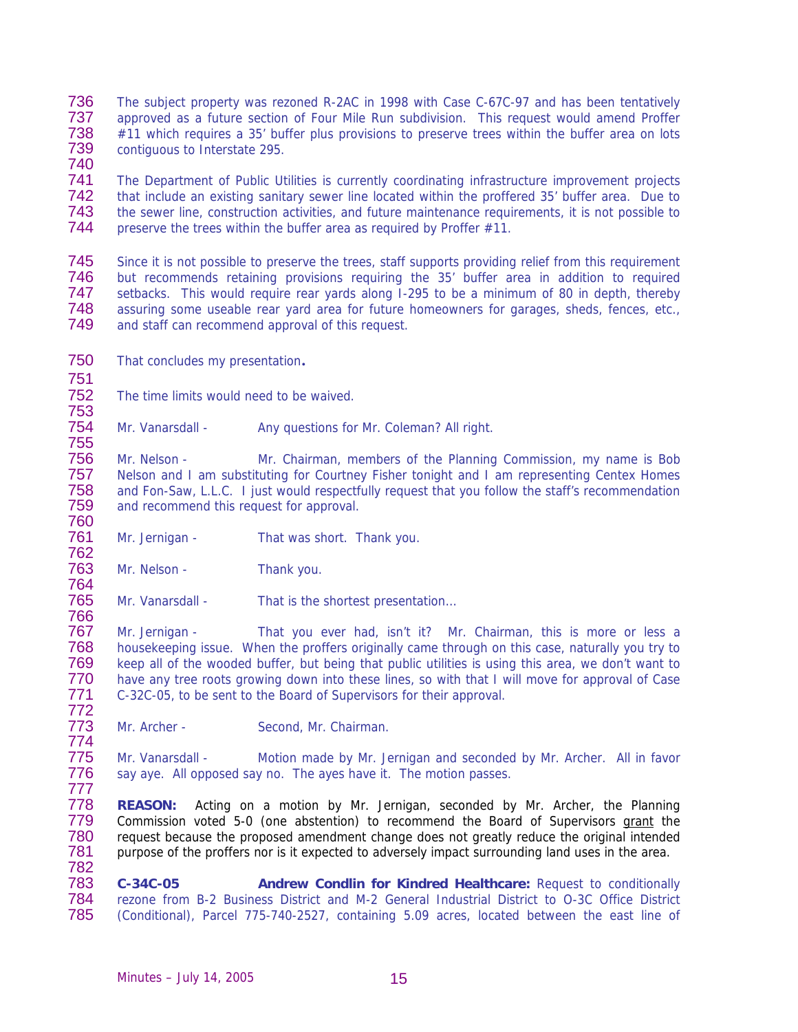The subject property was rezoned R-2AC in 1998 with Case C-67C-97 and has been tentatively approved as a future section of Four Mile Run subdivision. This request would amend Proffer #11 which requires a 35' buffer plus provisions to preserve trees within the buffer area on lots contiguous to Interstate 295.

The Department of Public Utilities is currently coordinating infrastructure improvement projects that include an existing sanitary sewer line located within the proffered 35' buffer area. Due to the sewer line, construction activities, and future maintenance requirements, it is not possible to preserve the trees within the buffer area as required by Proffer #11.

Since it is not possible to preserve the trees, staff supports providing relief from this requirement but recommends retaining provisions requiring the 35' buffer area in addition to required setbacks. This would require rear yards along I-295 to be a minimum of 80 in depth, thereby assuring some useable rear yard area for future homeowners for garages, sheds, fences, etc., and staff can recommend approval of this request.

That concludes my presentation**.**

The time limits would need to be waived.

Mr. Vanarsdall - Any questions for Mr. Coleman? All right.

Mr. Nelson - Mr. Chairman, members of the Planning Commission, my name is Bob Nelson and I am substituting for Courtney Fisher tonight and I am representing Centex Homes and Fon-Saw, L.L.C. I just would respectfully request that you follow the staff's recommendation and recommend this request for approval.

Mr. Jernigan - That was short. Thank you.

Mr. Nelson - Thank you.

Mr. Vanarsdall - That is the shortest presentation…

Mr. Jernigan - That you ever had, isn't it? Mr. Chairman, this is more or less a housekeeping issue. When the proffers originally came through on this case, naturally you try to keep all of the wooded buffer, but being that public utilities is using this area, we don't want to have any tree roots growing down into these lines, so with that I will move for approval of Case C-32C-05, to be sent to the Board of Supervisors for their approval.

Mr. Archer - Second, Mr. Chairman.

Mr. Vanarsdall - Motion made by Mr. Jernigan and seconded by Mr. Archer. All in favor say aye. All opposed say no. The ayes have it. The motion passes.

**REASON:** Acting on a motion by Mr. Jernigan, seconded by Mr. Archer, the Planning Commission voted 5-0 (one abstention) to recommend the Board of Supervisors grant the request because the proposed amendment change does not greatly reduce the original intended purpose of the proffers nor is it expected to adversely impact surrounding land uses in the area.

**C-34C-05 Andrew Condlin for Kindred Healthcare:** Request to conditionally rezone from B-2 Business District and M-2 General Industrial District to O-3C Office District (Conditional), Parcel 775-740-2527, containing 5.09 acres, located between the east line of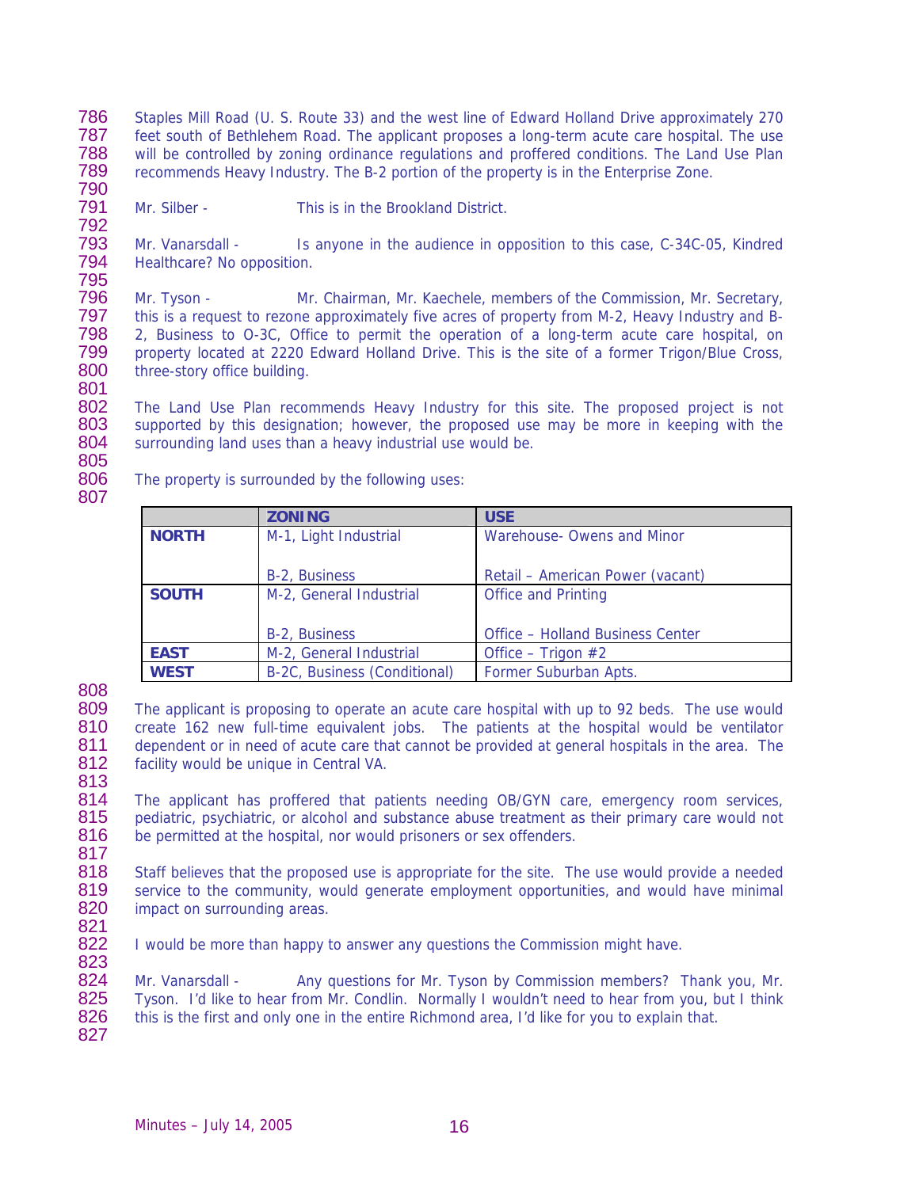Staples Mill Road (U. S. Route 33) and the west line of Edward Holland Drive approximately 270 feet south of Bethlehem Road. The applicant proposes a long-term acute care hospital. The use will be controlled by zoning ordinance regulations and proffered conditions. The Land Use Plan recommends Heavy Industry. The B-2 portion of the property is in the Enterprise Zone.

Mr. Silber - This is in the Brookland District.

Mr. Vanarsdall - Is anyone in the audience in opposition to this case, C-34C-05, Kindred Healthcare? No opposition.

Mr. Tyson - Mr. Chairman, Mr. Kaechele, members of the Commission, Mr. Secretary, this is a request to rezone approximately five acres of property from M-2, Heavy Industry and B-2, Business to O-3C, Office to permit the operation of a long-term acute care hospital, on property located at 2220 Edward Holland Drive. This is the site of a former Trigon/Blue Cross, three-story office building.

The Land Use Plan recommends Heavy Industry for this site. The proposed project is not supported by this designation; however, the proposed use may be more in keeping with the surrounding land uses than a heavy industrial use would be.

The property is surrounded by the following uses:

| | ZONING | USE |
|---|---|---|
| **NORTH** | M-1, Light Industrial<br><br>B-2, Business | Warehouse- Owens and Minor<br><br>Retail – American Power (vacant) |
| **SOUTH** | M-2, General Industrial<br><br>B-2, Business | Office and Printing<br><br>Office – Holland Business Center |
| **EAST** | M-2, General Industrial | Office – Trigon #2 |
| **WEST** | B-2C, Business (Conditional) | Former Suburban Apts. |

The applicant is proposing to operate an acute care hospital with up to 92 beds. The use would create 162 new full-time equivalent jobs. The patients at the hospital would be ventilator dependent or in need of acute care that cannot be provided at general hospitals in the area. The facility would be unique in Central VA.

The applicant has proffered that patients needing OB/GYN care, emergency room services, pediatric, psychiatric, or alcohol and substance abuse treatment as their primary care would not be permitted at the hospital, nor would prisoners or sex offenders.

Staff believes that the proposed use is appropriate for the site. The use would provide a needed service to the community, would generate employment opportunities, and would have minimal impact on surrounding areas.

I would be more than happy to answer any questions the Commission might have.

Mr. Vanarsdall - Any questions for Mr. Tyson by Commission members? Thank you, Mr. Tyson. I'd like to hear from Mr. Condlin. Normally I wouldn't need to hear from you, but I think this is the first and only one in the entire Richmond area, I'd like for you to explain that.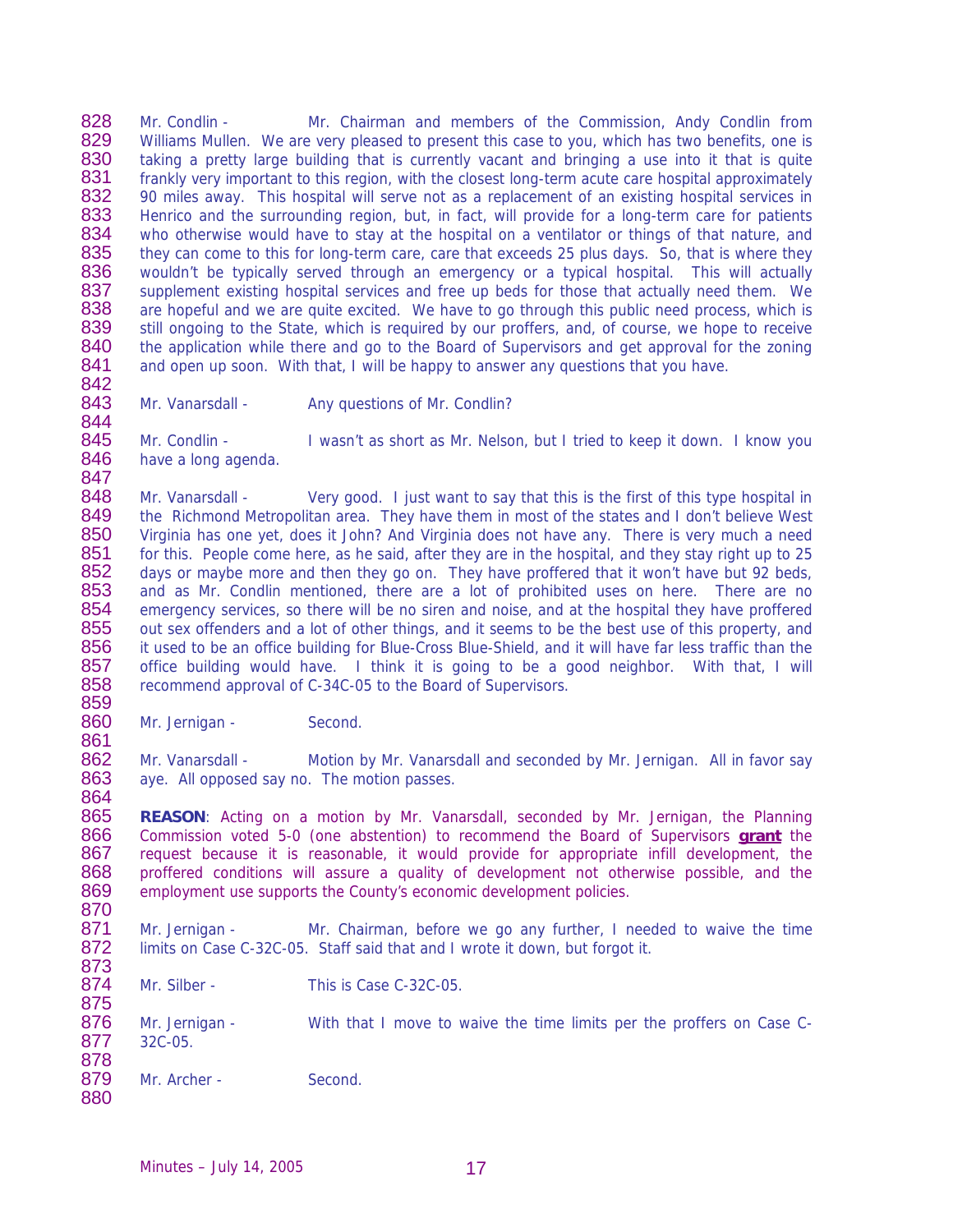Mr. Condlin - Mr. Chairman and members of the Commission, Andy Condlin from Williams Mullen. We are very pleased to present this case to you, which has two benefits, one is taking a pretty large building that is currently vacant and bringing a use into it that is quite frankly very important to this region, with the closest long-term acute care hospital approximately 90 miles away. This hospital will serve not as a replacement of an existing hospital services in Henrico and the surrounding region, but, in fact, will provide for a long-term care for patients who otherwise would have to stay at the hospital on a ventilator or things of that nature, and they can come to this for long-term care, care that exceeds 25 plus days. So, that is where they wouldn't be typically served through an emergency or a typical hospital. This will actually supplement existing hospital services and free up beds for those that actually need them. We are hopeful and we are quite excited. We have to go through this public need process, which is still ongoing to the State, which is required by our proffers, and, of course, we hope to receive the application while there and go to the Board of Supervisors and get approval for the zoning and open up soon. With that, I will be happy to answer any questions that you have.

Mr. Vanarsdall - Any questions of Mr. Condlin?

Mr. Condlin - I wasn't as short as Mr. Nelson, but I tried to keep it down. I know you have a long agenda.

Mr. Vanarsdall - Very good. I just want to say that this is the first of this type hospital in the Richmond Metropolitan area. They have them in most of the states and I don't believe West Virginia has one yet, does it John? And Virginia does not have any. There is very much a need for this. People come here, as he said, after they are in the hospital, and they stay right up to 25 days or maybe more and then they go on. They have proffered that it won't have but 92 beds, and as Mr. Condlin mentioned, there are a lot of prohibited uses on here. There are no emergency services, so there will be no siren and noise, and at the hospital they have proffered out sex offenders and a lot of other things, and it seems to be the best use of this property, and it used to be an office building for Blue-Cross Blue-Shield, and it will have far less traffic than the office building would have. I think it is going to be a good neighbor. With that, I will recommend approval of C-34C-05 to the Board of Supervisors.

Mr. Jernigan - Second.

Mr. Vanarsdall - Motion by Mr. Vanarsdall and seconded by Mr. Jernigan. All in favor say aye. All opposed say no. The motion passes.

**REASON**: Acting on a motion by Mr. Vanarsdall, seconded by Mr. Jernigan, the Planning Commission voted 5-0 (one abstention) to recommend the Board of Supervisors **grant** the request because it is reasonable, it would provide for appropriate infill development, the proffered conditions will assure a quality of development not otherwise possible, and the employment use supports the County's economic development policies.

Mr. Jernigan - Mr. Chairman, before we go any further, I needed to waive the time limits on Case C-32C-05. Staff said that and I wrote it down, but forgot it.

Mr. Silber - This is Case C-32C-05.

Mr. Jernigan - With that I move to waive the time limits per the proffers on Case C-32C-05.

Mr. Archer - Second.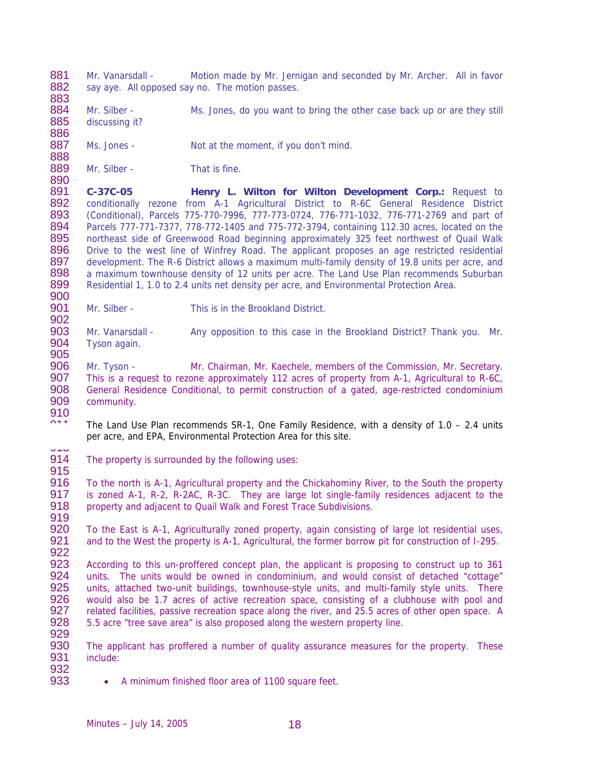Mr. Vanarsdall - Motion made by Mr. Jernigan and seconded by Mr. Archer. All in favor say aye. All opposed say no. The motion passes.

Mr. Silber - Ms. Jones, do you want to bring the other case back up or are they still discussing it?

Ms. Jones - Not at the moment, if you don't mind.

Mr. Silber - That is fine.

**C-37C-05** **Henry L. Wilton for Wilton Development Corp.:** Request to conditionally rezone from A-1 Agricultural District to R-6C General Residence District (Conditional), Parcels 775-770-7996, 777-773-0724, 776-771-1032, 776-771-2769 and part of Parcels 777-771-7377, 778-772-1405 and 775-772-3794, containing 112.30 acres, located on the northeast side of Greenwood Road beginning approximately 325 feet northwest of Quail Walk Drive to the west line of Winfrey Road. The applicant proposes an age restricted residential development. The R-6 District allows a maximum multi-family density of 19.8 units per acre, and a maximum townhouse density of 12 units per acre. The Land Use Plan recommends Suburban Residential 1, 1.0 to 2.4 units net density per acre, and Environmental Protection Area.

Mr. Silber - This is in the Brookland District.

Mr. Vanarsdall - Any opposition to this case in the Brookland District? Thank you. Mr. Tyson again.

Mr. Tyson - Mr. Chairman, Mr. Kaechele, members of the Commission, Mr. Secretary. This is a request to rezone approximately 112 acres of property from A-1, Agricultural to R-6C, General Residence Conditional, to permit construction of a gated, age-restricted condominium community.

The Land Use Plan recommends SR-1, One Family Residence, with a density of 1.0 – 2.4 units per acre, and EPA, Environmental Protection Area for this site.

The property is surrounded by the following uses:

To the north is A-1, Agricultural property and the Chickahominy River, to the South the property is zoned A-1, R-2, R-2AC, R-3C. They are large lot single-family residences adjacent to the property and adjacent to Quail Walk and Forest Trace Subdivisions.

To the East is A-1, Agriculturally zoned property, again consisting of large lot residential uses, and to the West the property is A-1, Agricultural, the former borrow pit for construction of I-295.

According to this un-proffered concept plan, the applicant is proposing to construct up to 361 units. The units would be owned in condominium, and would consist of detached "cottage" units, attached two-unit buildings, townhouse-style units, and multi-family style units. There would also be 1.7 acres of active recreation space, consisting of a clubhouse with pool and related facilities, passive recreation space along the river, and 25.5 acres of other open space. A 5.5 acre "tree save area" is also proposed along the western property line.

The applicant has proffered a number of quality assurance measures for the property. These include:

- A minimum finished floor area of 1100 square feet.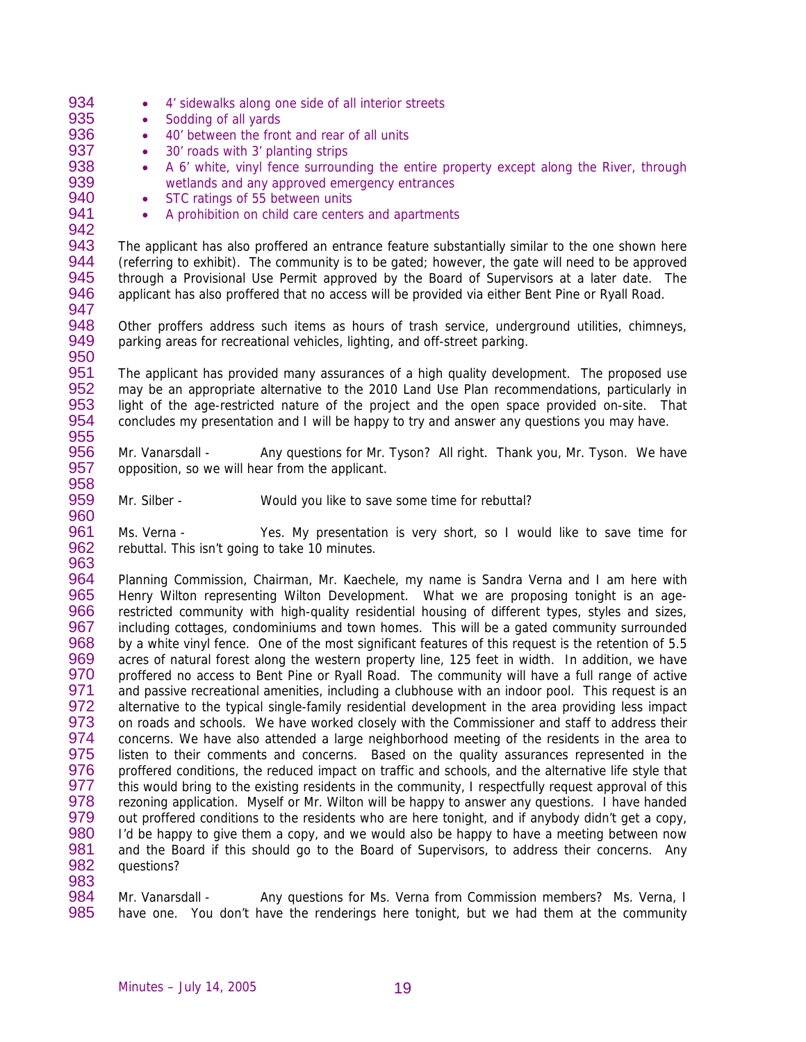- 4' sidewalks along one side of all interior streets
- Sodding of all yards
- 40' between the front and rear of all units
- 30' roads with 3' planting strips
- A 6' white, vinyl fence surrounding the entire property except along the River, through wetlands and any approved emergency entrances
- STC ratings of 55 between units
- A prohibition on child care centers and apartments

The applicant has also proffered an entrance feature substantially similar to the one shown here (referring to exhibit). The community is to be gated; however, the gate will need to be approved through a Provisional Use Permit approved by the Board of Supervisors at a later date. The applicant has also proffered that no access will be provided via either Bent Pine or Ryall Road.

Other proffers address such items as hours of trash service, underground utilities, chimneys, parking areas for recreational vehicles, lighting, and off-street parking.

The applicant has provided many assurances of a high quality development. The proposed use may be an appropriate alternative to the 2010 Land Use Plan recommendations, particularly in light of the age-restricted nature of the project and the open space provided on-site. That concludes my presentation and I will be happy to try and answer any questions you may have.

Mr. Vanarsdall - Any questions for Mr. Tyson? All right. Thank you, Mr. Tyson. We have opposition, so we will hear from the applicant.

Mr. Silber - Would you like to save some time for rebuttal?

Ms. Verna - Yes. My presentation is very short, so I would like to save time for rebuttal. This isn't going to take 10 minutes.

Planning Commission, Chairman, Mr. Kaechele, my name is Sandra Verna and I am here with Henry Wilton representing Wilton Development. What we are proposing tonight is an age-restricted community with high-quality residential housing of different types, styles and sizes, including cottages, condominiums and town homes. This will be a gated community surrounded by a white vinyl fence. One of the most significant features of this request is the retention of 5.5 acres of natural forest along the western property line, 125 feet in width. In addition, we have proffered no access to Bent Pine or Ryall Road. The community will have a full range of active and passive recreational amenities, including a clubhouse with an indoor pool. This request is an alternative to the typical single-family residential development in the area providing less impact on roads and schools. We have worked closely with the Commissioner and staff to address their concerns. We have also attended a large neighborhood meeting of the residents in the area to listen to their comments and concerns. Based on the quality assurances represented in the proffered conditions, the reduced impact on traffic and schools, and the alternative life style that this would bring to the existing residents in the community, I respectfully request approval of this rezoning application. Myself or Mr. Wilton will be happy to answer any questions. I have handed out proffered conditions to the residents who are here tonight, and if anybody didn't get a copy, I'd be happy to give them a copy, and we would also be happy to have a meeting between now and the Board if this should go to the Board of Supervisors, to address their concerns. Any questions?

Mr. Vanarsdall - Any questions for Ms. Verna from Commission members? Ms. Verna, I have one. You don't have the renderings here tonight, but we had them at the community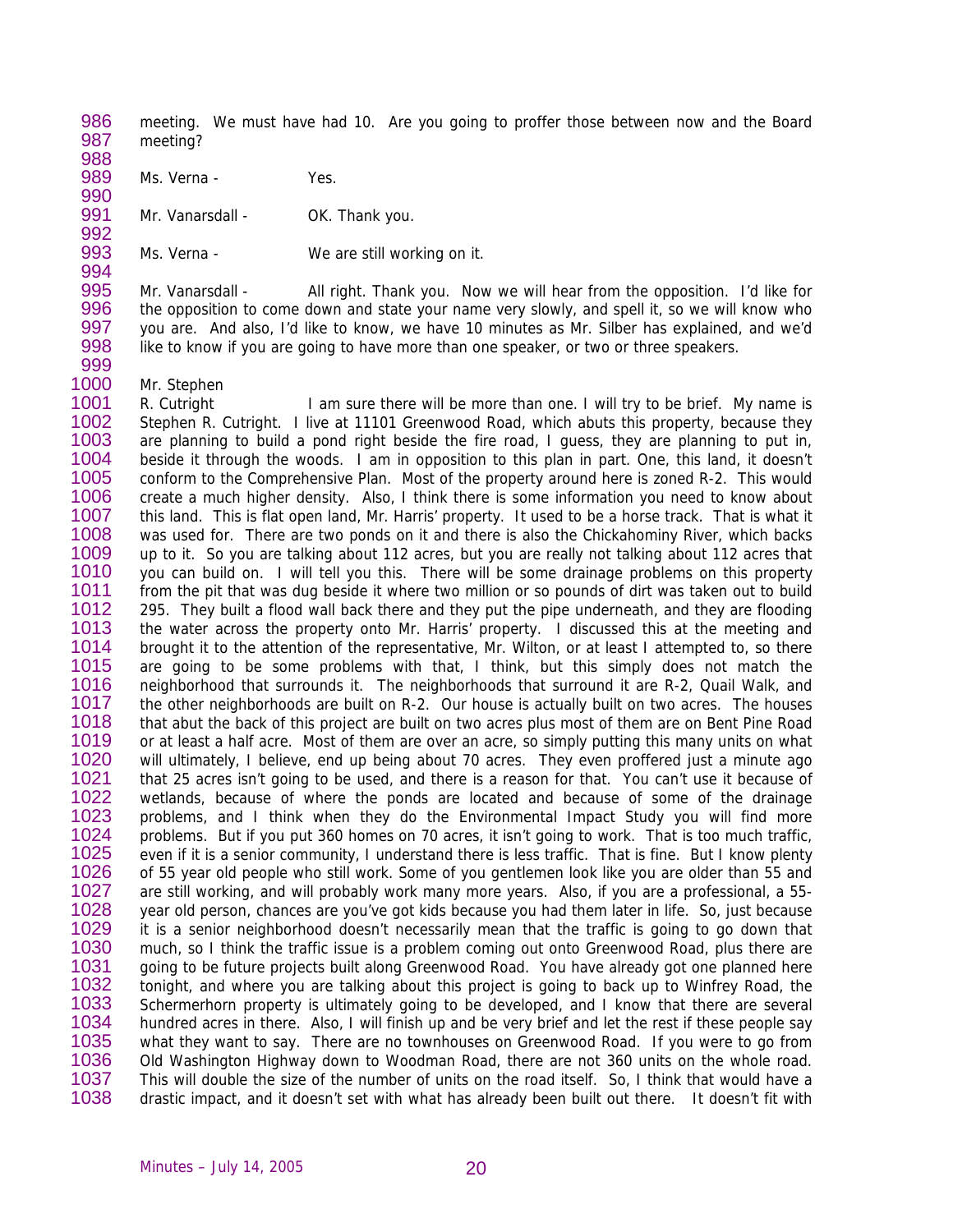meeting. We must have had 10. Are you going to proffer those between now and the Board meeting?

Ms. Verna - Yes.

Mr. Vanarsdall - OK. Thank you.

Ms. Verna - We are still working on it.

Mr. Vanarsdall - All right. Thank you. Now we will hear from the opposition. I'd like for the opposition to come down and state your name very slowly, and spell it, so we will know who you are. And also, I'd like to know, we have 10 minutes as Mr. Silber has explained, and we'd like to know if you are going to have more than one speaker, or two or three speakers.

Mr. Stephen R. Cutright - I am sure there will be more than one. I will try to be brief. My name is Stephen R. Cutright. I live at 11101 Greenwood Road, which abuts this property, because they are planning to build a pond right beside the fire road, I guess, they are planning to put in, beside it through the woods. I am in opposition to this plan in part. One, this land, it doesn't conform to the Comprehensive Plan. Most of the property around here is zoned R-2. This would create a much higher density. Also, I think there is some information you need to know about this land. This is flat open land, Mr. Harris' property. It used to be a horse track. That is what it was used for. There are two ponds on it and there is also the Chickahominy River, which backs up to it. So you are talking about 112 acres, but you are really not talking about 112 acres that you can build on. I will tell you this. There will be some drainage problems on this property from the pit that was dug beside it where two million or so pounds of dirt was taken out to build 295. They built a flood wall back there and they put the pipe underneath, and they are flooding the water across the property onto Mr. Harris' property. I discussed this at the meeting and brought it to the attention of the representative, Mr. Wilton, or at least I attempted to, so there are going to be some problems with that, I think, but this simply does not match the neighborhood that surrounds it. The neighborhoods that surround it are R-2, Quail Walk, and the other neighborhoods are built on R-2. Our house is actually built on two acres. The houses that abut the back of this project are built on two acres plus most of them are on Bent Pine Road or at least a half acre. Most of them are over an acre, so simply putting this many units on what will ultimately, I believe, end up being about 70 acres. They even proffered just a minute ago that 25 acres isn't going to be used, and there is a reason for that. You can't use it because of wetlands, because of where the ponds are located and because of some of the drainage problems, and I think when they do the Environmental Impact Study you will find more problems. But if you put 360 homes on 70 acres, it isn't going to work. That is too much traffic, even if it is a senior community, I understand there is less traffic. That is fine. But I know plenty of 55 year old people who still work. Some of you gentlemen look like you are older than 55 and are still working, and will probably work many more years. Also, if you are a professional, a 55-year old person, chances are you've got kids because you had them later in life. So, just because it is a senior neighborhood doesn't necessarily mean that the traffic is going to go down that much, so I think the traffic issue is a problem coming out onto Greenwood Road, plus there are going to be future projects built along Greenwood Road. You have already got one planned here tonight, and where you are talking about this project is going to back up to Winfrey Road, the Schermerhorn property is ultimately going to be developed, and I know that there are several hundred acres in there. Also, I will finish up and be very brief and let the rest if these people say what they want to say. There are no townhouses on Greenwood Road. If you were to go from Old Washington Highway down to Woodman Road, there are not 360 units on the whole road. This will double the size of the number of units on the road itself. So, I think that would have a drastic impact, and it doesn't set with what has already been built out there. It doesn't fit with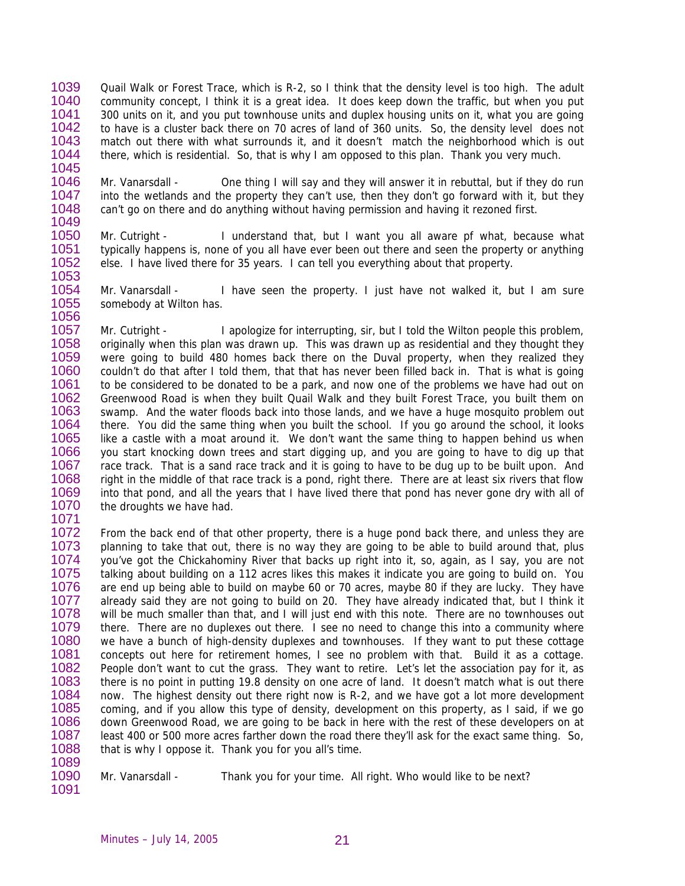Quail Walk or Forest Trace, which is R-2, so I think that the density level is too high. The adult community concept, I think it is a great idea. It does keep down the traffic, but when you put 300 units on it, and you put townhouse units and duplex housing units on it, what you are going to have is a cluster back there on 70 acres of land of 360 units. So, the density level does not match out there with what surrounds it, and it doesn't match the neighborhood which is out there, which is residential. So, that is why I am opposed to this plan. Thank you very much.

Mr. Vanarsdall - One thing I will say and they will answer it in rebuttal, but if they do run into the wetlands and the property they can't use, then they don't go forward with it, but they can't go on there and do anything without having permission and having it rezoned first.

Mr. Cutright - I understand that, but I want you all aware pf what, because what typically happens is, none of you all have ever been out there and seen the property or anything else. I have lived there for 35 years. I can tell you everything about that property.

Mr. Vanarsdall - I have seen the property. I just have not walked it, but I am sure somebody at Wilton has.

Mr. Cutright - I apologize for interrupting, sir, but I told the Wilton people this problem, originally when this plan was drawn up. This was drawn up as residential and they thought they were going to build 480 homes back there on the Duval property, when they realized they couldn't do that after I told them, that that has never been filled back in. That is what is going to be considered to be donated to be a park, and now one of the problems we have had out on Greenwood Road is when they built Quail Walk and they built Forest Trace, you built them on swamp. And the water floods back into those lands, and we have a huge mosquito problem out there. You did the same thing when you built the school. If you go around the school, it looks like a castle with a moat around it. We don't want the same thing to happen behind us when you start knocking down trees and start digging up, and you are going to have to dig up that race track. That is a sand race track and it is going to have to be dug up to be built upon. And right in the middle of that race track is a pond, right there. There are at least six rivers that flow into that pond, and all the years that I have lived there that pond has never gone dry with all of the droughts we have had.

From the back end of that other property, there is a huge pond back there, and unless they are planning to take that out, there is no way they are going to be able to build around that, plus you've got the Chickahominy River that backs up right into it, so, again, as I say, you are not talking about building on a 112 acres likes this makes it indicate you are going to build on. You are end up being able to build on maybe 60 or 70 acres, maybe 80 if they are lucky. They have already said they are not going to build on 20. They have already indicated that, but I think it will be much smaller than that, and I will just end with this note. There are no townhouses out there. There are no duplexes out there. I see no need to change this into a community where we have a bunch of high-density duplexes and townhouses. If they want to put these cottage concepts out here for retirement homes, I see no problem with that. Build it as a cottage. People don't want to cut the grass. They want to retire. Let's let the association pay for it, as there is no point in putting 19.8 density on one acre of land. It doesn't match what is out there now. The highest density out there right now is R-2, and we have got a lot more development coming, and if you allow this type of density, development on this property, as I said, if we go down Greenwood Road, we are going to be back in here with the rest of these developers on at least 400 or 500 more acres farther down the road there they'll ask for the exact same thing. So, that is why I oppose it. Thank you for you all's time.

Mr. Vanarsdall - Thank you for your time. All right. Who would like to be next?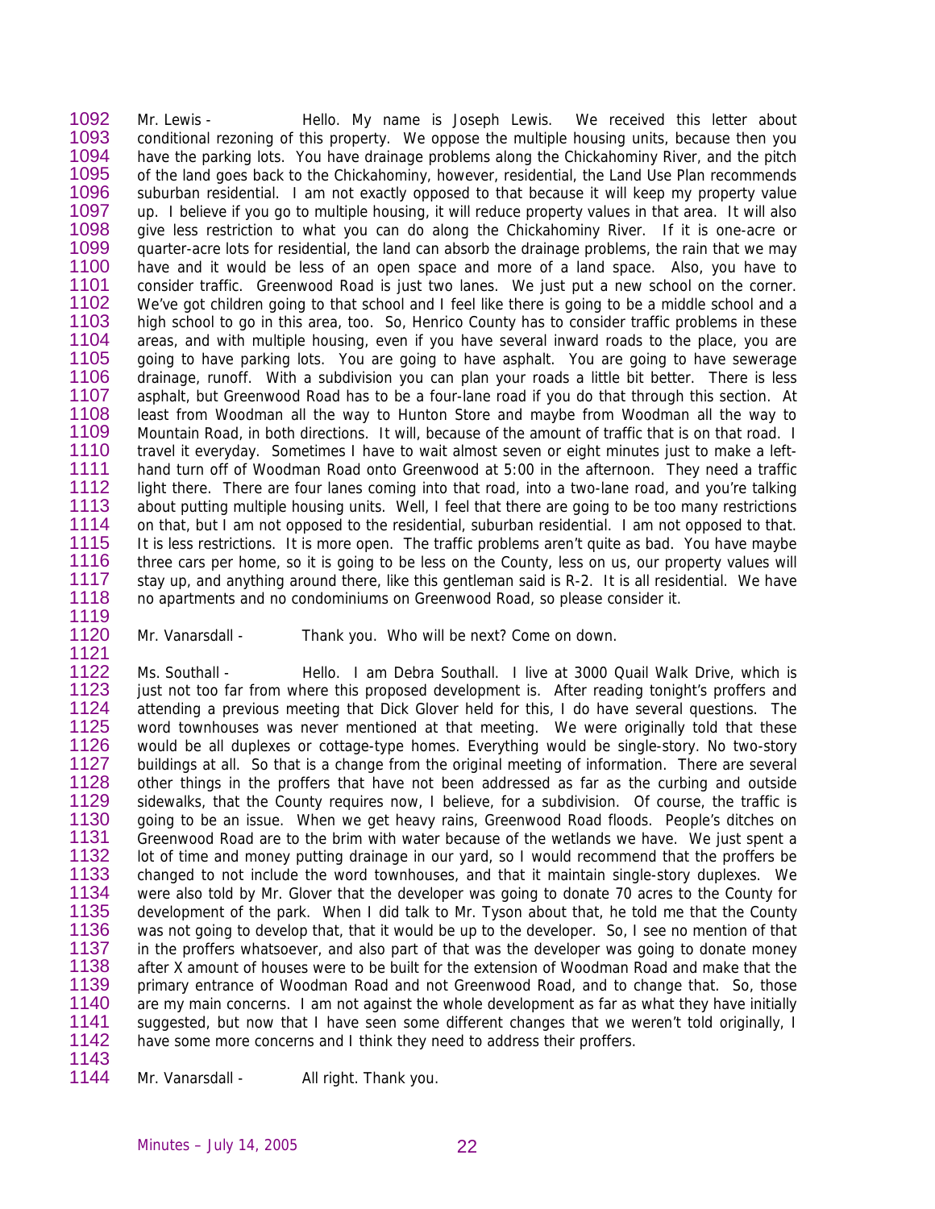Mr. Lewis - Hello. My name is Joseph Lewis. We received this letter about conditional rezoning of this property. We oppose the multiple housing units, because then you have the parking lots. You have drainage problems along the Chickahominy River, and the pitch of the land goes back to the Chickahominy, however, residential, the Land Use Plan recommends suburban residential. I am not exactly opposed to that because it will keep my property value up. I believe if you go to multiple housing, it will reduce property values in that area. It will also give less restriction to what you can do along the Chickahominy River. If it is one-acre or quarter-acre lots for residential, the land can absorb the drainage problems, the rain that we may have and it would be less of an open space and more of a land space. Also, you have to consider traffic. Greenwood Road is just two lanes. We just put a new school on the corner. We've got children going to that school and I feel like there is going to be a middle school and a high school to go in this area, too. So, Henrico County has to consider traffic problems in these areas, and with multiple housing, even if you have several inward roads to the place, you are going to have parking lots. You are going to have asphalt. You are going to have sewerage drainage, runoff. With a subdivision you can plan your roads a little bit better. There is less asphalt, but Greenwood Road has to be a four-lane road if you do that through this section. At least from Woodman all the way to Hunton Store and maybe from Woodman all the way to Mountain Road, in both directions. It will, because of the amount of traffic that is on that road. I travel it everyday. Sometimes I have to wait almost seven or eight minutes just to make a left-hand turn off of Woodman Road onto Greenwood at 5:00 in the afternoon. They need a traffic light there. There are four lanes coming into that road, into a two-lane road, and you're talking about putting multiple housing units. Well, I feel that there are going to be too many restrictions on that, but I am not opposed to the residential, suburban residential. I am not opposed to that. It is less restrictions. It is more open. The traffic problems aren't quite as bad. You have maybe three cars per home, so it is going to be less on the County, less on us, our property values will stay up, and anything around there, like this gentleman said is R-2. It is all residential. We have no apartments and no condominiums on Greenwood Road, so please consider it.

Mr. Vanarsdall - Thank you. Who will be next? Come on down.

Ms. Southall - Hello. I am Debra Southall. I live at 3000 Quail Walk Drive, which is just not too far from where this proposed development is. After reading tonight's proffers and attending a previous meeting that Dick Glover held for this, I do have several questions. The word townhouses was never mentioned at that meeting. We were originally told that these would be all duplexes or cottage-type homes. Everything would be single-story. No two-story buildings at all. So that is a change from the original meeting of information. There are several other things in the proffers that have not been addressed as far as the curbing and outside sidewalks, that the County requires now, I believe, for a subdivision. Of course, the traffic is going to be an issue. When we get heavy rains, Greenwood Road floods. People's ditches on Greenwood Road are to the brim with water because of the wetlands we have. We just spent a lot of time and money putting drainage in our yard, so I would recommend that the proffers be changed to not include the word townhouses, and that it maintain single-story duplexes. We were also told by Mr. Glover that the developer was going to donate 70 acres to the County for development of the park. When I did talk to Mr. Tyson about that, he told me that the County was not going to develop that, that it would be up to the developer. So, I see no mention of that in the proffers whatsoever, and also part of that was the developer was going to donate money after X amount of houses were to be built for the extension of Woodman Road and make that the primary entrance of Woodman Road and not Greenwood Road, and to change that. So, those are my main concerns. I am not against the whole development as far as what they have initially suggested, but now that I have seen some different changes that we weren't told originally, I have some more concerns and I think they need to address their proffers.

Mr. Vanarsdall - All right. Thank you.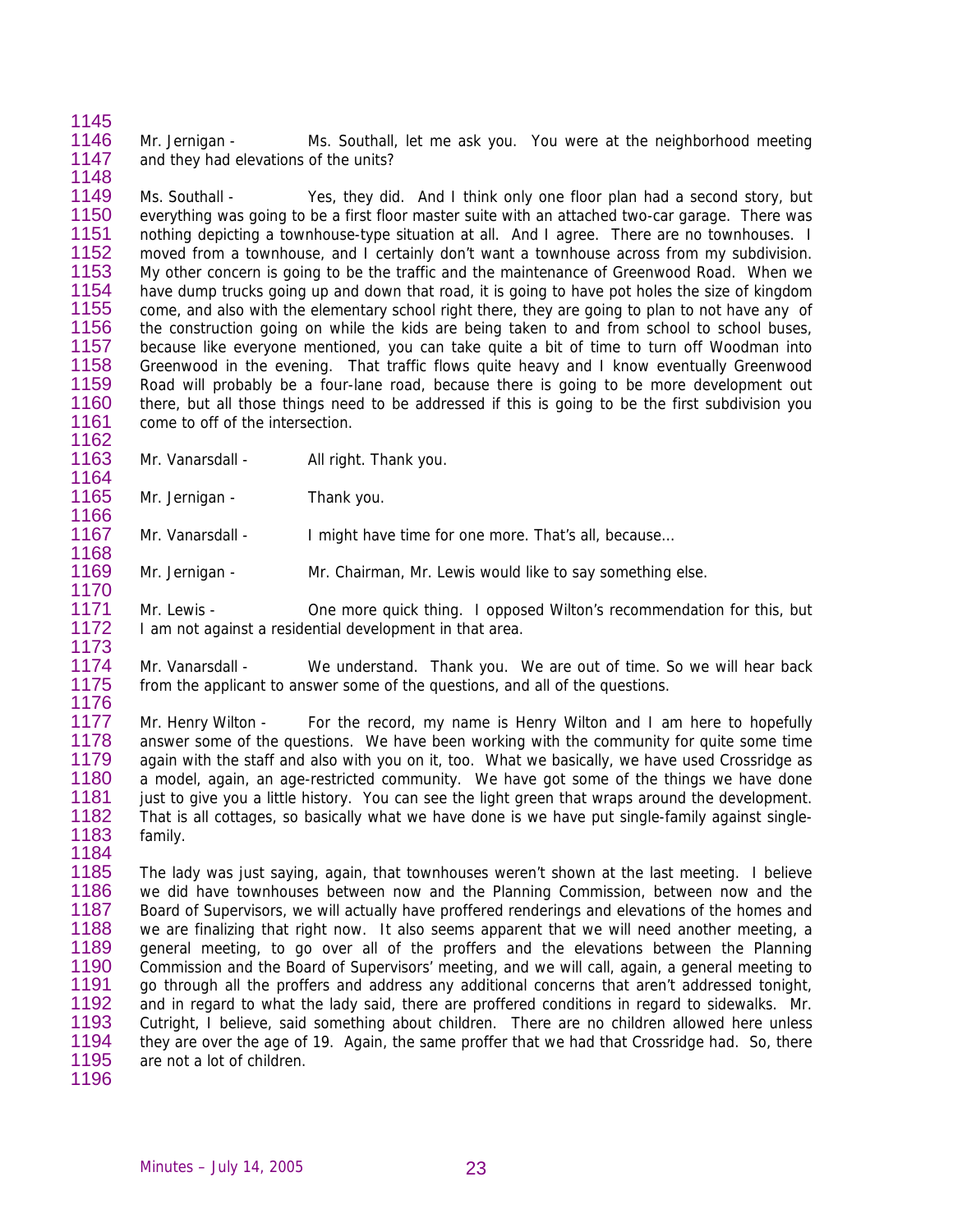Mr. Jernigan - Ms. Southall, let me ask you. You were at the neighborhood meeting and they had elevations of the units?

Ms. Southall - Yes, they did. And I think only one floor plan had a second story, but everything was going to be a first floor master suite with an attached two-car garage. There was nothing depicting a townhouse-type situation at all. And I agree. There are no townhouses. I moved from a townhouse, and I certainly don't want a townhouse across from my subdivision. My other concern is going to be the traffic and the maintenance of Greenwood Road. When we have dump trucks going up and down that road, it is going to have pot holes the size of kingdom come, and also with the elementary school right there, they are going to plan to not have any of the construction going on while the kids are being taken to and from school to school buses, because like everyone mentioned, you can take quite a bit of time to turn off Woodman into Greenwood in the evening. That traffic flows quite heavy and I know eventually Greenwood Road will probably be a four-lane road, because there is going to be more development out there, but all those things need to be addressed if this is going to be the first subdivision you come to off of the intersection.

Mr. Vanarsdall - All right. Thank you.

Mr. Jernigan - Thank you.

Mr. Vanarsdall - I might have time for one more. That's all, because…

Mr. Jernigan - Mr. Chairman, Mr. Lewis would like to say something else.

Mr. Lewis - One more quick thing. I opposed Wilton's recommendation for this, but I am not against a residential development in that area.

Mr. Vanarsdall - We understand. Thank you. We are out of time. So we will hear back from the applicant to answer some of the questions, and all of the questions.

Mr. Henry Wilton - For the record, my name is Henry Wilton and I am here to hopefully answer some of the questions. We have been working with the community for quite some time again with the staff and also with you on it, too. What we basically, we have used Crossridge as a model, again, an age-restricted community. We have got some of the things we have done just to give you a little history. You can see the light green that wraps around the development. That is all cottages, so basically what we have done is we have put single-family against single-family.

The lady was just saying, again, that townhouses weren't shown at the last meeting. I believe we did have townhouses between now and the Planning Commission, between now and the Board of Supervisors, we will actually have proffered renderings and elevations of the homes and we are finalizing that right now. It also seems apparent that we will need another meeting, a general meeting, to go over all of the proffers and the elevations between the Planning Commission and the Board of Supervisors' meeting, and we will call, again, a general meeting to go through all the proffers and address any additional concerns that aren't addressed tonight, and in regard to what the lady said, there are proffered conditions in regard to sidewalks. Mr. Cutright, I believe, said something about children. There are no children allowed here unless they are over the age of 19. Again, the same proffer that we had that Crossridge had. So, there are not a lot of children.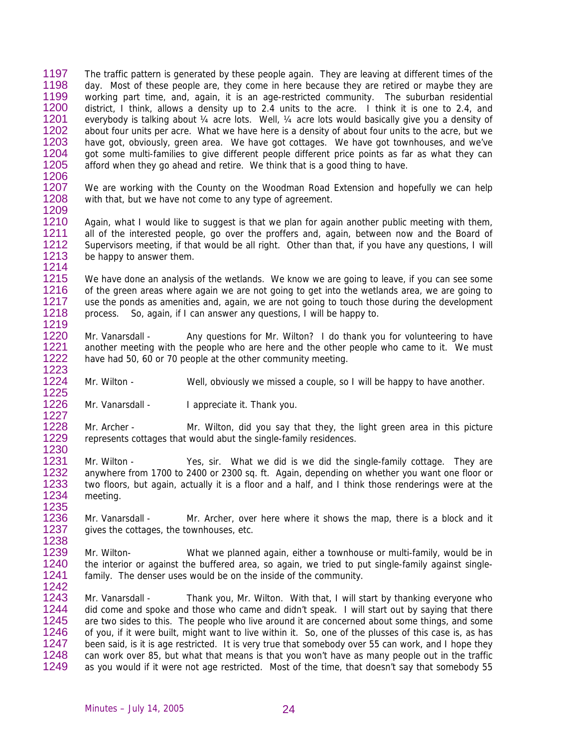The traffic pattern is generated by these people again. They are leaving at different times of the day. Most of these people are, they come in here because they are retired or maybe they are working part time, and, again, it is an age-restricted community. The suburban residential district, I think, allows a density up to 2.4 units to the acre. I think it is one to 2.4, and everybody is talking about ¼ acre lots. Well, ¼ acre lots would basically give you a density of about four units per acre. What we have here is a density of about four units to the acre, but we have got, obviously, green area. We have got cottages. We have got townhouses, and we've got some multi-families to give different people different price points as far as what they can afford when they go ahead and retire. We think that is a good thing to have.

We are working with the County on the Woodman Road Extension and hopefully we can help with that, but we have not come to any type of agreement.

Again, what I would like to suggest is that we plan for again another public meeting with them, all of the interested people, go over the proffers and, again, between now and the Board of Supervisors meeting, if that would be all right. Other than that, if you have any questions, I will be happy to answer them.

We have done an analysis of the wetlands. We know we are going to leave, if you can see some of the green areas where again we are not going to get into the wetlands area, we are going to use the ponds as amenities and, again, we are not going to touch those during the development process. So, again, if I can answer any questions, I will be happy to.

Mr. Vanarsdall - Any questions for Mr. Wilton? I do thank you for volunteering to have another meeting with the people who are here and the other people who came to it. We must have had 50, 60 or 70 people at the other community meeting.

Mr. Wilton - Well, obviously we missed a couple, so I will be happy to have another.

Mr. Vanarsdall - I appreciate it. Thank you.

Mr. Archer - Mr. Wilton, did you say that they, the light green area in this picture represents cottages that would abut the single-family residences.

Mr. Wilton - Yes, sir. What we did is we did the single-family cottage. They are anywhere from 1700 to 2400 or 2300 sq. ft. Again, depending on whether you want one floor or two floors, but again, actually it is a floor and a half, and I think those renderings were at the meeting.

Mr. Vanarsdall - Mr. Archer, over here where it shows the map, there is a block and it gives the cottages, the townhouses, etc.

Mr. Wilton- What we planned again, either a townhouse or multi-family, would be in the interior or against the buffered area, so again, we tried to put single-family against single-family. The denser uses would be on the inside of the community.

Mr. Vanarsdall - Thank you, Mr. Wilton. With that, I will start by thanking everyone who did come and spoke and those who came and didn't speak. I will start out by saying that there are two sides to this. The people who live around it are concerned about some things, and some of you, if it were built, might want to live within it. So, one of the plusses of this case is, as has been said, is it is age restricted. It is very true that somebody over 55 can work, and I hope they can work over 85, but what that means is that you won't have as many people out in the traffic as you would if it were not age restricted. Most of the time, that doesn't say that somebody 55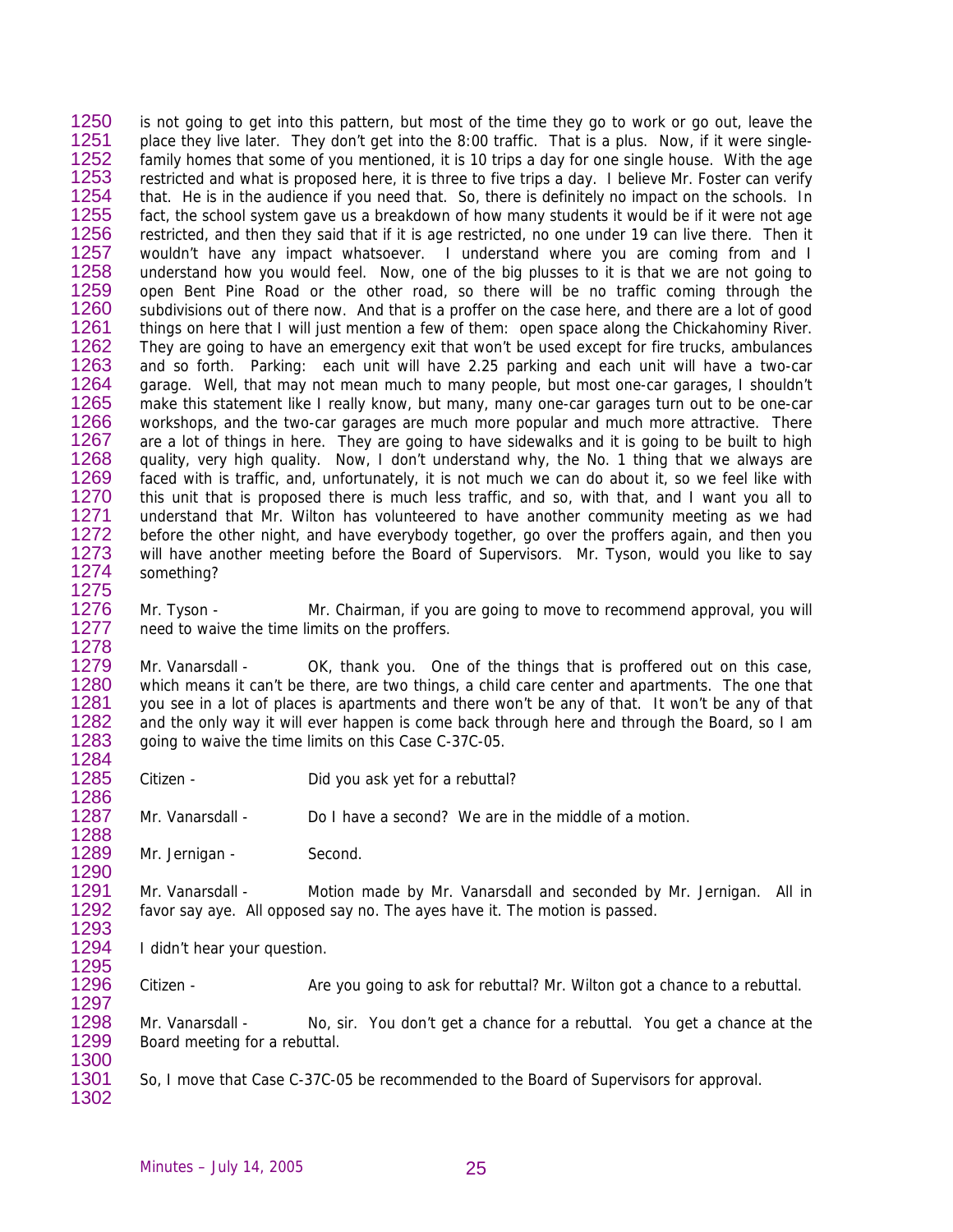is not going to get into this pattern, but most of the time they go to work or go out, leave the place they live later. They don't get into the 8:00 traffic. That is a plus. Now, if it were single-family homes that some of you mentioned, it is 10 trips a day for one single house. With the age restricted and what is proposed here, it is three to five trips a day. I believe Mr. Foster can verify that. He is in the audience if you need that. So, there is definitely no impact on the schools. In fact, the school system gave us a breakdown of how many students it would be if it were not age restricted, and then they said that if it is age restricted, no one under 19 can live there. Then it wouldn't have any impact whatsoever. I understand where you are coming from and I understand how you would feel. Now, one of the big plusses to it is that we are not going to open Bent Pine Road or the other road, so there will be no traffic coming through the subdivisions out of there now. And that is a proffer on the case here, and there are a lot of good things on here that I will just mention a few of them: open space along the Chickahominy River. They are going to have an emergency exit that won't be used except for fire trucks, ambulances and so forth. Parking: each unit will have 2.25 parking and each unit will have a two-car garage. Well, that may not mean much to many people, but most one-car garages, I shouldn't make this statement like I really know, but many, many one-car garages turn out to be one-car workshops, and the two-car garages are much more popular and much more attractive. There are a lot of things in here. They are going to have sidewalks and it is going to be built to high quality, very high quality. Now, I don't understand why, the No. 1 thing that we always are faced with is traffic, and, unfortunately, it is not much we can do about it, so we feel like with this unit that is proposed there is much less traffic, and so, with that, and I want you all to understand that Mr. Wilton has volunteered to have another community meeting as we had before the other night, and have everybody together, go over the proffers again, and then you will have another meeting before the Board of Supervisors. Mr. Tyson, would you like to say something?

Mr. Tyson - Mr. Chairman, if you are going to move to recommend approval, you will need to waive the time limits on the proffers.

Mr. Vanarsdall - OK, thank you. One of the things that is proffered out on this case, which means it can't be there, are two things, a child care center and apartments. The one that you see in a lot of places is apartments and there won't be any of that. It won't be any of that and the only way it will ever happen is come back through here and through the Board, so I am going to waive the time limits on this Case C-37C-05.

Citizen - Did you ask yet for a rebuttal?

Mr. Vanarsdall - Do I have a second? We are in the middle of a motion.

Mr. Jernigan - Second.

Mr. Vanarsdall - Motion made by Mr. Vanarsdall and seconded by Mr. Jernigan. All in favor say aye. All opposed say no. The ayes have it. The motion is passed.

I didn't hear your question.

Citizen - Are you going to ask for rebuttal? Mr. Wilton got a chance to a rebuttal.

Mr. Vanarsdall - No, sir. You don't get a chance for a rebuttal. You get a chance at the Board meeting for a rebuttal.

So, I move that Case C-37C-05 be recommended to the Board of Supervisors for approval.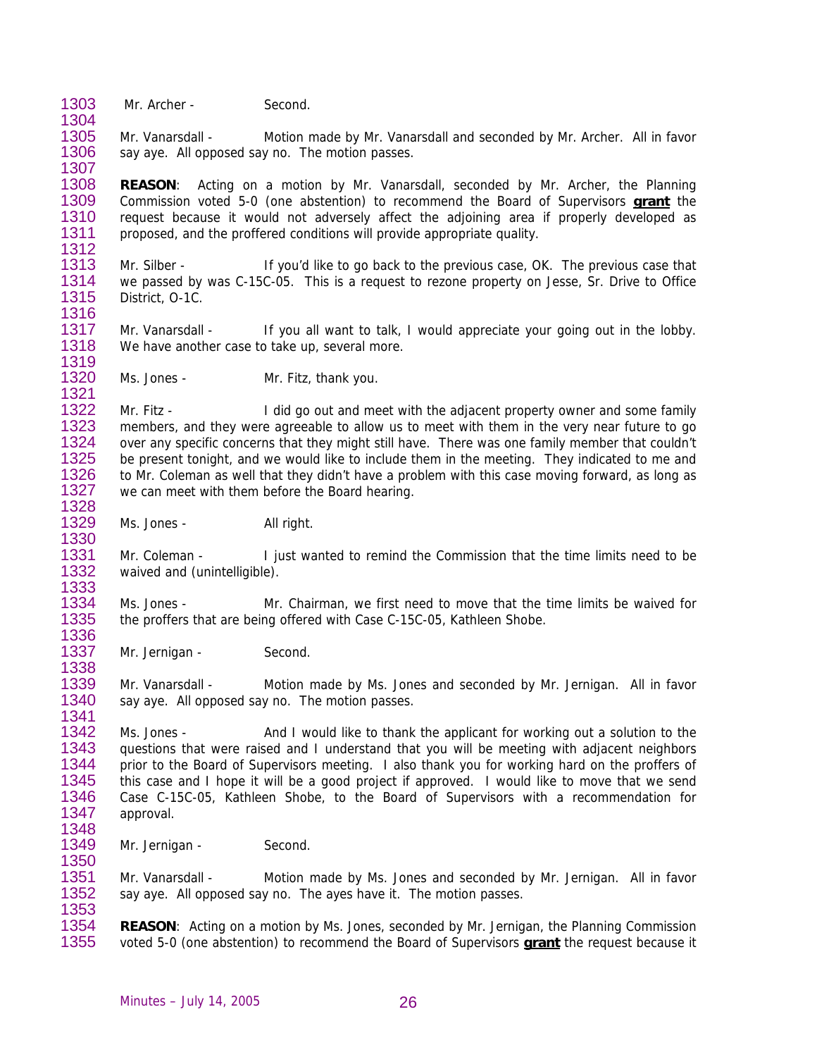Mr. Archer - Second.

Mr. Vanarsdall - Motion made by Mr. Vanarsdall and seconded by Mr. Archer. All in favor say aye. All opposed say no. The motion passes.

**REASON**: Acting on a motion by Mr. Vanarsdall, seconded by Mr. Archer, the Planning Commission voted 5-0 (one abstention) to recommend the Board of Supervisors **grant** the request because it would not adversely affect the adjoining area if properly developed as proposed, and the proffered conditions will provide appropriate quality.

Mr. Silber - If you'd like to go back to the previous case, OK. The previous case that we passed by was C-15C-05. This is a request to rezone property on Jesse, Sr. Drive to Office District, O-1C.

Mr. Vanarsdall - If you all want to talk, I would appreciate your going out in the lobby. We have another case to take up, several more.

Ms. Jones - Mr. Fitz, thank you.

Mr. Fitz - I did go out and meet with the adjacent property owner and some family members, and they were agreeable to allow us to meet with them in the very near future to go over any specific concerns that they might still have. There was one family member that couldn't be present tonight, and we would like to include them in the meeting. They indicated to me and to Mr. Coleman as well that they didn't have a problem with this case moving forward, as long as we can meet with them before the Board hearing.

Ms. Jones - All right.

Mr. Coleman - I just wanted to remind the Commission that the time limits need to be waived and (unintelligible).

Ms. Jones - Mr. Chairman, we first need to move that the time limits be waived for the proffers that are being offered with Case C-15C-05, Kathleen Shobe.

Mr. Jernigan - Second.

Mr. Vanarsdall - Motion made by Ms. Jones and seconded by Mr. Jernigan. All in favor say aye. All opposed say no. The motion passes.

Ms. Jones - And I would like to thank the applicant for working out a solution to the questions that were raised and I understand that you will be meeting with adjacent neighbors prior to the Board of Supervisors meeting. I also thank you for working hard on the proffers of this case and I hope it will be a good project if approved. I would like to move that we send Case C-15C-05, Kathleen Shobe, to the Board of Supervisors with a recommendation for approval.

Mr. Jernigan - Second.

Mr. Vanarsdall - Motion made by Ms. Jones and seconded by Mr. Jernigan. All in favor say aye. All opposed say no. The ayes have it. The motion passes.

**REASON**: Acting on a motion by Ms. Jones, seconded by Mr. Jernigan, the Planning Commission voted 5-0 (one abstention) to recommend the Board of Supervisors **grant** the request because it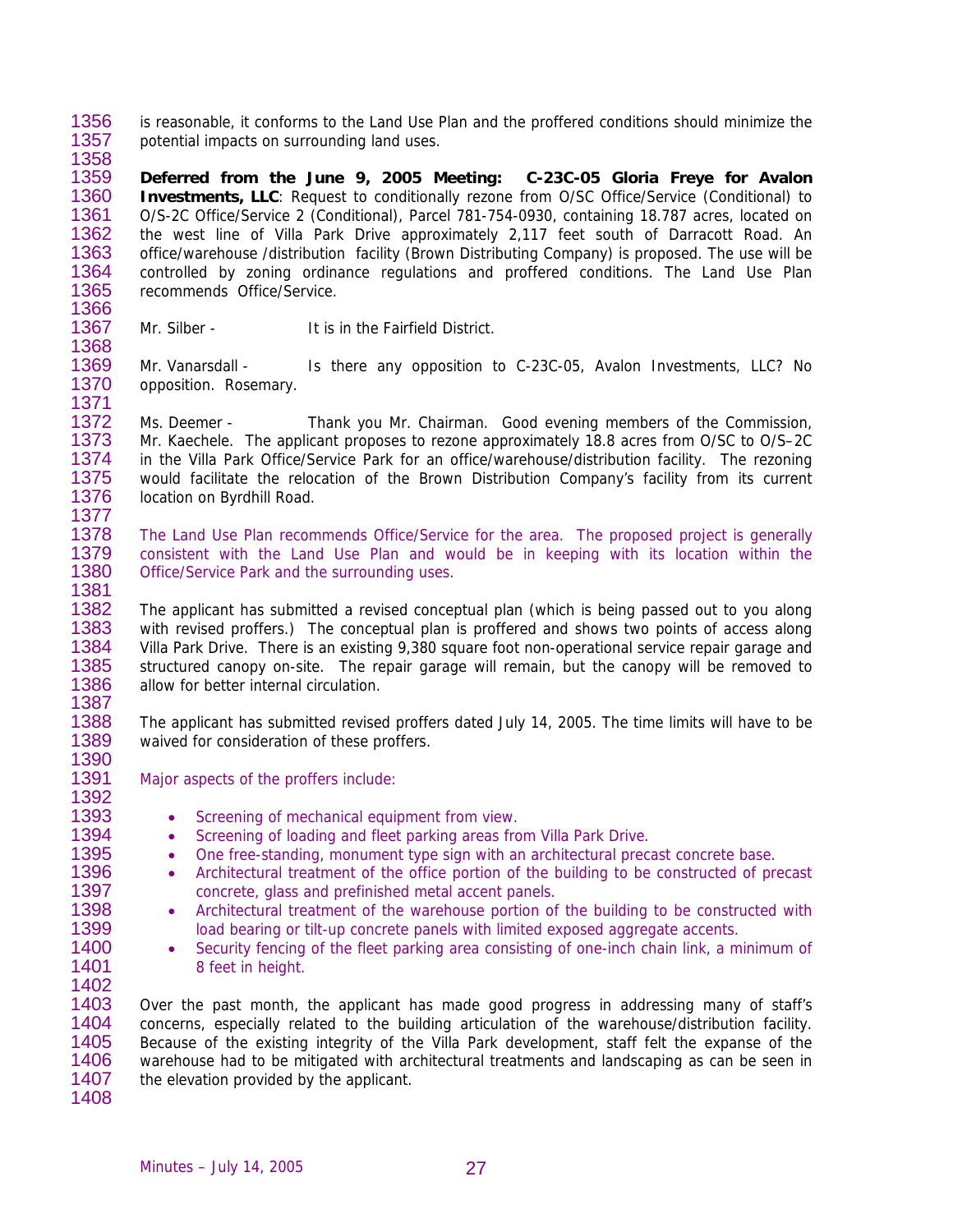is reasonable, it conforms to the Land Use Plan and the proffered conditions should minimize the potential impacts on surrounding land uses.

**Deferred from the June 9, 2005 Meeting: C-23C-05 Gloria Freye for Avalon Investments, LLC**: Request to conditionally rezone from O/SC Office/Service (Conditional) to O/S-2C Office/Service 2 (Conditional), Parcel 781-754-0930, containing 18.787 acres, located on the west line of Villa Park Drive approximately 2,117 feet south of Darracott Road. An office/warehouse /distribution facility (Brown Distributing Company) is proposed. The use will be controlled by zoning ordinance regulations and proffered conditions. The Land Use Plan recommends Office/Service.

Mr. Silber - It is in the Fairfield District.

Mr. Vanarsdall - Is there any opposition to C-23C-05, Avalon Investments, LLC? No opposition. Rosemary.

Ms. Deemer - Thank you Mr. Chairman. Good evening members of the Commission, Mr. Kaechele. The applicant proposes to rezone approximately 18.8 acres from O/SC to O/S–2C in the Villa Park Office/Service Park for an office/warehouse/distribution facility. The rezoning would facilitate the relocation of the Brown Distribution Company's facility from its current location on Byrdhill Road.

The Land Use Plan recommends Office/Service for the area. The proposed project is generally consistent with the Land Use Plan and would be in keeping with its location within the Office/Service Park and the surrounding uses.

The applicant has submitted a revised conceptual plan (which is being passed out to you along with revised proffers.) The conceptual plan is proffered and shows two points of access along Villa Park Drive. There is an existing 9,380 square foot non-operational service repair garage and structured canopy on-site. The repair garage will remain, but the canopy will be removed to allow for better internal circulation.

The applicant has submitted revised proffers dated July 14, 2005. The time limits will have to be waived for consideration of these proffers.

Major aspects of the proffers include:

- Screening of mechanical equipment from view.
- Screening of loading and fleet parking areas from Villa Park Drive.
- One free-standing, monument type sign with an architectural precast concrete base.
- Architectural treatment of the office portion of the building to be constructed of precast concrete, glass and prefinished metal accent panels.
- Architectural treatment of the warehouse portion of the building to be constructed with load bearing or tilt-up concrete panels with limited exposed aggregate accents.
- Security fencing of the fleet parking area consisting of one-inch chain link, a minimum of 8 feet in height.

Over the past month, the applicant has made good progress in addressing many of staff's concerns, especially related to the building articulation of the warehouse/distribution facility. Because of the existing integrity of the Villa Park development, staff felt the expanse of the warehouse had to be mitigated with architectural treatments and landscaping as can be seen in the elevation provided by the applicant.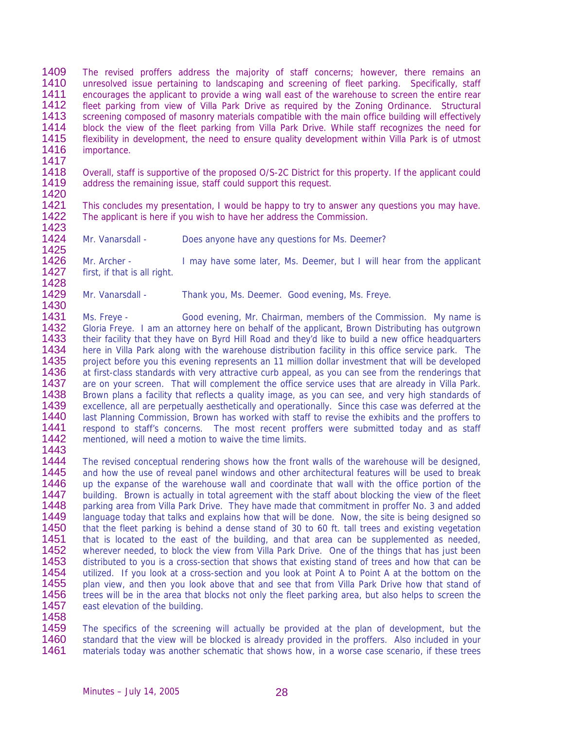The revised proffers address the majority of staff concerns; however, there remains an unresolved issue pertaining to landscaping and screening of fleet parking. Specifically, staff encourages the applicant to provide a wing wall east of the warehouse to screen the entire rear fleet parking from view of Villa Park Drive as required by the Zoning Ordinance. Structural screening composed of masonry materials compatible with the main office building will effectively block the view of the fleet parking from Villa Park Drive. While staff recognizes the need for flexibility in development, the need to ensure quality development within Villa Park is of utmost importance.

Overall, staff is supportive of the proposed O/S-2C District for this property. If the applicant could address the remaining issue, staff could support this request.

This concludes my presentation, I would be happy to try to answer any questions you may have. The applicant is here if you wish to have her address the Commission.

Mr. Vanarsdall - Does anyone have any questions for Ms. Deemer?

Mr. Archer - I may have some later, Ms. Deemer, but I will hear from the applicant first, if that is all right.

Mr. Vanarsdall - Thank you, Ms. Deemer. Good evening, Ms. Freye.

Ms. Freye - Good evening, Mr. Chairman, members of the Commission. My name is Gloria Freye. I am an attorney here on behalf of the applicant, Brown Distributing has outgrown their facility that they have on Byrd Hill Road and they'd like to build a new office headquarters here in Villa Park along with the warehouse distribution facility in this office service park. The project before you this evening represents an 11 million dollar investment that will be developed at first-class standards with very attractive curb appeal, as you can see from the renderings that are on your screen. That will complement the office service uses that are already in Villa Park. Brown plans a facility that reflects a quality image, as you can see, and very high standards of excellence, all are perpetually aesthetically and operationally. Since this case was deferred at the last Planning Commission, Brown has worked with staff to revise the exhibits and the proffers to respond to staff's concerns. The most recent proffers were submitted today and as staff mentioned, will need a motion to waive the time limits.

The revised conceptual rendering shows how the front walls of the warehouse will be designed, and how the use of reveal panel windows and other architectural features will be used to break up the expanse of the warehouse wall and coordinate that wall with the office portion of the building. Brown is actually in total agreement with the staff about blocking the view of the fleet parking area from Villa Park Drive. They have made that commitment in proffer No. 3 and added language today that talks and explains how that will be done. Now, the site is being designed so that the fleet parking is behind a dense stand of 30 to 60 ft. tall trees and existing vegetation that is located to the east of the building, and that area can be supplemented as needed, wherever needed, to block the view from Villa Park Drive. One of the things that has just been distributed to you is a cross-section that shows that existing stand of trees and how that can be utilized. If you look at a cross-section and you look at Point A to Point A at the bottom on the plan view, and then you look above that and see that from Villa Park Drive how that stand of trees will be in the area that blocks not only the fleet parking area, but also helps to screen the east elevation of the building.

The specifics of the screening will actually be provided at the plan of development, but the standard that the view will be blocked is already provided in the proffers. Also included in your materials today was another schematic that shows how, in a worse case scenario, if these trees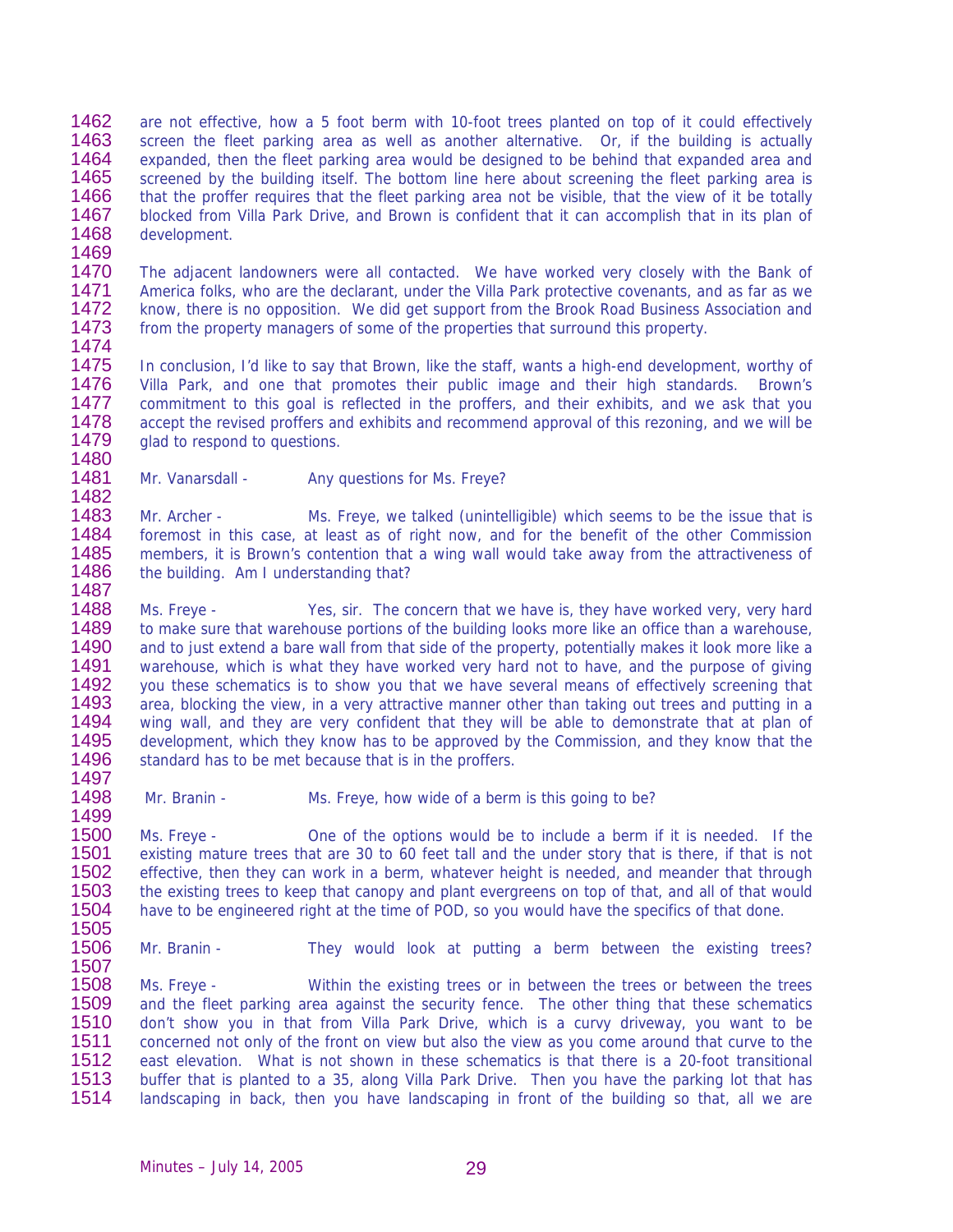are not effective, how a 5 foot berm with 10-foot trees planted on top of it could effectively screen the fleet parking area as well as another alternative. Or, if the building is actually expanded, then the fleet parking area would be designed to be behind that expanded area and screened by the building itself. The bottom line here about screening the fleet parking area is that the proffer requires that the fleet parking area not be visible, that the view of it be totally blocked from Villa Park Drive, and Brown is confident that it can accomplish that in its plan of development.

The adjacent landowners were all contacted. We have worked very closely with the Bank of America folks, who are the declarant, under the Villa Park protective covenants, and as far as we know, there is no opposition. We did get support from the Brook Road Business Association and from the property managers of some of the properties that surround this property.

In conclusion, I'd like to say that Brown, like the staff, wants a high-end development, worthy of Villa Park, and one that promotes their public image and their high standards. Brown's commitment to this goal is reflected in the proffers, and their exhibits, and we ask that you accept the revised proffers and exhibits and recommend approval of this rezoning, and we will be glad to respond to questions.

Mr. Vanarsdall - Any questions for Ms. Freye?

Mr. Archer - Ms. Freye, we talked (unintelligible) which seems to be the issue that is foremost in this case, at least as of right now, and for the benefit of the other Commission members, it is Brown's contention that a wing wall would take away from the attractiveness of the building. Am I understanding that?

Ms. Freye - Yes, sir. The concern that we have is, they have worked very, very hard to make sure that warehouse portions of the building looks more like an office than a warehouse, and to just extend a bare wall from that side of the property, potentially makes it look more like a warehouse, which is what they have worked very hard not to have, and the purpose of giving you these schematics is to show you that we have several means of effectively screening that area, blocking the view, in a very attractive manner other than taking out trees and putting in a wing wall, and they are very confident that they will be able to demonstrate that at plan of development, which they know has to be approved by the Commission, and they know that the standard has to be met because that is in the proffers.

Mr. Branin - Ms. Freye, how wide of a berm is this going to be?

Ms. Freye - One of the options would be to include a berm if it is needed. If the existing mature trees that are 30 to 60 feet tall and the under story that is there, if that is not effective, then they can work in a berm, whatever height is needed, and meander that through the existing trees to keep that canopy and plant evergreens on top of that, and all of that would have to be engineered right at the time of POD, so you would have the specifics of that done.

Mr. Branin - They would look at putting a berm between the existing trees?

Ms. Freye - Within the existing trees or in between the trees or between the trees and the fleet parking area against the security fence. The other thing that these schematics don't show you in that from Villa Park Drive, which is a curvy driveway, you want to be concerned not only of the front on view but also the view as you come around that curve to the east elevation. What is not shown in these schematics is that there is a 20-foot transitional buffer that is planted to a 35, along Villa Park Drive. Then you have the parking lot that has landscaping in back, then you have landscaping in front of the building so that, all we are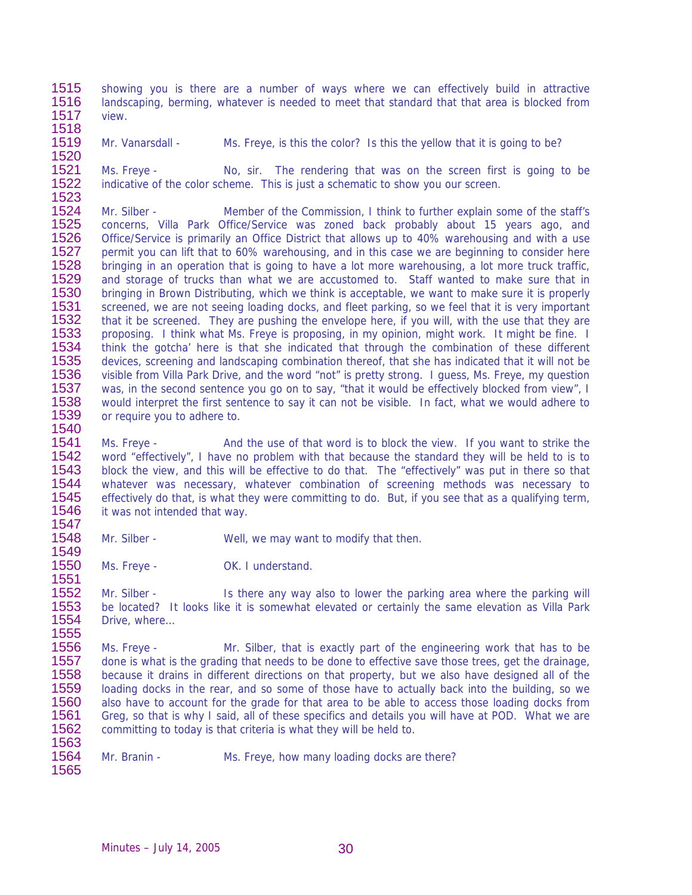showing you is there are a number of ways where we can effectively build in attractive landscaping, berming, whatever is needed to meet that standard that that area is blocked from view.

Mr. Vanarsdall - Ms. Freye, is this the color? Is this the yellow that it is going to be?

Ms. Freye - No, sir. The rendering that was on the screen first is going to be indicative of the color scheme. This is just a schematic to show you our screen.

Mr. Silber - Member of the Commission, I think to further explain some of the staff's concerns, Villa Park Office/Service was zoned back probably about 15 years ago, and Office/Service is primarily an Office District that allows up to 40% warehousing and with a use permit you can lift that to 60% warehousing, and in this case we are beginning to consider here bringing in an operation that is going to have a lot more warehousing, a lot more truck traffic, and storage of trucks than what we are accustomed to. Staff wanted to make sure that in bringing in Brown Distributing, which we think is acceptable, we want to make sure it is properly screened, we are not seeing loading docks, and fleet parking, so we feel that it is very important that it be screened. They are pushing the envelope here, if you will, with the use that they are proposing. I think what Ms. Freye is proposing, in my opinion, might work. It might be fine. I think the gotcha' here is that she indicated that through the combination of these different devices, screening and landscaping combination thereof, that she has indicated that it will not be visible from Villa Park Drive, and the word "not" is pretty strong. I guess, Ms. Freye, my question was, in the second sentence you go on to say, "that it would be effectively blocked from view", I would interpret the first sentence to say it can not be visible. In fact, what we would adhere to or require you to adhere to.

Ms. Freye - And the use of that word is to block the view. If you want to strike the word "effectively", I have no problem with that because the standard they will be held to is to block the view, and this will be effective to do that. The "effectively" was put in there so that whatever was necessary, whatever combination of screening methods was necessary to effectively do that, is what they were committing to do. But, if you see that as a qualifying term, it was not intended that way.

Mr. Silber - Well, we may want to modify that then.

Ms. Freye - OK. I understand.

Mr. Silber - Is there any way also to lower the parking area where the parking will be located? It looks like it is somewhat elevated or certainly the same elevation as Villa Park Drive, where…

Ms. Freye - Mr. Silber, that is exactly part of the engineering work that has to be done is what is the grading that needs to be done to effective save those trees, get the drainage, because it drains in different directions on that property, but we also have designed all of the loading docks in the rear, and so some of those have to actually back into the building, so we also have to account for the grade for that area to be able to access those loading docks from Greg, so that is why I said, all of these specifics and details you will have at POD. What we are committing to today is that criteria is what they will be held to.

Mr. Branin - Ms. Freye, how many loading docks are there?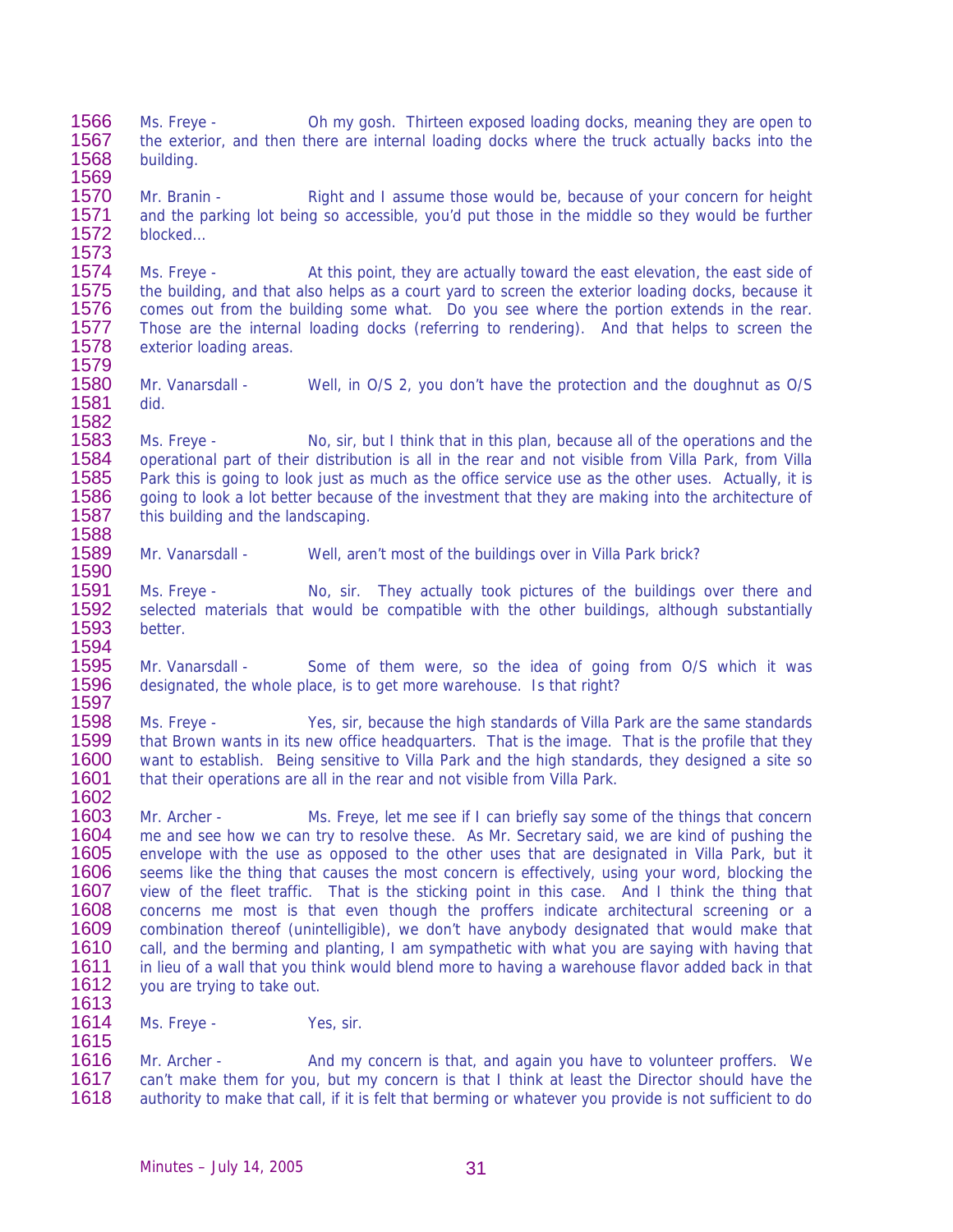1566 Ms. Freye - Oh my gosh. Thirteen exposed loading docks, meaning they are open to
1567 the exterior, and then there are internal loading docks where the truck actually backs into the
1568 building.
1569
1570 Mr. Branin - Right and I assume those would be, because of your concern for height
1571 and the parking lot being so accessible, you'd put those in the middle so they would be further
1572 blocked…
1573
1574 Ms. Freye - At this point, they are actually toward the east elevation, the east side of
1575 the building, and that also helps as a court yard to screen the exterior loading docks, because it
1576 comes out from the building some what. Do you see where the portion extends in the rear.
1577 Those are the internal loading docks (referring to rendering). And that helps to screen the
1578 exterior loading areas.
1579
1580 Mr. Vanarsdall - Well, in O/S 2, you don't have the protection and the doughnut as O/S
1581 did.
1582
1583 Ms. Freye - No, sir, but I think that in this plan, because all of the operations and the
1584 operational part of their distribution is all in the rear and not visible from Villa Park, from Villa
1585 Park this is going to look just as much as the office service use as the other uses. Actually, it is
1586 going to look a lot better because of the investment that they are making into the architecture of
1587 this building and the landscaping.
1588
1589 Mr. Vanarsdall - Well, aren't most of the buildings over in Villa Park brick?
1590
1591 Ms. Freye - No, sir. They actually took pictures of the buildings over there and
1592 selected materials that would be compatible with the other buildings, although substantially
1593 better.
1594
1595 Mr. Vanarsdall - Some of them were, so the idea of going from O/S which it was
1596 designated, the whole place, is to get more warehouse. Is that right?
1597
1598 Ms. Freye - Yes, sir, because the high standards of Villa Park are the same standards
1599 that Brown wants in its new office headquarters. That is the image. That is the profile that they
1600 want to establish. Being sensitive to Villa Park and the high standards, they designed a site so
1601 that their operations are all in the rear and not visible from Villa Park.
1602
1603 Mr. Archer - Ms. Freye, let me see if I can briefly say some of the things that concern
1604 me and see how we can try to resolve these. As Mr. Secretary said, we are kind of pushing the
1605 envelope with the use as opposed to the other uses that are designated in Villa Park, but it
1606 seems like the thing that causes the most concern is effectively, using your word, blocking the
1607 view of the fleet traffic. That is the sticking point in this case. And I think the thing that
1608 concerns me most is that even though the proffers indicate architectural screening or a
1609 combination thereof (unintelligible), we don't have anybody designated that would make that
1610 call, and the berming and planting, I am sympathetic with what you are saying with having that
1611 in lieu of a wall that you think would blend more to having a warehouse flavor added back in that
1612 you are trying to take out.
1613
1614 Ms. Freye - Yes, sir.
1615
1616 Mr. Archer - And my concern is that, and again you have to volunteer proffers. We
1617 can't make them for you, but my concern is that I think at least the Director should have the
1618 authority to make that call, if it is felt that berming or whatever you provide is not sufficient to do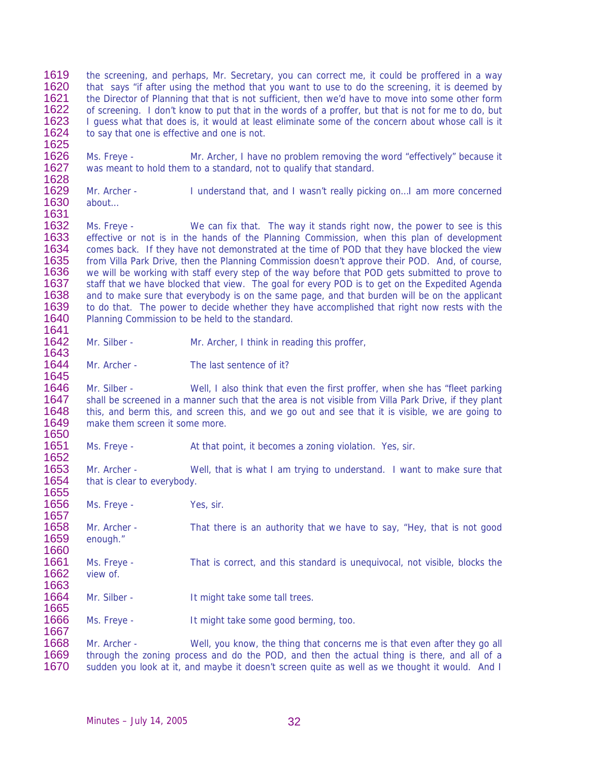the screening, and perhaps, Mr. Secretary, you can correct me, it could be proffered in a way that says "if after using the method that you want to use to do the screening, it is deemed by the Director of Planning that that is not sufficient, then we'd have to move into some other form of screening. I don't know to put that in the words of a proffer, but that is not for me to do, but I guess what that does is, it would at least eliminate some of the concern about whose call is it to say that one is effective and one is not.

Ms. Freye - Mr. Archer, I have no problem removing the word "effectively" because it was meant to hold them to a standard, not to qualify that standard.

Mr. Archer - I understand that, and I wasn't really picking on…I am more concerned about…

Ms. Freye - We can fix that. The way it stands right now, the power to see is this effective or not is in the hands of the Planning Commission, when this plan of development comes back. If they have not demonstrated at the time of POD that they have blocked the view from Villa Park Drive, then the Planning Commission doesn't approve their POD. And, of course, we will be working with staff every step of the way before that POD gets submitted to prove to staff that we have blocked that view. The goal for every POD is to get on the Expedited Agenda and to make sure that everybody is on the same page, and that burden will be on the applicant to do that. The power to decide whether they have accomplished that right now rests with the Planning Commission to be held to the standard.

Mr. Silber - Mr. Archer, I think in reading this proffer,

Mr. Archer - The last sentence of it?

Mr. Silber - Well, I also think that even the first proffer, when she has "fleet parking shall be screened in a manner such that the area is not visible from Villa Park Drive, if they plant this, and berm this, and screen this, and we go out and see that it is visible, we are going to make them screen it some more.

Ms. Freye - At that point, it becomes a zoning violation. Yes, sir.

Mr. Archer - Well, that is what I am trying to understand. I want to make sure that that is clear to everybody.

Ms. Freye - Yes, sir.

Mr. Archer - That there is an authority that we have to say, "Hey, that is not good enough."

Ms. Freye - That is correct, and this standard is unequivocal, not visible, blocks the view of.

Mr. Silber - It might take some tall trees.

Ms. Freye - It might take some good berming, too.

Mr. Archer - Well, you know, the thing that concerns me is that even after they go all through the zoning process and do the POD, and then the actual thing is there, and all of a sudden you look at it, and maybe it doesn't screen quite as well as we thought it would. And I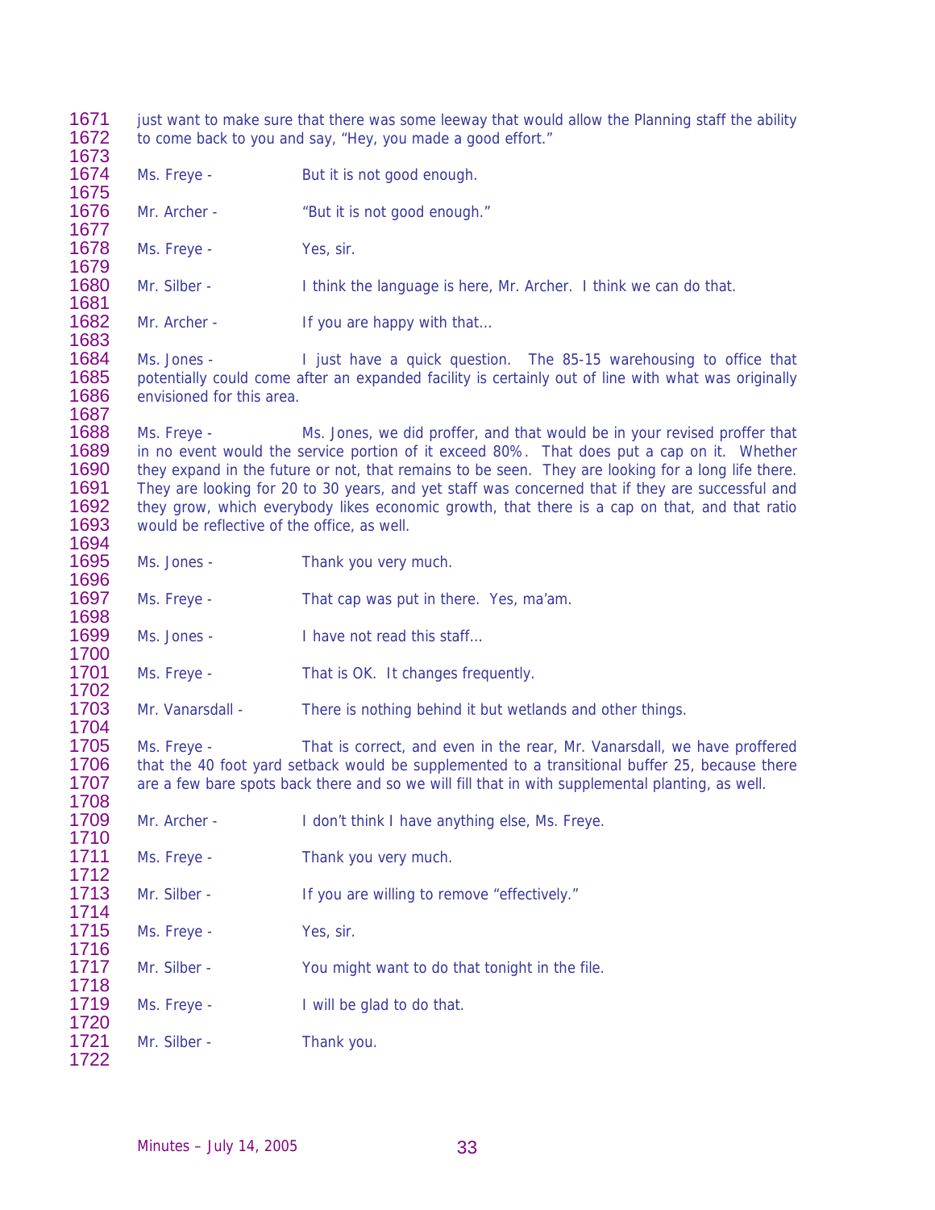just want to make sure that there was some leeway that would allow the Planning staff the ability to come back to you and say, "Hey, you made a good effort."

Ms. Freye - But it is not good enough.

Mr. Archer - "But it is not good enough."

Ms. Freye - Yes, sir.

Mr. Silber - I think the language is here, Mr. Archer. I think we can do that.

Mr. Archer - If you are happy with that…

Ms. Jones - I just have a quick question. The 85-15 warehousing to office that potentially could come after an expanded facility is certainly out of line with what was originally envisioned for this area.

Ms. Freye - Ms. Jones, we did proffer, and that would be in your revised proffer that in no event would the service portion of it exceed 80%. That does put a cap on it. Whether they expand in the future or not, that remains to be seen. They are looking for a long life there. They are looking for 20 to 30 years, and yet staff was concerned that if they are successful and they grow, which everybody likes economic growth, that there is a cap on that, and that ratio would be reflective of the office, as well.

Ms. Jones - Thank you very much.

Ms. Freye - That cap was put in there. Yes, ma'am.

Ms. Jones - I have not read this staff…

Ms. Freye - That is OK. It changes frequently.

Mr. Vanarsdall - There is nothing behind it but wetlands and other things.

Ms. Freye - That is correct, and even in the rear, Mr. Vanarsdall, we have proffered that the 40 foot yard setback would be supplemented to a transitional buffer 25, because there are a few bare spots back there and so we will fill that in with supplemental planting, as well.

Mr. Archer - I don't think I have anything else, Ms. Freye.

Ms. Freye - Thank you very much.

Mr. Silber - If you are willing to remove "effectively."

Ms. Freye - Yes, sir.

Mr. Silber - You might want to do that tonight in the file.

Ms. Freye - I will be glad to do that.

Mr. Silber - Thank you.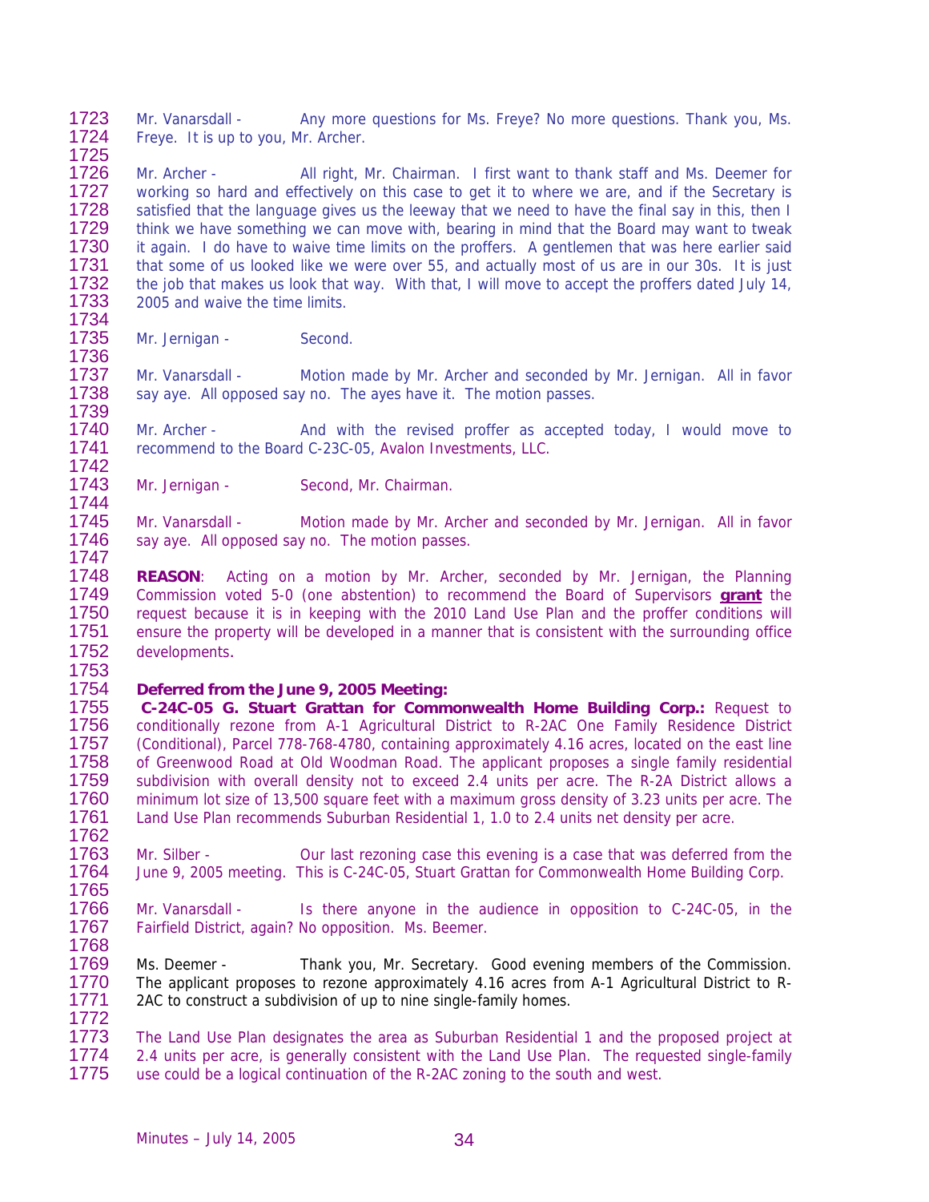Mr. Vanarsdall - Any more questions for Ms. Freye? No more questions. Thank you, Ms. Freye. It is up to you, Mr. Archer.

Mr. Archer - All right, Mr. Chairman. I first want to thank staff and Ms. Deemer for working so hard and effectively on this case to get it to where we are, and if the Secretary is satisfied that the language gives us the leeway that we need to have the final say in this, then I think we have something we can move with, bearing in mind that the Board may want to tweak it again. I do have to waive time limits on the proffers. A gentlemen that was here earlier said that some of us looked like we were over 55, and actually most of us are in our 30s. It is just the job that makes us look that way. With that, I will move to accept the proffers dated July 14, 2005 and waive the time limits.

Mr. Jernigan - Second.

Mr. Vanarsdall - Motion made by Mr. Archer and seconded by Mr. Jernigan. All in favor say aye. All opposed say no. The ayes have it. The motion passes.

Mr. Archer - And with the revised proffer as accepted today, I would move to recommend to the Board C-23C-05, Avalon Investments, LLC.

Mr. Jernigan - Second, Mr. Chairman.

Mr. Vanarsdall - Motion made by Mr. Archer and seconded by Mr. Jernigan. All in favor say aye. All opposed say no. The motion passes.

**REASON**: Acting on a motion by Mr. Archer, seconded by Mr. Jernigan, the Planning Commission voted 5-0 (one abstention) to recommend the Board of Supervisors **grant** the request because it is in keeping with the 2010 Land Use Plan and the proffer conditions will ensure the property will be developed in a manner that is consistent with the surrounding office developments.

**Deferred from the June 9, 2005 Meeting:**
**C-24C-05 G. Stuart Grattan for Commonwealth Home Building Corp.:** Request to conditionally rezone from A-1 Agricultural District to R-2AC One Family Residence District (Conditional), Parcel 778-768-4780, containing approximately 4.16 acres, located on the east line of Greenwood Road at Old Woodman Road. The applicant proposes a single family residential subdivision with overall density not to exceed 2.4 units per acre. The R-2A District allows a minimum lot size of 13,500 square feet with a maximum gross density of 3.23 units per acre. The Land Use Plan recommends Suburban Residential 1, 1.0 to 2.4 units net density per acre.

Mr. Silber - Our last rezoning case this evening is a case that was deferred from the June 9, 2005 meeting. This is C-24C-05, Stuart Grattan for Commonwealth Home Building Corp.

Mr. Vanarsdall - Is there anyone in the audience in opposition to C-24C-05, in the Fairfield District, again? No opposition. Ms. Beemer.

Ms. Deemer - Thank you, Mr. Secretary. Good evening members of the Commission. The applicant proposes to rezone approximately 4.16 acres from A-1 Agricultural District to R-2AC to construct a subdivision of up to nine single-family homes.

The Land Use Plan designates the area as Suburban Residential 1 and the proposed project at 2.4 units per acre, is generally consistent with the Land Use Plan. The requested single-family use could be a logical continuation of the R-2AC zoning to the south and west.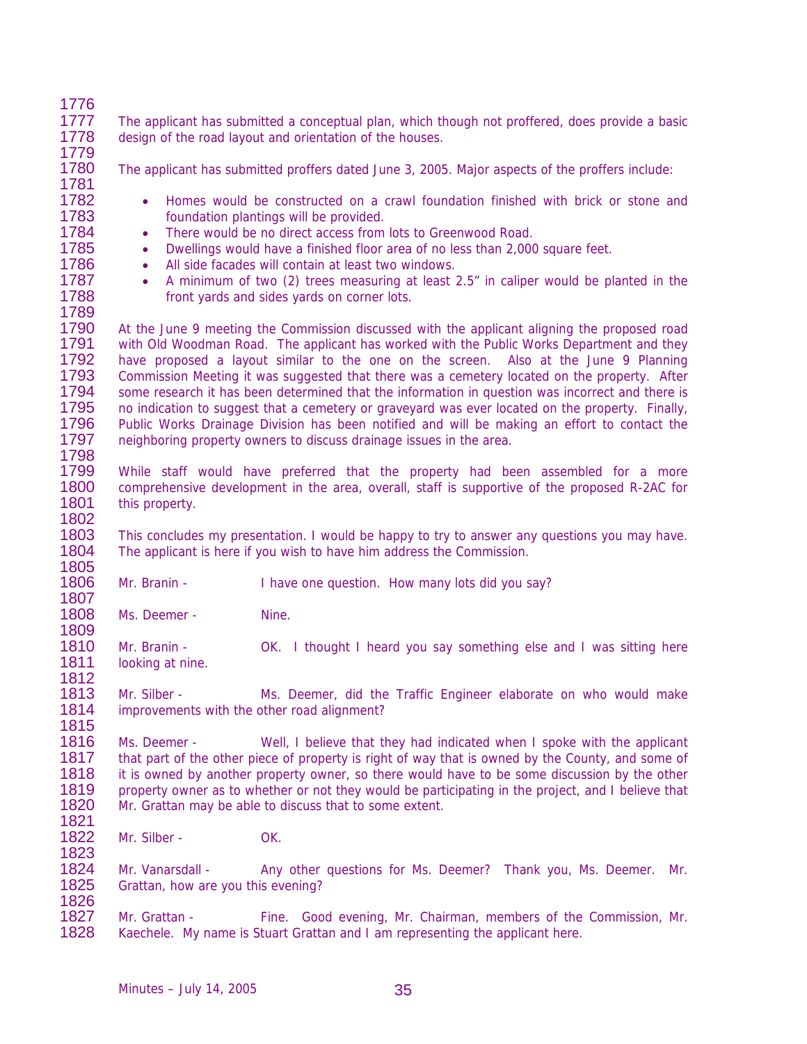The applicant has submitted a conceptual plan, which though not proffered, does provide a basic design of the road layout and orientation of the houses.

The applicant has submitted proffers dated June 3, 2005. Major aspects of the proffers include:

- Homes would be constructed on a crawl foundation finished with brick or stone and foundation plantings will be provided.
- There would be no direct access from lots to Greenwood Road.
- Dwellings would have a finished floor area of no less than 2,000 square feet.
- All side facades will contain at least two windows.
- A minimum of two (2) trees measuring at least 2.5" in caliper would be planted in the front yards and sides yards on corner lots.

At the June 9 meeting the Commission discussed with the applicant aligning the proposed road with Old Woodman Road. The applicant has worked with the Public Works Department and they have proposed a layout similar to the one on the screen. Also at the June 9 Planning Commission Meeting it was suggested that there was a cemetery located on the property. After some research it has been determined that the information in question was incorrect and there is no indication to suggest that a cemetery or graveyard was ever located on the property. Finally, Public Works Drainage Division has been notified and will be making an effort to contact the neighboring property owners to discuss drainage issues in the area.

While staff would have preferred that the property had been assembled for a more comprehensive development in the area, overall, staff is supportive of the proposed R-2AC for this property.

This concludes my presentation. I would be happy to try to answer any questions you may have. The applicant is here if you wish to have him address the Commission.

Mr. Branin - I have one question. How many lots did you say?

Ms. Deemer - Nine.

Mr. Branin - OK. I thought I heard you say something else and I was sitting here looking at nine.

Mr. Silber - Ms. Deemer, did the Traffic Engineer elaborate on who would make improvements with the other road alignment?

Ms. Deemer - Well, I believe that they had indicated when I spoke with the applicant that part of the other piece of property is right of way that is owned by the County, and some of it is owned by another property owner, so there would have to be some discussion by the other property owner as to whether or not they would be participating in the project, and I believe that Mr. Grattan may be able to discuss that to some extent.

Mr. Silber - OK.

Mr. Vanarsdall - Any other questions for Ms. Deemer? Thank you, Ms. Deemer. Mr. Grattan, how are you this evening?

Mr. Grattan - Fine. Good evening, Mr. Chairman, members of the Commission, Mr. Kaechele. My name is Stuart Grattan and I am representing the applicant here.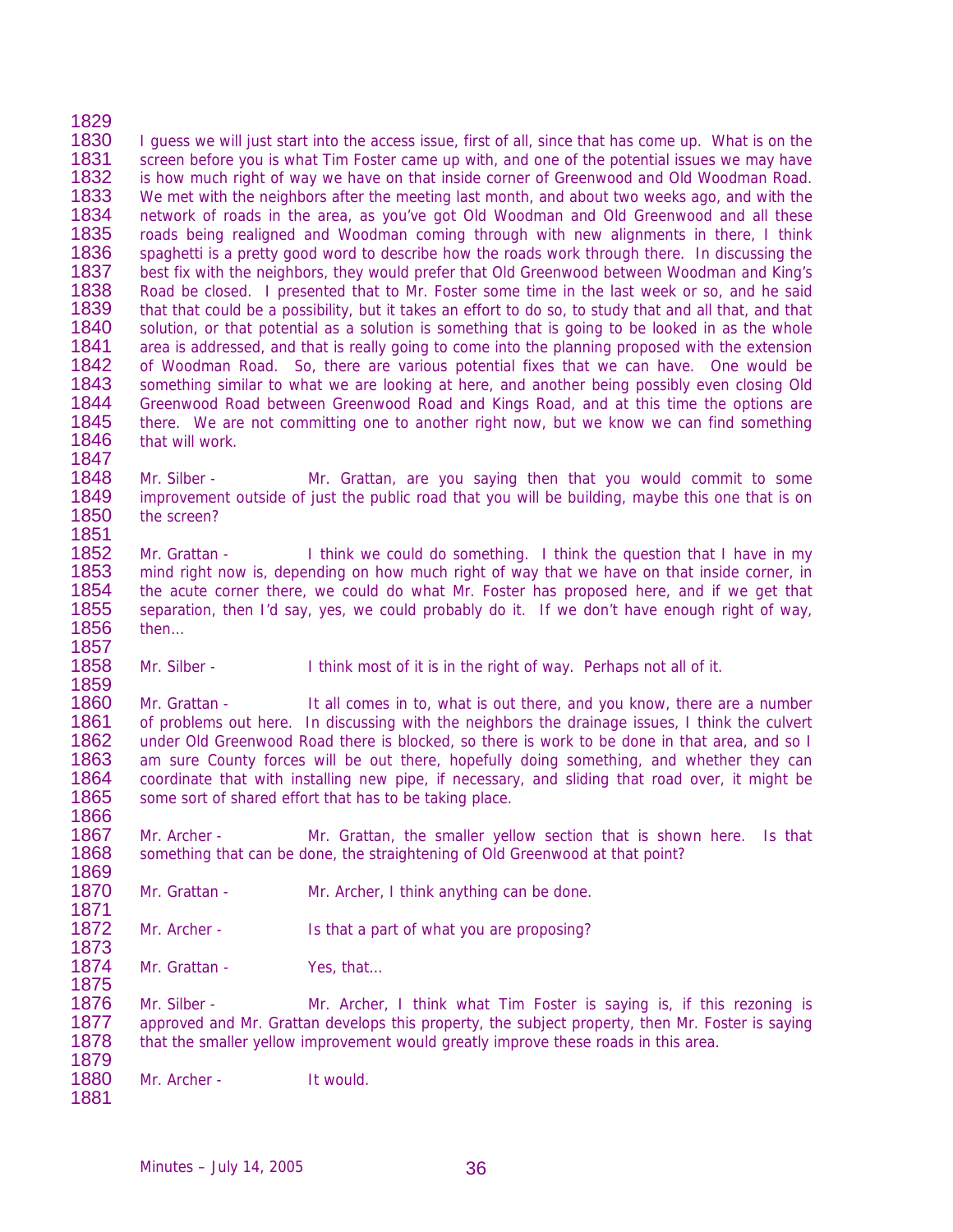I guess we will just start into the access issue, first of all, since that has come up. What is on the screen before you is what Tim Foster came up with, and one of the potential issues we may have is how much right of way we have on that inside corner of Greenwood and Old Woodman Road. We met with the neighbors after the meeting last month, and about two weeks ago, and with the network of roads in the area, as you've got Old Woodman and Old Greenwood and all these roads being realigned and Woodman coming through with new alignments in there, I think spaghetti is a pretty good word to describe how the roads work through there. In discussing the best fix with the neighbors, they would prefer that Old Greenwood between Woodman and King's Road be closed. I presented that to Mr. Foster some time in the last week or so, and he said that that could be a possibility, but it takes an effort to do so, to study that and all that, and that solution, or that potential as a solution is something that is going to be looked in as the whole area is addressed, and that is really going to come into the planning proposed with the extension of Woodman Road. So, there are various potential fixes that we can have. One would be something similar to what we are looking at here, and another being possibly even closing Old Greenwood Road between Greenwood Road and Kings Road, and at this time the options are there. We are not committing one to another right now, but we know we can find something that will work.

Mr. Silber - Mr. Grattan, are you saying then that you would commit to some improvement outside of just the public road that you will be building, maybe this one that is on the screen?

Mr. Grattan - I think we could do something. I think the question that I have in my mind right now is, depending on how much right of way that we have on that inside corner, in the acute corner there, we could do what Mr. Foster has proposed here, and if we get that separation, then I'd say, yes, we could probably do it. If we don't have enough right of way, then…

Mr. Silber - I think most of it is in the right of way. Perhaps not all of it.

Mr. Grattan - It all comes in to, what is out there, and you know, there are a number of problems out here. In discussing with the neighbors the drainage issues, I think the culvert under Old Greenwood Road there is blocked, so there is work to be done in that area, and so I am sure County forces will be out there, hopefully doing something, and whether they can coordinate that with installing new pipe, if necessary, and sliding that road over, it might be some sort of shared effort that has to be taking place.

Mr. Archer - Mr. Grattan, the smaller yellow section that is shown here. Is that something that can be done, the straightening of Old Greenwood at that point?

Mr. Grattan - Mr. Archer, I think anything can be done.

Mr. Archer - Is that a part of what you are proposing?

Mr. Grattan - Yes, that…

Mr. Silber - Mr. Archer, I think what Tim Foster is saying is, if this rezoning is approved and Mr. Grattan develops this property, the subject property, then Mr. Foster is saying that the smaller yellow improvement would greatly improve these roads in this area.

Mr. Archer - It would.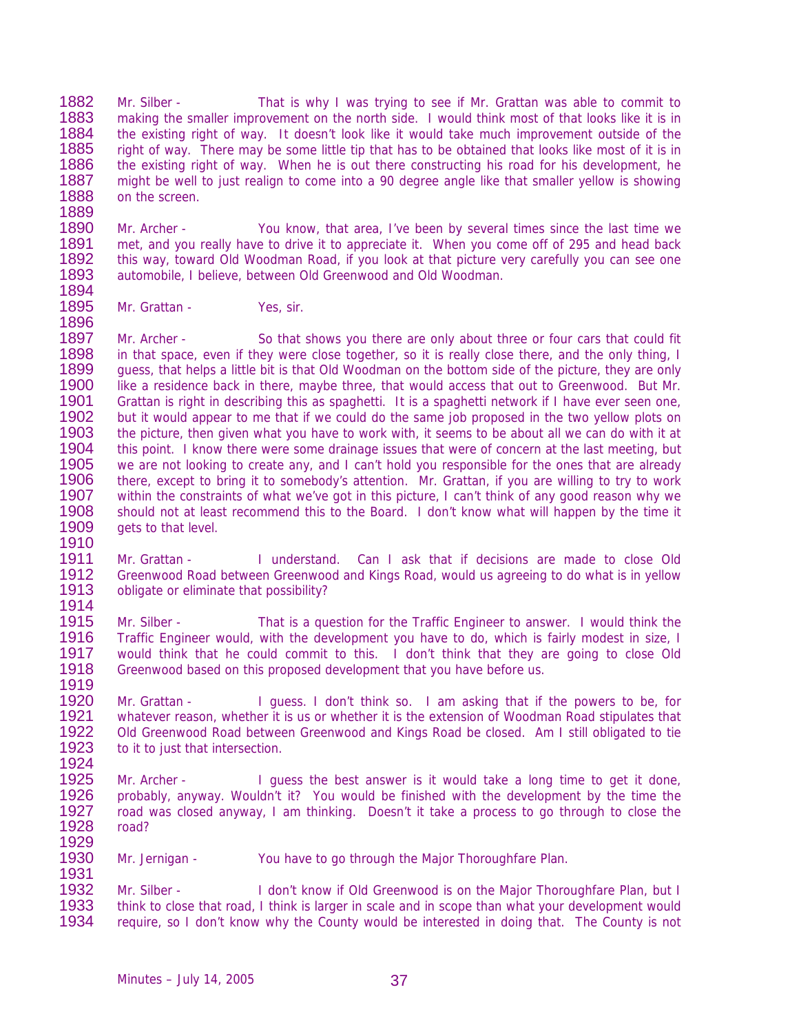Mr. Silber - That is why I was trying to see if Mr. Grattan was able to commit to making the smaller improvement on the north side. I would think most of that looks like it is in the existing right of way. It doesn't look like it would take much improvement outside of the right of way. There may be some little tip that has to be obtained that looks like most of it is in the existing right of way. When he is out there constructing his road for his development, he might be well to just realign to come into a 90 degree angle like that smaller yellow is showing on the screen.

Mr. Archer - You know, that area, I've been by several times since the last time we met, and you really have to drive it to appreciate it. When you come off of 295 and head back this way, toward Old Woodman Road, if you look at that picture very carefully you can see one automobile, I believe, between Old Greenwood and Old Woodman.

Mr. Grattan - Yes, sir.

Mr. Archer - So that shows you there are only about three or four cars that could fit in that space, even if they were close together, so it is really close there, and the only thing, I guess, that helps a little bit is that Old Woodman on the bottom side of the picture, they are only like a residence back in there, maybe three, that would access that out to Greenwood. But Mr. Grattan is right in describing this as spaghetti. It is a spaghetti network if I have ever seen one, but it would appear to me that if we could do the same job proposed in the two yellow plots on the picture, then given what you have to work with, it seems to be about all we can do with it at this point. I know there were some drainage issues that were of concern at the last meeting, but we are not looking to create any, and I can't hold you responsible for the ones that are already there, except to bring it to somebody's attention. Mr. Grattan, if you are willing to try to work within the constraints of what we've got in this picture, I can't think of any good reason why we should not at least recommend this to the Board. I don't know what will happen by the time it gets to that level.

Mr. Grattan - I understand. Can I ask that if decisions are made to close Old Greenwood Road between Greenwood and Kings Road, would us agreeing to do what is in yellow obligate or eliminate that possibility?

Mr. Silber - That is a question for the Traffic Engineer to answer. I would think the Traffic Engineer would, with the development you have to do, which is fairly modest in size, I would think that he could commit to this. I don't think that they are going to close Old Greenwood based on this proposed development that you have before us.

Mr. Grattan - I guess. I don't think so. I am asking that if the powers to be, for whatever reason, whether it is us or whether it is the extension of Woodman Road stipulates that Old Greenwood Road between Greenwood and Kings Road be closed. Am I still obligated to tie to it to just that intersection.

Mr. Archer - I guess the best answer is it would take a long time to get it done, probably, anyway. Wouldn't it? You would be finished with the development by the time the road was closed anyway, I am thinking. Doesn't it take a process to go through to close the road?

Mr. Jernigan - You have to go through the Major Thoroughfare Plan.

Mr. Silber - I don't know if Old Greenwood is on the Major Thoroughfare Plan, but I think to close that road, I think is larger in scale and in scope than what your development would require, so I don't know why the County would be interested in doing that. The County is not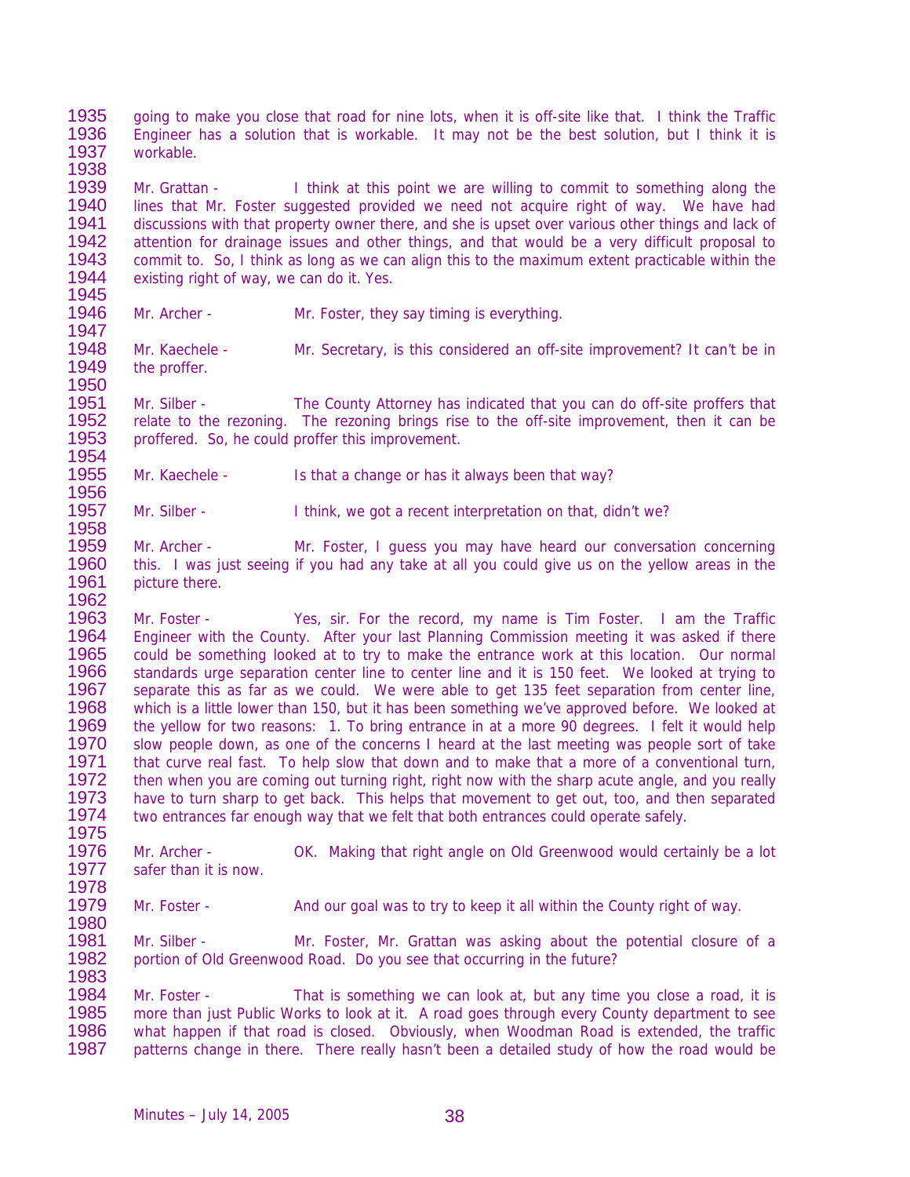going to make you close that road for nine lots, when it is off-site like that. I think the Traffic Engineer has a solution that is workable. It may not be the best solution, but I think it is workable.

Mr. Grattan - I think at this point we are willing to commit to something along the lines that Mr. Foster suggested provided we need not acquire right of way. We have had discussions with that property owner there, and she is upset over various other things and lack of attention for drainage issues and other things, and that would be a very difficult proposal to commit to. So, I think as long as we can align this to the maximum extent practicable within the existing right of way, we can do it. Yes.

Mr. Archer - Mr. Foster, they say timing is everything.

Mr. Kaechele - Mr. Secretary, is this considered an off-site improvement? It can't be in the proffer.

Mr. Silber - The County Attorney has indicated that you can do off-site proffers that relate to the rezoning. The rezoning brings rise to the off-site improvement, then it can be proffered. So, he could proffer this improvement.

Mr. Kaechele - Is that a change or has it always been that way?

Mr. Silber - I think, we got a recent interpretation on that, didn't we?

Mr. Archer - Mr. Foster, I guess you may have heard our conversation concerning this. I was just seeing if you had any take at all you could give us on the yellow areas in the picture there.

Mr. Foster - Yes, sir. For the record, my name is Tim Foster. I am the Traffic Engineer with the County. After your last Planning Commission meeting it was asked if there could be something looked at to try to make the entrance work at this location. Our normal standards urge separation center line to center line and it is 150 feet. We looked at trying to separate this as far as we could. We were able to get 135 feet separation from center line, which is a little lower than 150, but it has been something we've approved before. We looked at the yellow for two reasons: 1. To bring entrance in at a more 90 degrees. I felt it would help slow people down, as one of the concerns I heard at the last meeting was people sort of take that curve real fast. To help slow that down and to make that a more of a conventional turn, then when you are coming out turning right, right now with the sharp acute angle, and you really have to turn sharp to get back. This helps that movement to get out, too, and then separated two entrances far enough way that we felt that both entrances could operate safely.

Mr. Archer - OK. Making that right angle on Old Greenwood would certainly be a lot safer than it is now.

Mr. Foster - And our goal was to try to keep it all within the County right of way.

Mr. Silber - Mr. Foster, Mr. Grattan was asking about the potential closure of a portion of Old Greenwood Road. Do you see that occurring in the future?

Mr. Foster - That is something we can look at, but any time you close a road, it is more than just Public Works to look at it. A road goes through every County department to see what happen if that road is closed. Obviously, when Woodman Road is extended, the traffic patterns change in there. There really hasn't been a detailed study of how the road would be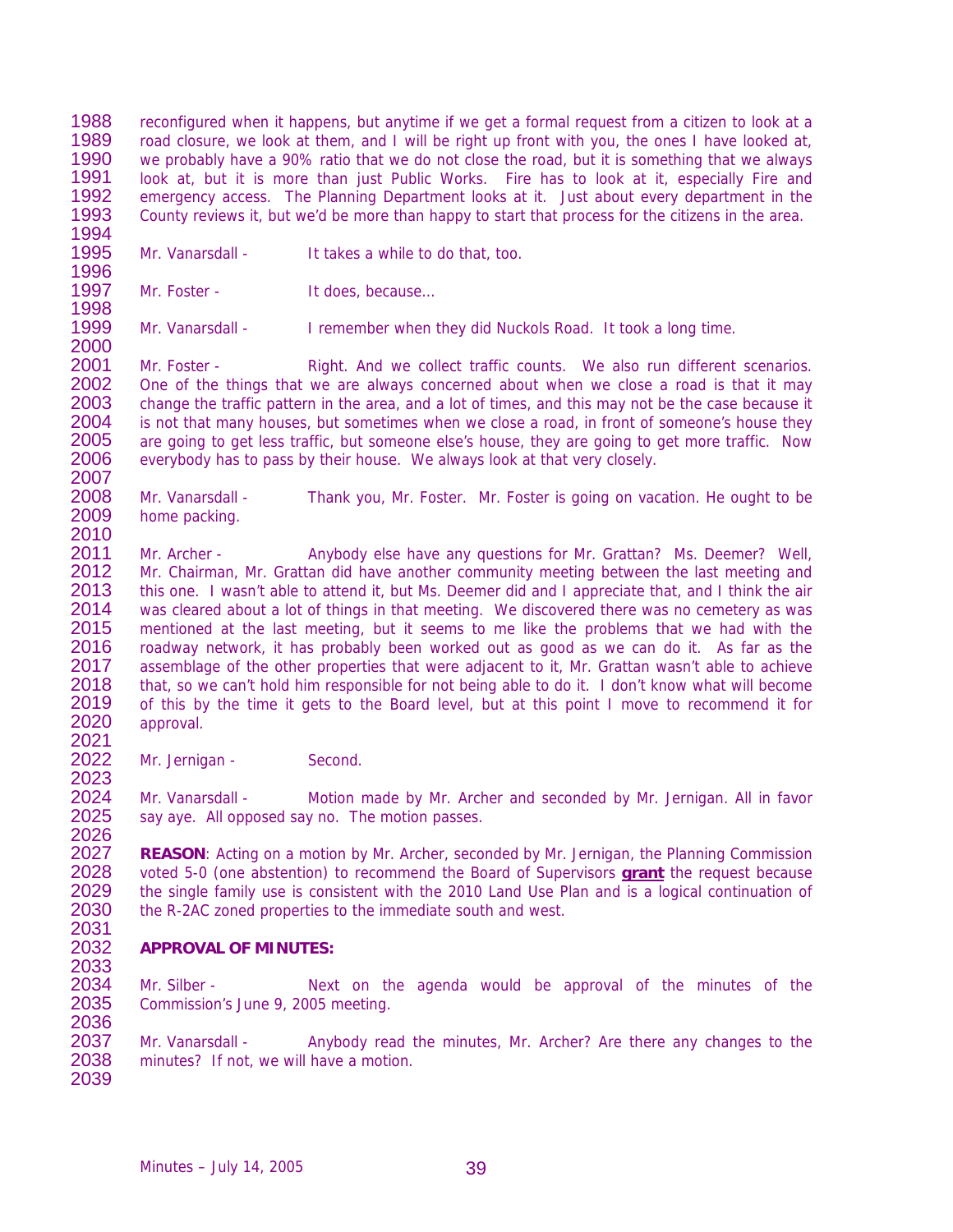reconfigured when it happens, but anytime if we get a formal request from a citizen to look at a road closure, we look at them, and I will be right up front with you, the ones I have looked at, we probably have a 90% ratio that we do not close the road, but it is something that we always look at, but it is more than just Public Works. Fire has to look at it, especially Fire and emergency access. The Planning Department looks at it. Just about every department in the County reviews it, but we'd be more than happy to start that process for the citizens in the area.

Mr. Vanarsdall - It takes a while to do that, too.

Mr. Foster - It does, because…

Mr. Vanarsdall - I remember when they did Nuckols Road. It took a long time.

Mr. Foster - Right. And we collect traffic counts. We also run different scenarios. One of the things that we are always concerned about when we close a road is that it may change the traffic pattern in the area, and a lot of times, and this may not be the case because it is not that many houses, but sometimes when we close a road, in front of someone's house they are going to get less traffic, but someone else's house, they are going to get more traffic. Now everybody has to pass by their house. We always look at that very closely.

Mr. Vanarsdall - Thank you, Mr. Foster. Mr. Foster is going on vacation. He ought to be home packing.

Mr. Archer - Anybody else have any questions for Mr. Grattan? Ms. Deemer? Well, Mr. Chairman, Mr. Grattan did have another community meeting between the last meeting and this one. I wasn't able to attend it, but Ms. Deemer did and I appreciate that, and I think the air was cleared about a lot of things in that meeting. We discovered there was no cemetery as was mentioned at the last meeting, but it seems to me like the problems that we had with the roadway network, it has probably been worked out as good as we can do it. As far as the assemblage of the other properties that were adjacent to it, Mr. Grattan wasn't able to achieve that, so we can't hold him responsible for not being able to do it. I don't know what will become of this by the time it gets to the Board level, but at this point I move to recommend it for approval.

Mr. Jernigan - Second.

Mr. Vanarsdall - Motion made by Mr. Archer and seconded by Mr. Jernigan. All in favor say aye. All opposed say no. The motion passes.

**REASON**: Acting on a motion by Mr. Archer, seconded by Mr. Jernigan, the Planning Commission voted 5-0 (one abstention) to recommend the Board of Supervisors **grant** the request because the single family use is consistent with the 2010 Land Use Plan and is a logical continuation of the R-2AC zoned properties to the immediate south and west.

**APPROVAL OF MINUTES:**

Mr. Silber - Next on the agenda would be approval of the minutes of the Commission's June 9, 2005 meeting.

Mr. Vanarsdall - Anybody read the minutes, Mr. Archer? Are there any changes to the minutes? If not, we will have a motion.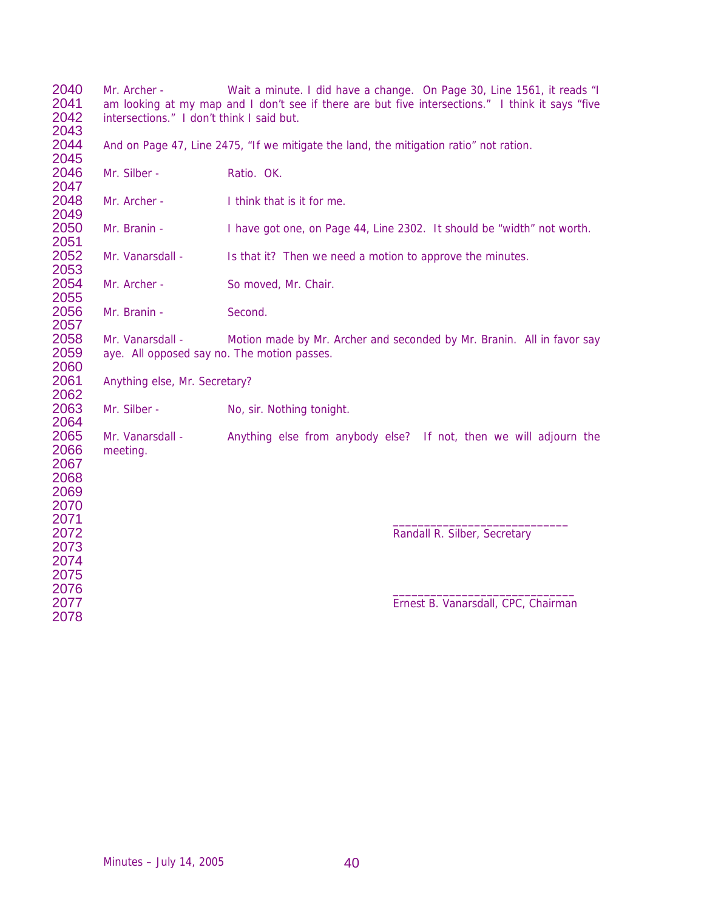2040 Mr. Archer - Wait a minute. I did have a change. On Page 30, Line 1561, it reads "I
2041 am looking at my map and I don't see if there are but five intersections." I think it says "five
2042 intersections." I don't think I said but.
2043
2044 And on Page 47, Line 2475, "If we mitigate the land, the mitigation ratio" not ration.
2045
2046 Mr. Silber - Ratio. OK.
2047
2048 Mr. Archer - I think that is it for me.
2049
2050 Mr. Branin - I have got one, on Page 44, Line 2302. It should be "width" not worth.
2051
2052 Mr. Vanarsdall - Is that it? Then we need a motion to approve the minutes.
2053
2054 Mr. Archer - So moved, Mr. Chair.
2055
2056 Mr. Branin - Second.
2057
2058 Mr. Vanarsdall - Motion made by Mr. Archer and seconded by Mr. Branin. All in favor say
2059 aye. All opposed say no. The motion passes.
2060
2061 Anything else, Mr. Secretary?
2062
2063 Mr. Silber - No, sir. Nothing tonight.
2064
2065 Mr. Vanarsdall - Anything else from anybody else? If not, then we will adjourn the
2066 meeting.
2067
2068
2069
2070
2071 ____________________________
2072 Randall R. Silber, Secretary
2073
2074
2075
2076 _____________________________
2077 Ernest B. Vanarsdall, CPC, Chairman
2078

Minutes – July 14, 2005